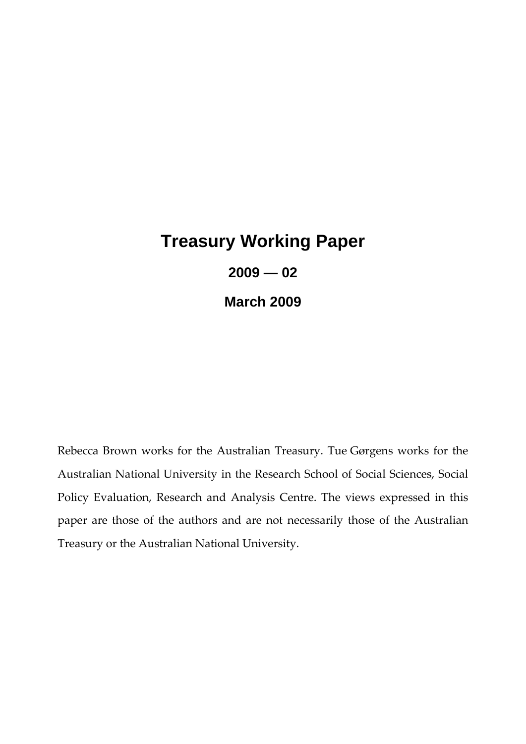# Treasury Working Paper

## 2009 — 02

## March 2009

Rebecca Brown works for the Australian Treasury. Tue Gørgens works for the Australian National University in the Research School of Social Sciences, Social Policy Evaluation, Research and Analysis Centre. The views expressed in this paper are those of the authors and are not necessarily those of the Australian Treasury or the Australian National University.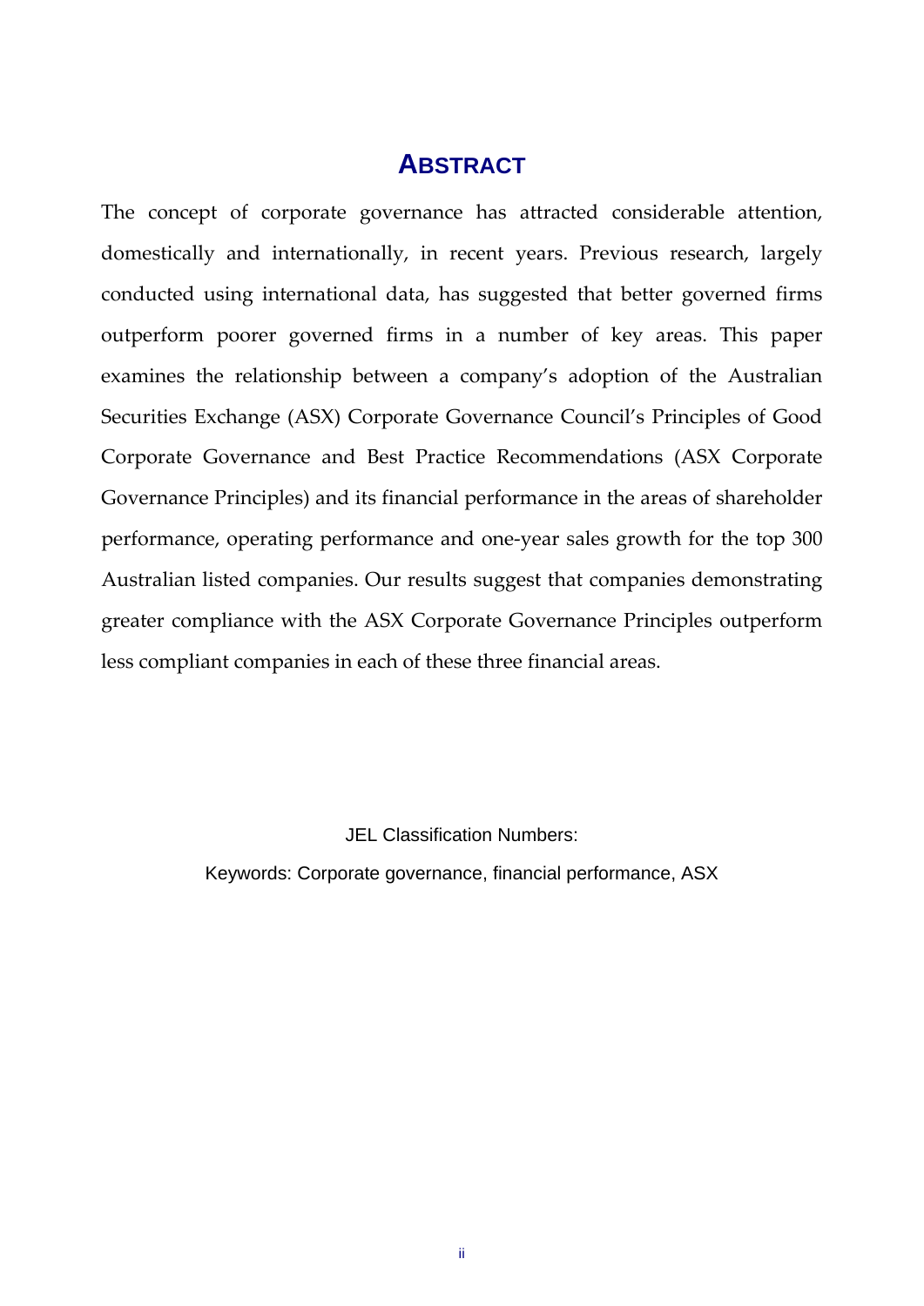# ABSTRACT

The concept of corporate governance has attracted considerable attention, domestically and internationally, in recent years. Previous research, largely conducted using international data, has suggested that better governed firms outperform poorer governed firms in a number of key areas. This paper examines the relationship between a company's adoption of the Australian Securities Exchange (ASX) Corporate Governance Council's Principles of Good Corporate Governance and Best Practice Recommendations (ASX Corporate Governance Principles) and its financial performance in the areas of shareholder performance, operating performance and one-year sales growth for the top 300 Australian listed companies. Our results suggest that companies demonstrating greater compliance with the ASX Corporate Governance Principles outperform less compliant companies in each of these three financial areas.

JEL Classification Numbers:

Keywords: Corporate governance, financial performance, ASX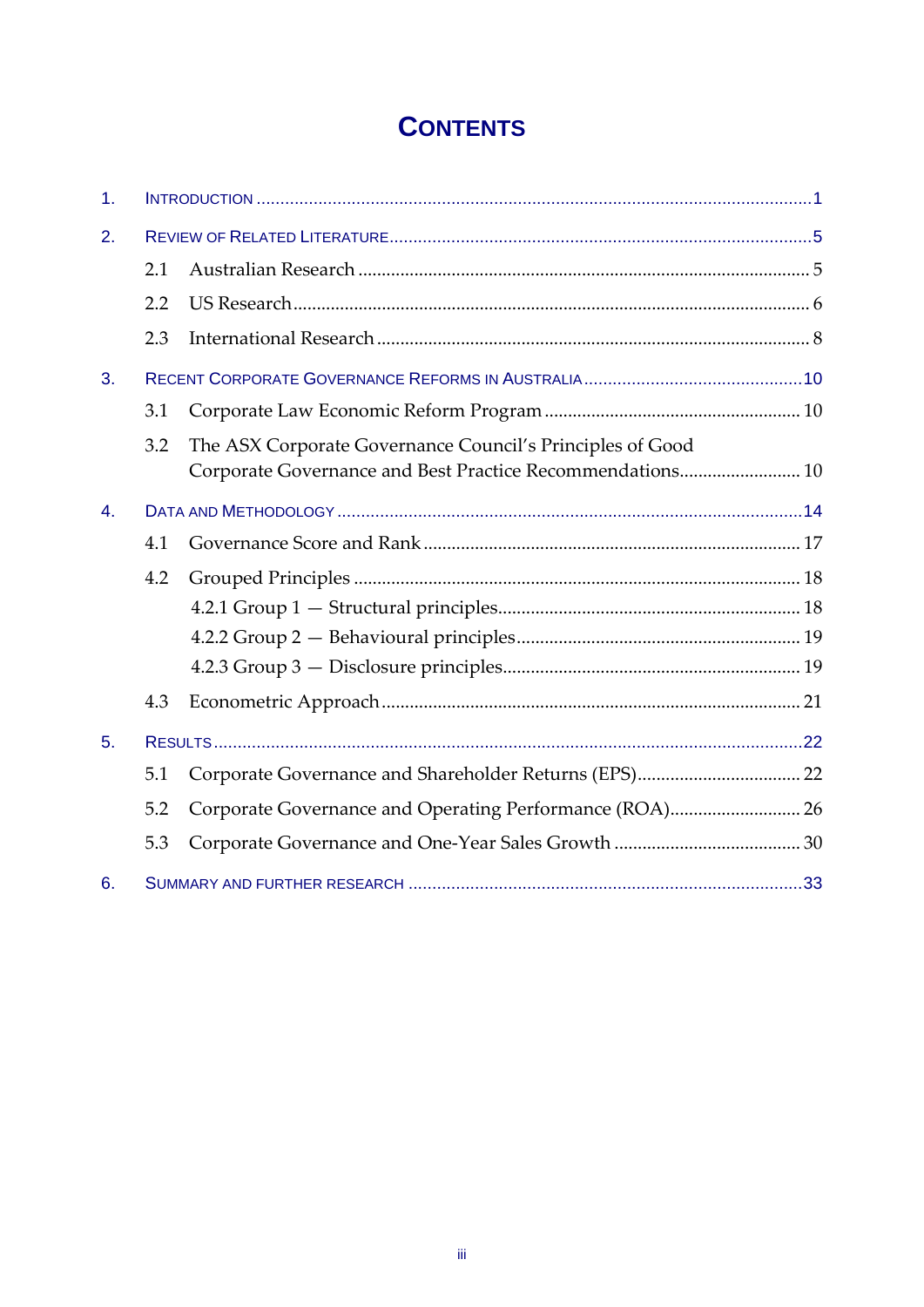# CONTENTS

1. INTRODUCTION .....................................................................................................................1

2. REVIEW OF RELATED LITERATURE.......................................................................................5

   2.1 Australian Research .......................................................................................... 5

   2.2 US Research........................................................................................................ 6

   2.3 International Research ...................................................................................... 8

3. RECENT CORPORATE GOVERNANCE REFORMS IN AUSTRALIA .............................................10

   3.1 Corporate Law Economic Reform Program ................................................... 10

   3.2 The ASX Corporate Governance Council's Principles of Good Corporate Governance and Best Practice Recommendations.......................... 10

4. DATA AND METHODOLOGY ...............................................................................................14

   4.1 Governance Score and Rank ............................................................................ 17

   4.2 Grouped Principles ........................................................................................... 18

      4.2.1 Group 1 — Structural principles.............................................................. 18

      4.2.2 Group 2 — Behavioural principles.......................................................... 19

      4.2.3 Group 3 — Disclosure principles............................................................. 19

   4.3 Econometric Approach...................................................................................... 21

5. RESULTS .........................................................................................................................22

   5.1 Corporate Governance and Shareholder Returns (EPS)................................. 22

   5.2 Corporate Governance and Operating Performance (ROA)........................... 26

   5.3 Corporate Governance and One-Year Sales Growth ....................................... 30

6. SUMMARY AND FURTHER RESEARCH .................................................................................33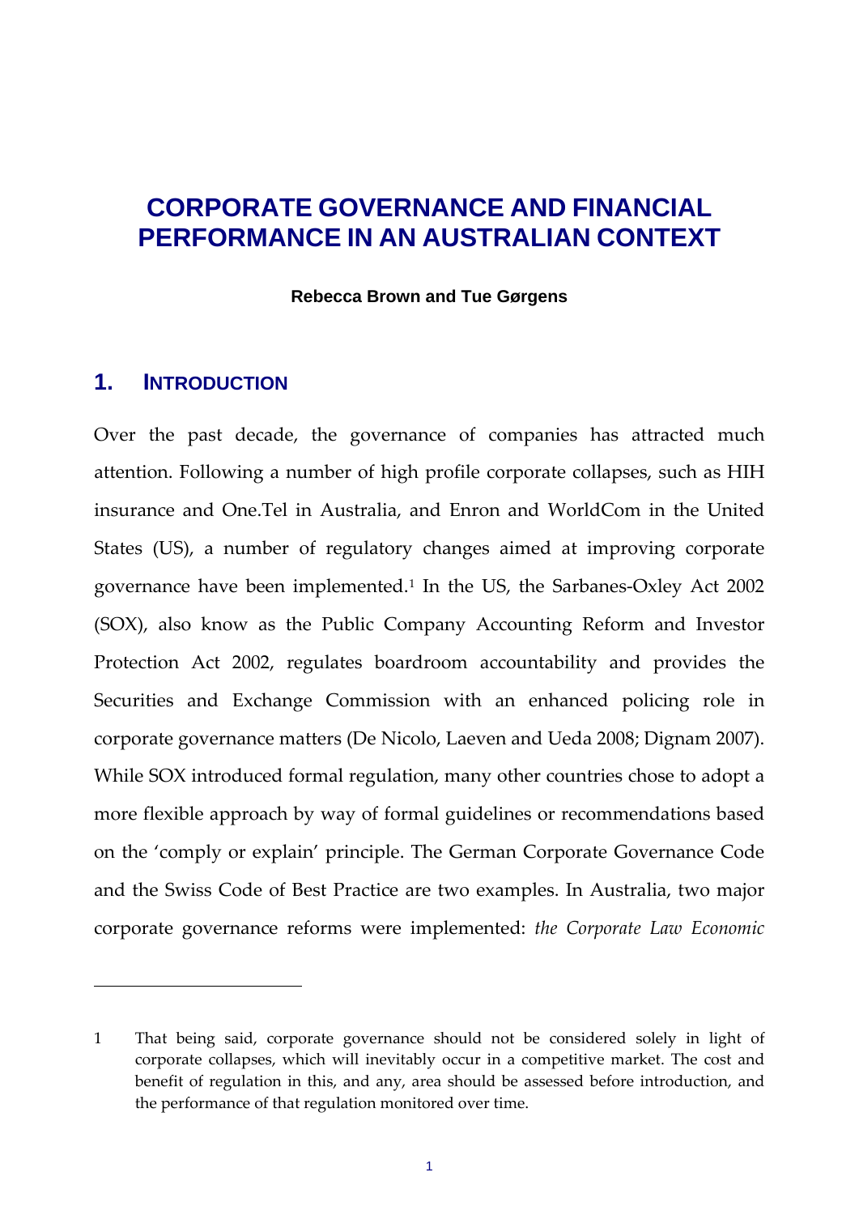# CORPORATE GOVERNANCE AND FINANCIAL PERFORMANCE IN AN AUSTRALIAN CONTEXT

**Rebecca Brown and Tue Gørgens**

## 1. INTRODUCTION

Over the past decade, the governance of companies has attracted much attention. Following a number of high profile corporate collapses, such as HIH insurance and One.Tel in Australia, and Enron and WorldCom in the United States (US), a number of regulatory changes aimed at improving corporate governance have been implemented.[1] In the US, the Sarbanes-Oxley Act 2002 (SOX), also know as the Public Company Accounting Reform and Investor Protection Act 2002, regulates boardroom accountability and provides the Securities and Exchange Commission with an enhanced policing role in corporate governance matters (De Nicolo, Laeven and Ueda 2008; Dignam 2007). While SOX introduced formal regulation, many other countries chose to adopt a more flexible approach by way of formal guidelines or recommendations based on the 'comply or explain' principle. The German Corporate Governance Code and the Swiss Code of Best Practice are two examples. In Australia, two major corporate governance reforms were implemented: *the Corporate Law Economic*

---

1 That being said, corporate governance should not be considered solely in light of corporate collapses, which will inevitably occur in a competitive market. The cost and benefit of regulation in this, and any, area should be assessed before introduction, and the performance of that regulation monitored over time.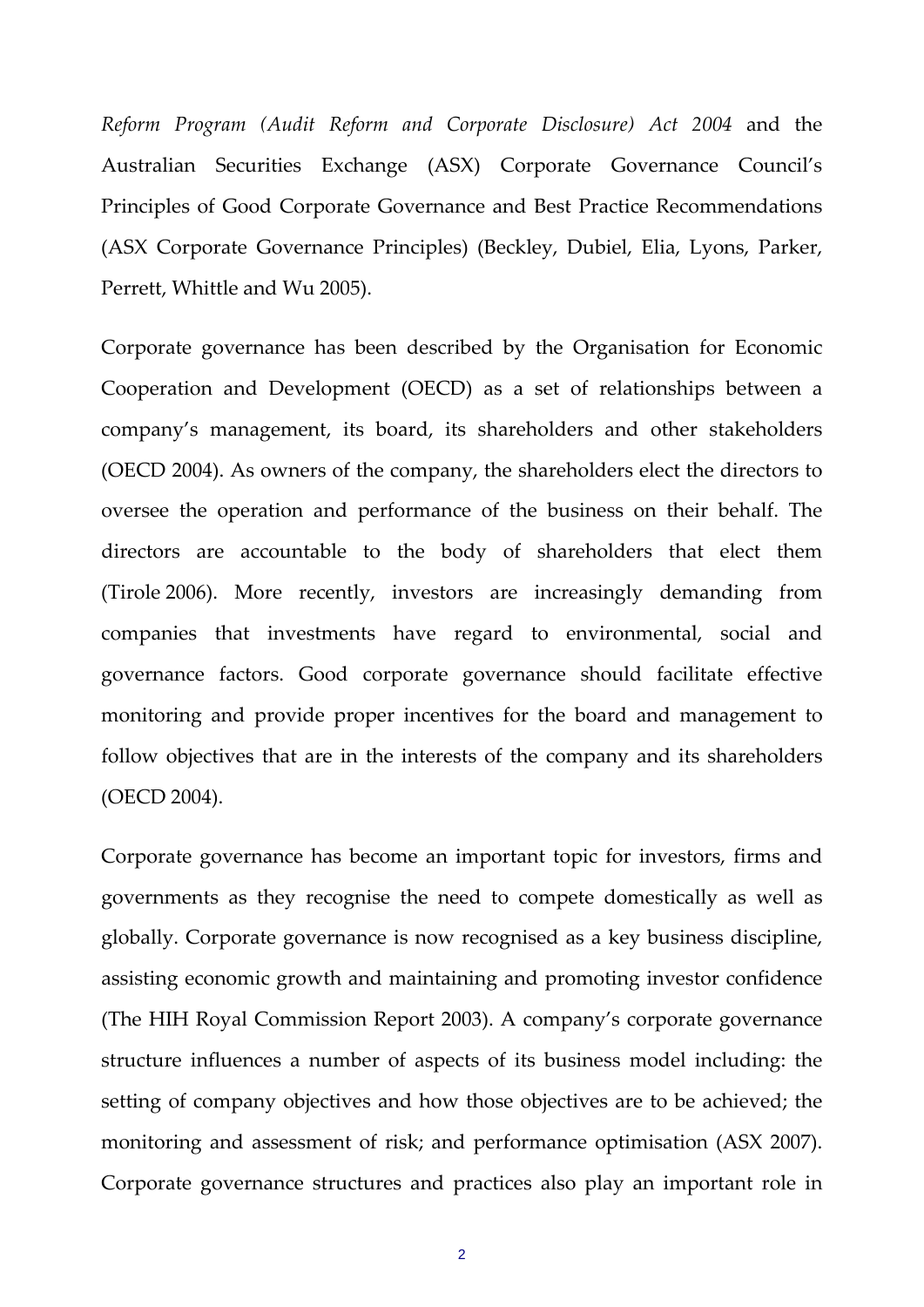*Reform Program (Audit Reform and Corporate Disclosure) Act 2004* and the Australian Securities Exchange (ASX) Corporate Governance Council's Principles of Good Corporate Governance and Best Practice Recommendations (ASX Corporate Governance Principles) (Beckley, Dubiel, Elia, Lyons, Parker, Perrett, Whittle and Wu 2005).

Corporate governance has been described by the Organisation for Economic Cooperation and Development (OECD) as a set of relationships between a company's management, its board, its shareholders and other stakeholders (OECD 2004). As owners of the company, the shareholders elect the directors to oversee the operation and performance of the business on their behalf. The directors are accountable to the body of shareholders that elect them (Tirole 2006). More recently, investors are increasingly demanding from companies that investments have regard to environmental, social and governance factors. Good corporate governance should facilitate effective monitoring and provide proper incentives for the board and management to follow objectives that are in the interests of the company and its shareholders (OECD 2004).

Corporate governance has become an important topic for investors, firms and governments as they recognise the need to compete domestically as well as globally. Corporate governance is now recognised as a key business discipline, assisting economic growth and maintaining and promoting investor confidence (The HIH Royal Commission Report 2003). A company's corporate governance structure influences a number of aspects of its business model including: the setting of company objectives and how those objectives are to be achieved; the monitoring and assessment of risk; and performance optimisation (ASX 2007). Corporate governance structures and practices also play an important role in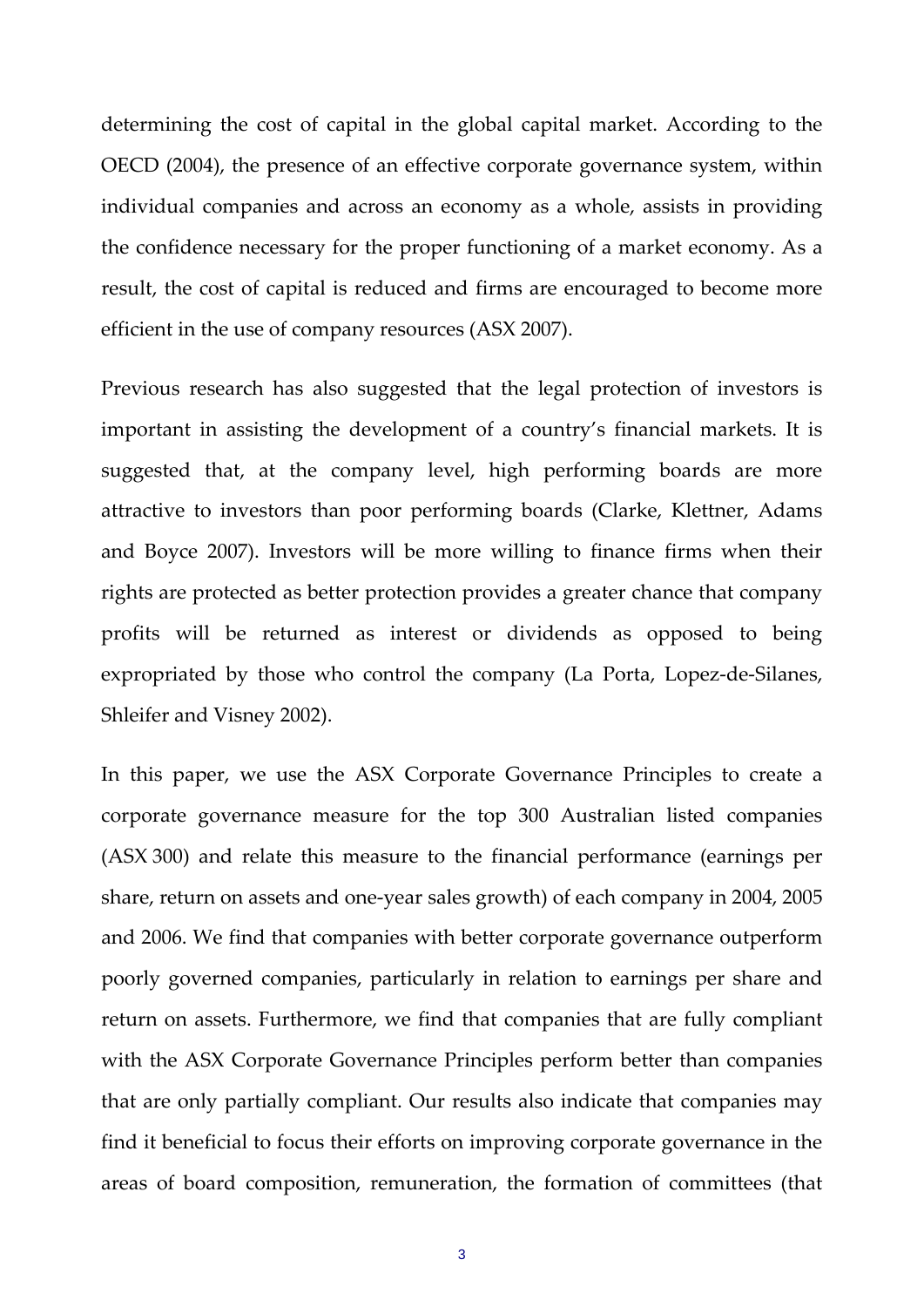determining the cost of capital in the global capital market. According to the OECD (2004), the presence of an effective corporate governance system, within individual companies and across an economy as a whole, assists in providing the confidence necessary for the proper functioning of a market economy. As a result, the cost of capital is reduced and firms are encouraged to become more efficient in the use of company resources (ASX 2007).

Previous research has also suggested that the legal protection of investors is important in assisting the development of a country's financial markets. It is suggested that, at the company level, high performing boards are more attractive to investors than poor performing boards (Clarke, Klettner, Adams and Boyce 2007). Investors will be more willing to finance firms when their rights are protected as better protection provides a greater chance that company profits will be returned as interest or dividends as opposed to being expropriated by those who control the company (La Porta, Lopez-de-Silanes, Shleifer and Visney 2002).

In this paper, we use the ASX Corporate Governance Principles to create a corporate governance measure for the top 300 Australian listed companies (ASX 300) and relate this measure to the financial performance (earnings per share, return on assets and one-year sales growth) of each company in 2004, 2005 and 2006. We find that companies with better corporate governance outperform poorly governed companies, particularly in relation to earnings per share and return on assets. Furthermore, we find that companies that are fully compliant with the ASX Corporate Governance Principles perform better than companies that are only partially compliant. Our results also indicate that companies may find it beneficial to focus their efforts on improving corporate governance in the areas of board composition, remuneration, the formation of committees (that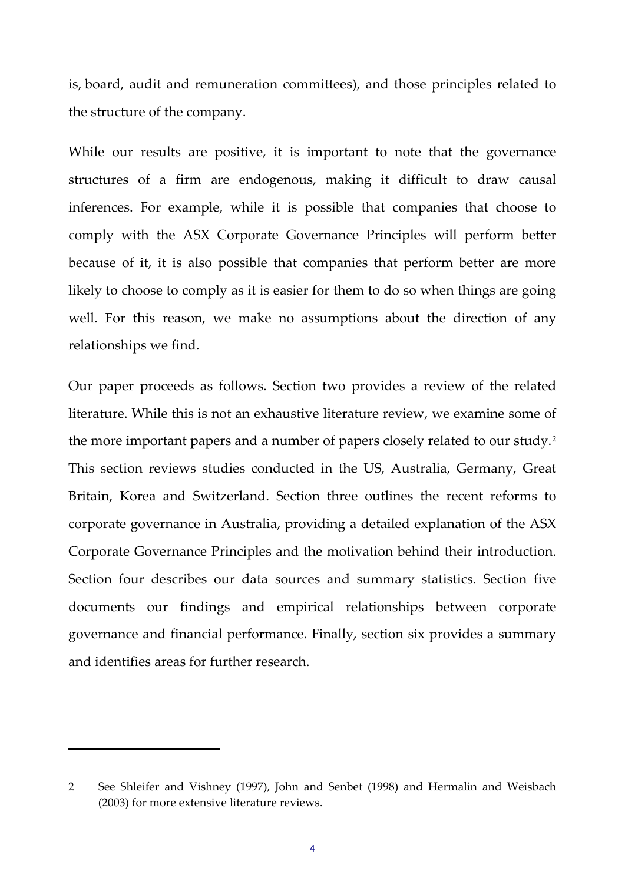is, board, audit and remuneration committees), and those principles related to the structure of the company.

While our results are positive, it is important to note that the governance structures of a firm are endogenous, making it difficult to draw causal inferences. For example, while it is possible that companies that choose to comply with the ASX Corporate Governance Principles will perform better because of it, it is also possible that companies that perform better are more likely to choose to comply as it is easier for them to do so when things are going well. For this reason, we make no assumptions about the direction of any relationships we find.

Our paper proceeds as follows. Section two provides a review of the related literature. While this is not an exhaustive literature review, we examine some of the more important papers and a number of papers closely related to our study.[2] This section reviews studies conducted in the US, Australia, Germany, Great Britain, Korea and Switzerland. Section three outlines the recent reforms to corporate governance in Australia, providing a detailed explanation of the ASX Corporate Governance Principles and the motivation behind their introduction. Section four describes our data sources and summary statistics. Section five documents our findings and empirical relationships between corporate governance and financial performance. Finally, section six provides a summary and identifies areas for further research.

---

2 See Shleifer and Vishney (1997), John and Senbet (1998) and Hermalin and Weisbach (2003) for more extensive literature reviews.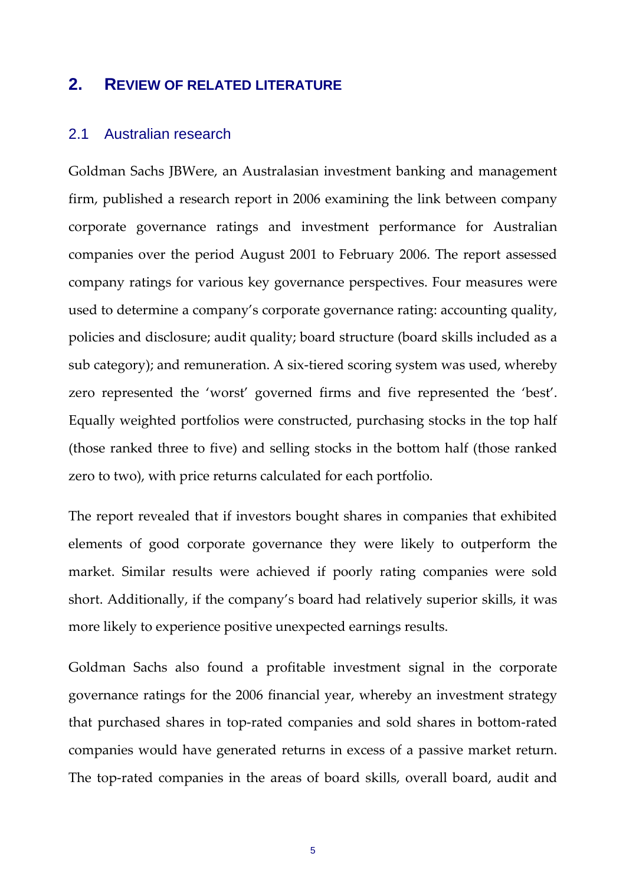## 2. REVIEW OF RELATED LITERATURE

### 2.1 Australian research

Goldman Sachs JBWere, an Australasian investment banking and management firm, published a research report in 2006 examining the link between company corporate governance ratings and investment performance for Australian companies over the period August 2001 to February 2006. The report assessed company ratings for various key governance perspectives. Four measures were used to determine a company's corporate governance rating: accounting quality, policies and disclosure; audit quality; board structure (board skills included as a sub category); and remuneration. A six-tiered scoring system was used, whereby zero represented the 'worst' governed firms and five represented the 'best'. Equally weighted portfolios were constructed, purchasing stocks in the top half (those ranked three to five) and selling stocks in the bottom half (those ranked zero to two), with price returns calculated for each portfolio.

The report revealed that if investors bought shares in companies that exhibited elements of good corporate governance they were likely to outperform the market. Similar results were achieved if poorly rating companies were sold short. Additionally, if the company's board had relatively superior skills, it was more likely to experience positive unexpected earnings results.

Goldman Sachs also found a profitable investment signal in the corporate governance ratings for the 2006 financial year, whereby an investment strategy that purchased shares in top-rated companies and sold shares in bottom-rated companies would have generated returns in excess of a passive market return. The top-rated companies in the areas of board skills, overall board, audit and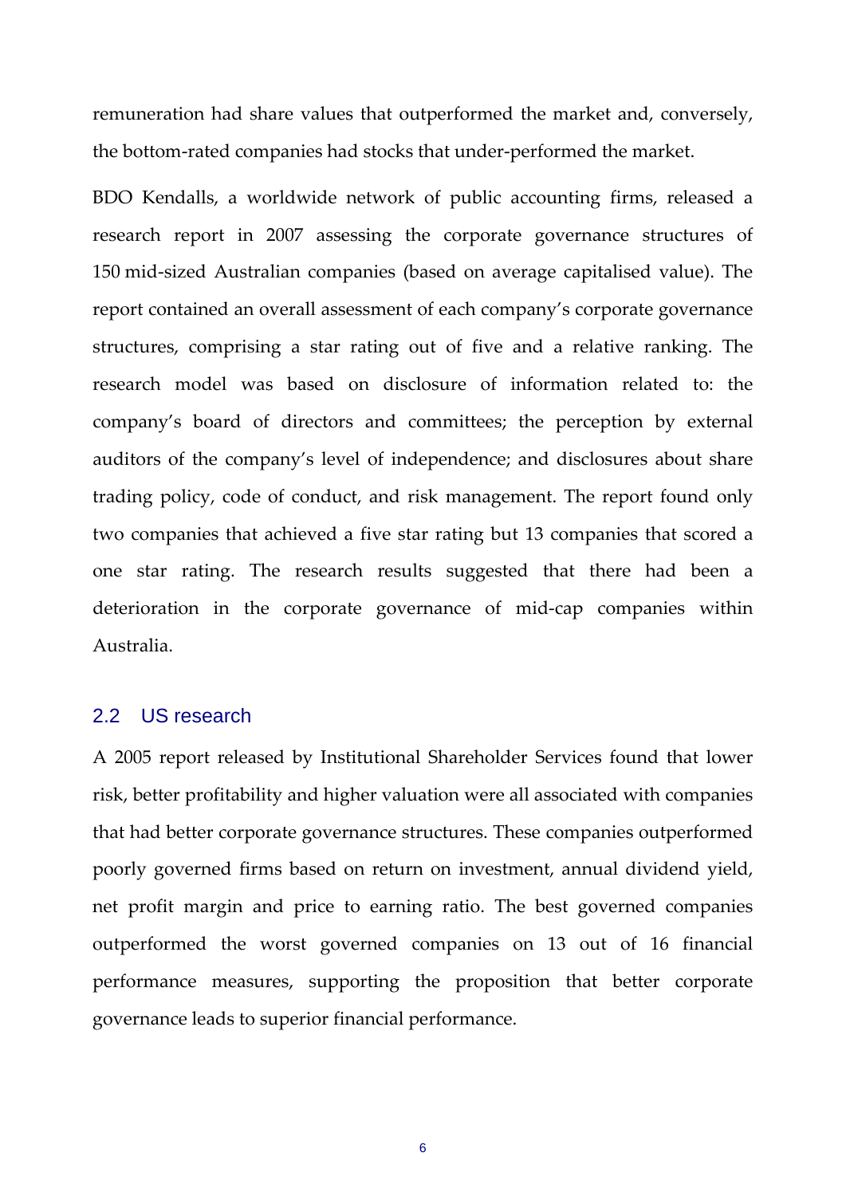remuneration had share values that outperformed the market and, conversely, the bottom-rated companies had stocks that under-performed the market.

BDO Kendalls, a worldwide network of public accounting firms, released a research report in 2007 assessing the corporate governance structures of 150 mid-sized Australian companies (based on average capitalised value). The report contained an overall assessment of each company's corporate governance structures, comprising a star rating out of five and a relative ranking. The research model was based on disclosure of information related to: the company's board of directors and committees; the perception by external auditors of the company's level of independence; and disclosures about share trading policy, code of conduct, and risk management. The report found only two companies that achieved a five star rating but 13 companies that scored a one star rating. The research results suggested that there had been a deterioration in the corporate governance of mid-cap companies within Australia.

## 2.2 US research

A 2005 report released by Institutional Shareholder Services found that lower risk, better profitability and higher valuation were all associated with companies that had better corporate governance structures. These companies outperformed poorly governed firms based on return on investment, annual dividend yield, net profit margin and price to earning ratio. The best governed companies outperformed the worst governed companies on 13 out of 16 financial performance measures, supporting the proposition that better corporate governance leads to superior financial performance.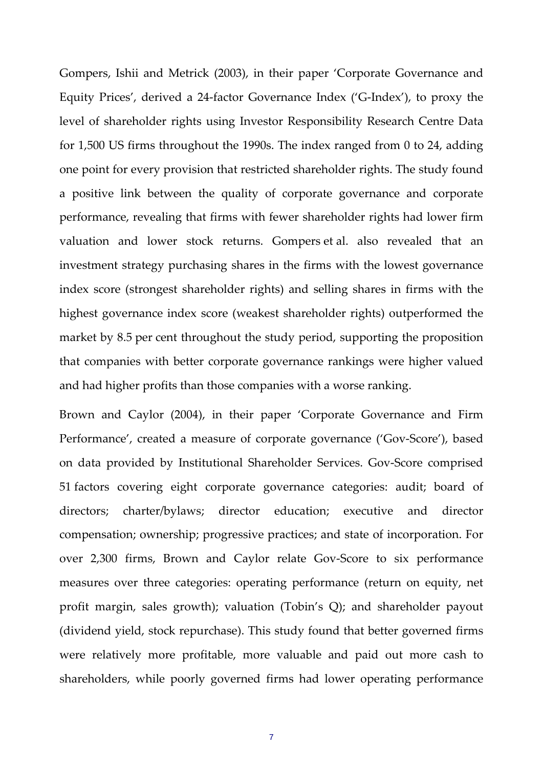Gompers, Ishii and Metrick (2003), in their paper 'Corporate Governance and Equity Prices', derived a 24-factor Governance Index ('G-Index'), to proxy the level of shareholder rights using Investor Responsibility Research Centre Data for 1,500 US firms throughout the 1990s. The index ranged from 0 to 24, adding one point for every provision that restricted shareholder rights. The study found a positive link between the quality of corporate governance and corporate performance, revealing that firms with fewer shareholder rights had lower firm valuation and lower stock returns. Gompers et al. also revealed that an investment strategy purchasing shares in the firms with the lowest governance index score (strongest shareholder rights) and selling shares in firms with the highest governance index score (weakest shareholder rights) outperformed the market by 8.5 per cent throughout the study period, supporting the proposition that companies with better corporate governance rankings were higher valued and had higher profits than those companies with a worse ranking.

Brown and Caylor (2004), in their paper 'Corporate Governance and Firm Performance', created a measure of corporate governance ('Gov-Score'), based on data provided by Institutional Shareholder Services. Gov-Score comprised 51 factors covering eight corporate governance categories: audit; board of directors; charter/bylaws; director education; executive and director compensation; ownership; progressive practices; and state of incorporation. For over 2,300 firms, Brown and Caylor relate Gov-Score to six performance measures over three categories: operating performance (return on equity, net profit margin, sales growth); valuation (Tobin's Q); and shareholder payout (dividend yield, stock repurchase). This study found that better governed firms were relatively more profitable, more valuable and paid out more cash to shareholders, while poorly governed firms had lower operating performance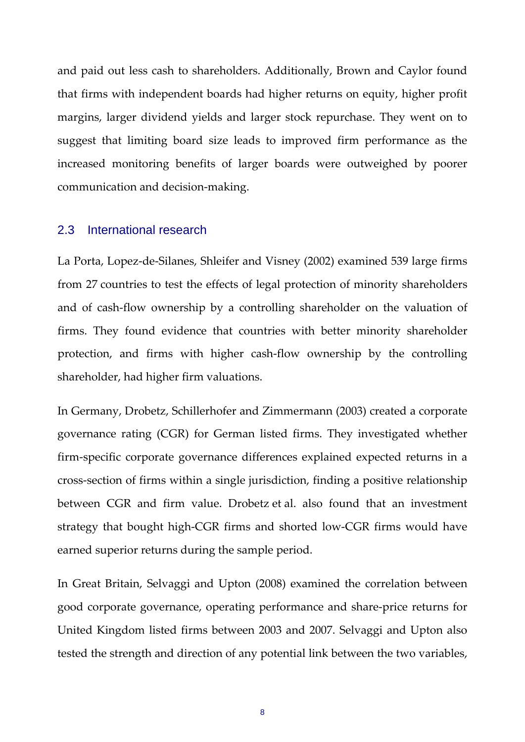and paid out less cash to shareholders. Additionally, Brown and Caylor found that firms with independent boards had higher returns on equity, higher profit margins, larger dividend yields and larger stock repurchase. They went on to suggest that limiting board size leads to improved firm performance as the increased monitoring benefits of larger boards were outweighed by poorer communication and decision-making.

## 2.3 International research

La Porta, Lopez-de-Silanes, Shleifer and Visney (2002) examined 539 large firms from 27 countries to test the effects of legal protection of minority shareholders and of cash-flow ownership by a controlling shareholder on the valuation of firms. They found evidence that countries with better minority shareholder protection, and firms with higher cash-flow ownership by the controlling shareholder, had higher firm valuations.

In Germany, Drobetz, Schillerhofer and Zimmermann (2003) created a corporate governance rating (CGR) for German listed firms. They investigated whether firm-specific corporate governance differences explained expected returns in a cross-section of firms within a single jurisdiction, finding a positive relationship between CGR and firm value. Drobetz et al. also found that an investment strategy that bought high-CGR firms and shorted low-CGR firms would have earned superior returns during the sample period.

In Great Britain, Selvaggi and Upton (2008) examined the correlation between good corporate governance, operating performance and share-price returns for United Kingdom listed firms between 2003 and 2007. Selvaggi and Upton also tested the strength and direction of any potential link between the two variables,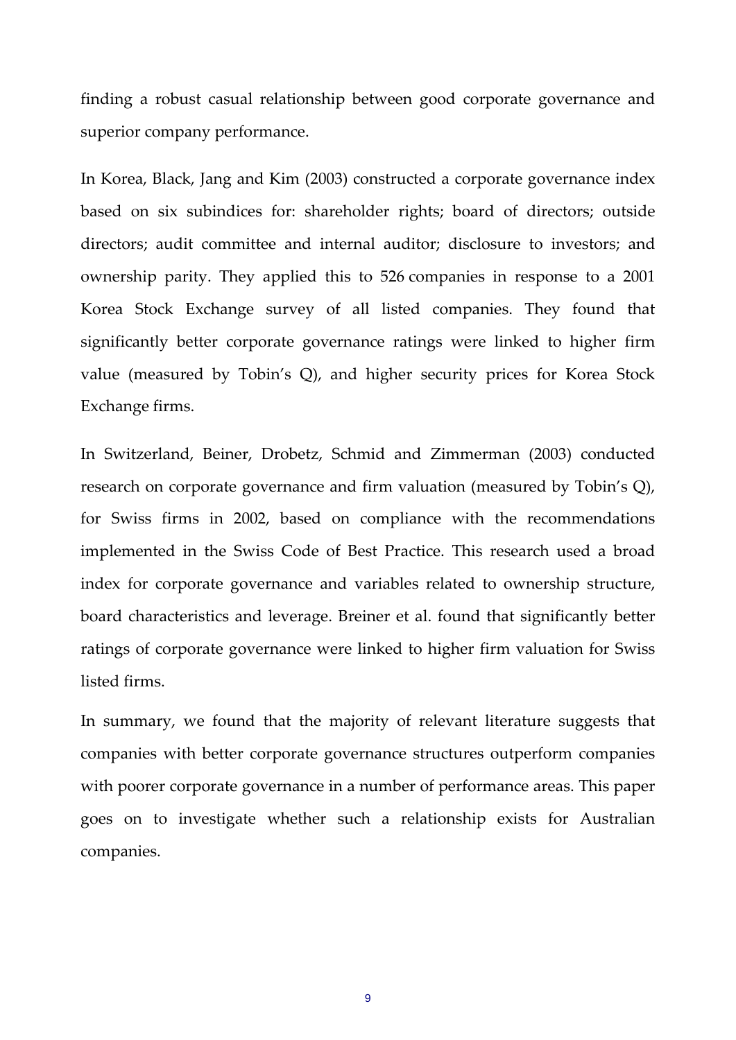finding a robust casual relationship between good corporate governance and superior company performance.

In Korea, Black, Jang and Kim (2003) constructed a corporate governance index based on six subindices for: shareholder rights; board of directors; outside directors; audit committee and internal auditor; disclosure to investors; and ownership parity. They applied this to 526 companies in response to a 2001 Korea Stock Exchange survey of all listed companies. They found that significantly better corporate governance ratings were linked to higher firm value (measured by Tobin's Q), and higher security prices for Korea Stock Exchange firms.

In Switzerland, Beiner, Drobetz, Schmid and Zimmerman (2003) conducted research on corporate governance and firm valuation (measured by Tobin's Q), for Swiss firms in 2002, based on compliance with the recommendations implemented in the Swiss Code of Best Practice. This research used a broad index for corporate governance and variables related to ownership structure, board characteristics and leverage. Breiner et al. found that significantly better ratings of corporate governance were linked to higher firm valuation for Swiss listed firms.

In summary, we found that the majority of relevant literature suggests that companies with better corporate governance structures outperform companies with poorer corporate governance in a number of performance areas. This paper goes on to investigate whether such a relationship exists for Australian companies.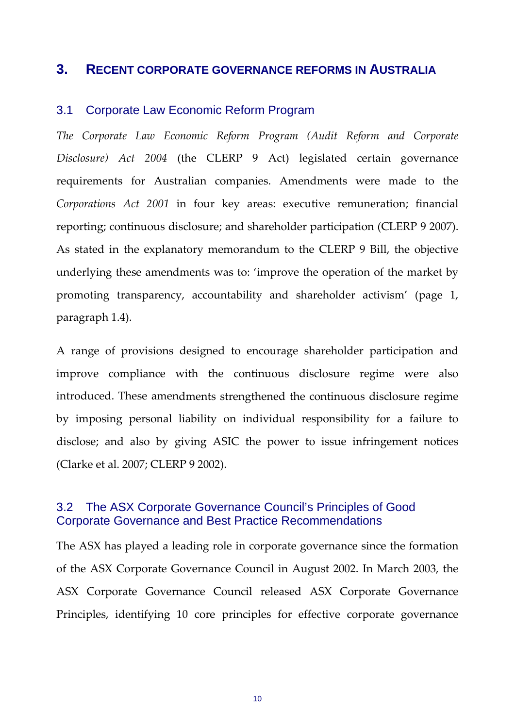## 3. RECENT CORPORATE GOVERNANCE REFORMS IN AUSTRALIA

### 3.1 Corporate Law Economic Reform Program

*The Corporate Law Economic Reform Program (Audit Reform and Corporate Disclosure) Act 2004* (the CLERP 9 Act) legislated certain governance requirements for Australian companies. Amendments were made to the *Corporations Act 2001* in four key areas: executive remuneration; financial reporting; continuous disclosure; and shareholder participation (CLERP 9 2007). As stated in the explanatory memorandum to the CLERP 9 Bill, the objective underlying these amendments was to: 'improve the operation of the market by promoting transparency, accountability and shareholder activism' (page 1, paragraph 1.4).

A range of provisions designed to encourage shareholder participation and improve compliance with the continuous disclosure regime were also introduced. These amendments strengthened the continuous disclosure regime by imposing personal liability on individual responsibility for a failure to disclose; and also by giving ASIC the power to issue infringement notices (Clarke et al. 2007; CLERP 9 2002).

### 3.2 The ASX Corporate Governance Council's Principles of Good Corporate Governance and Best Practice Recommendations

The ASX has played a leading role in corporate governance since the formation of the ASX Corporate Governance Council in August 2002. In March 2003, the ASX Corporate Governance Council released ASX Corporate Governance Principles, identifying 10 core principles for effective corporate governance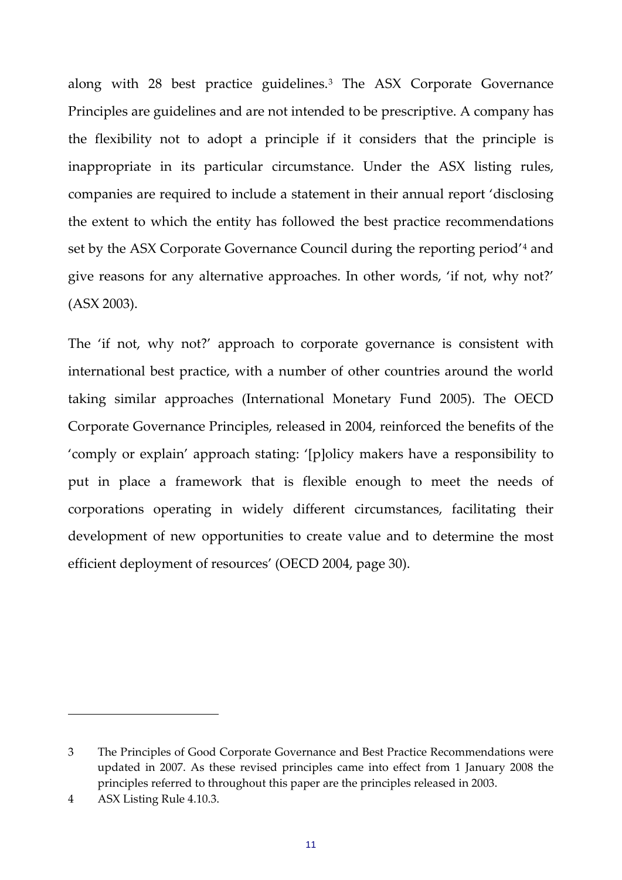along with 28 best practice guidelines.[3] The ASX Corporate Governance Principles are guidelines and are not intended to be prescriptive. A company has the flexibility not to adopt a principle if it considers that the principle is inappropriate in its particular circumstance. Under the ASX listing rules, companies are required to include a statement in their annual report 'disclosing the extent to which the entity has followed the best practice recommendations set by the ASX Corporate Governance Council during the reporting period'[4] and give reasons for any alternative approaches. In other words, 'if not, why not?' (ASX 2003).

The 'if not, why not?' approach to corporate governance is consistent with international best practice, with a number of other countries around the world taking similar approaches (International Monetary Fund 2005). The OECD Corporate Governance Principles, released in 2004, reinforced the benefits of the 'comply or explain' approach stating: '[p]olicy makers have a responsibility to put in place a framework that is flexible enough to meet the needs of corporations operating in widely different circumstances, facilitating their development of new opportunities to create value and to determine the most efficient deployment of resources' (OECD 2004, page 30).

---

3 The Principles of Good Corporate Governance and Best Practice Recommendations were updated in 2007. As these revised principles came into effect from 1 January 2008 the principles referred to throughout this paper are the principles released in 2003.

4 ASX Listing Rule 4.10.3.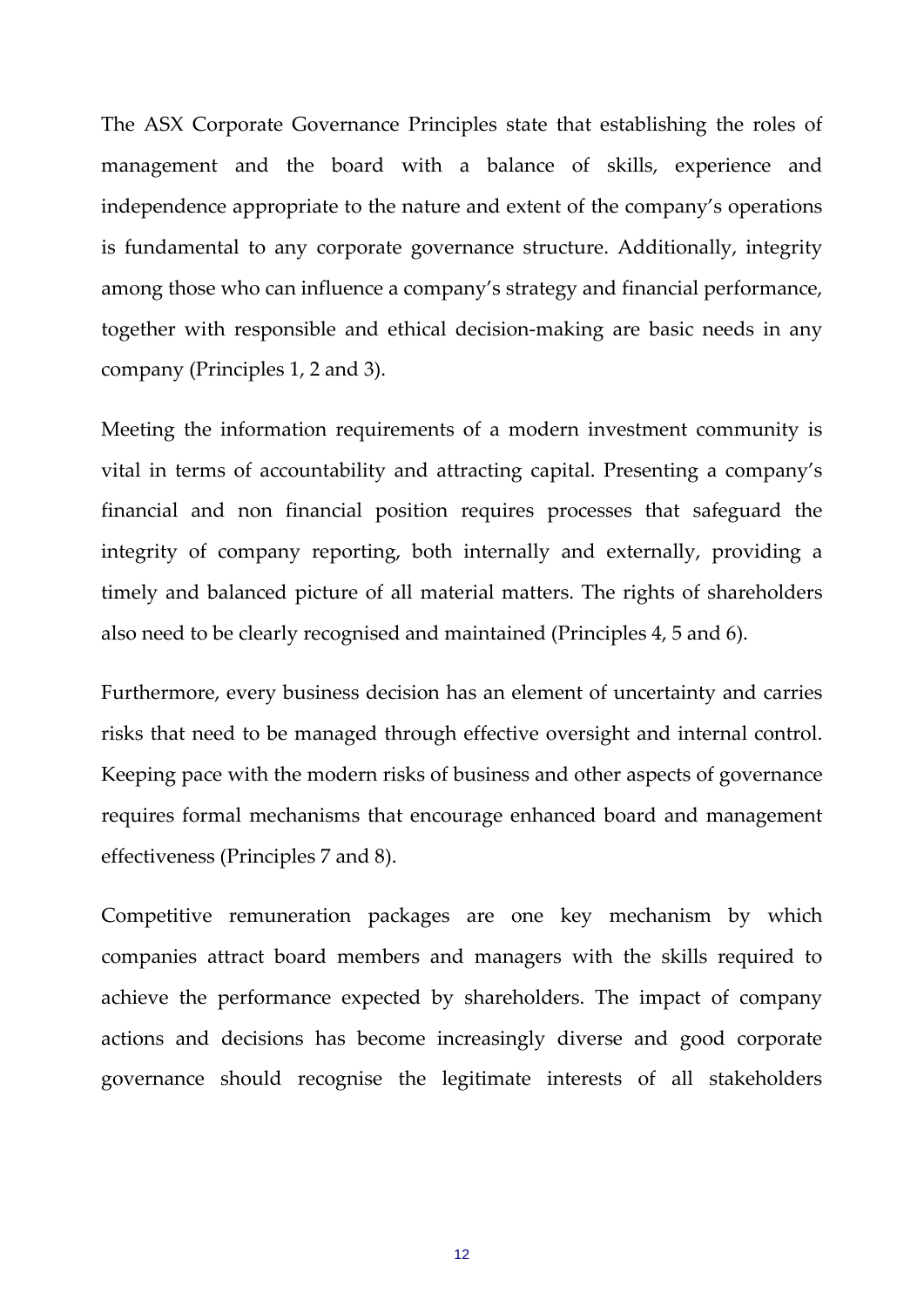The ASX Corporate Governance Principles state that establishing the roles of management and the board with a balance of skills, experience and independence appropriate to the nature and extent of the company's operations is fundamental to any corporate governance structure. Additionally, integrity among those who can influence a company's strategy and financial performance, together with responsible and ethical decision-making are basic needs in any company (Principles 1, 2 and 3).

Meeting the information requirements of a modern investment community is vital in terms of accountability and attracting capital. Presenting a company's financial and non financial position requires processes that safeguard the integrity of company reporting, both internally and externally, providing a timely and balanced picture of all material matters. The rights of shareholders also need to be clearly recognised and maintained (Principles 4, 5 and 6).

Furthermore, every business decision has an element of uncertainty and carries risks that need to be managed through effective oversight and internal control. Keeping pace with the modern risks of business and other aspects of governance requires formal mechanisms that encourage enhanced board and management effectiveness (Principles 7 and 8).

Competitive remuneration packages are one key mechanism by which companies attract board members and managers with the skills required to achieve the performance expected by shareholders. The impact of company actions and decisions has become increasingly diverse and good corporate governance should recognise the legitimate interests of all stakeholders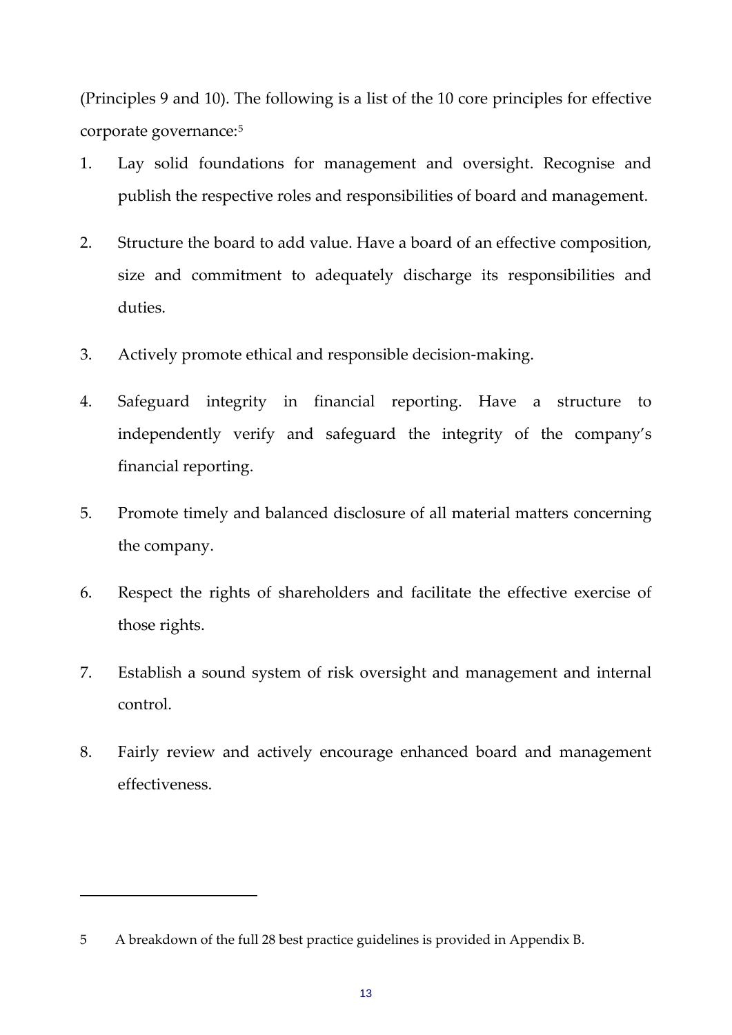(Principles 9 and 10). The following is a list of the 10 core principles for effective corporate governance:[5]

1. Lay solid foundations for management and oversight. Recognise and publish the respective roles and responsibilities of board and management.

2. Structure the board to add value. Have a board of an effective composition, size and commitment to adequately discharge its responsibilities and duties.

3. Actively promote ethical and responsible decision-making.

4. Safeguard integrity in financial reporting. Have a structure to independently verify and safeguard the integrity of the company's financial reporting.

5. Promote timely and balanced disclosure of all material matters concerning the company.

6. Respect the rights of shareholders and facilitate the effective exercise of those rights.

7. Establish a sound system of risk oversight and management and internal control.

8. Fairly review and actively encourage enhanced board and management effectiveness.

---

5 A breakdown of the full 28 best practice guidelines is provided in Appendix B.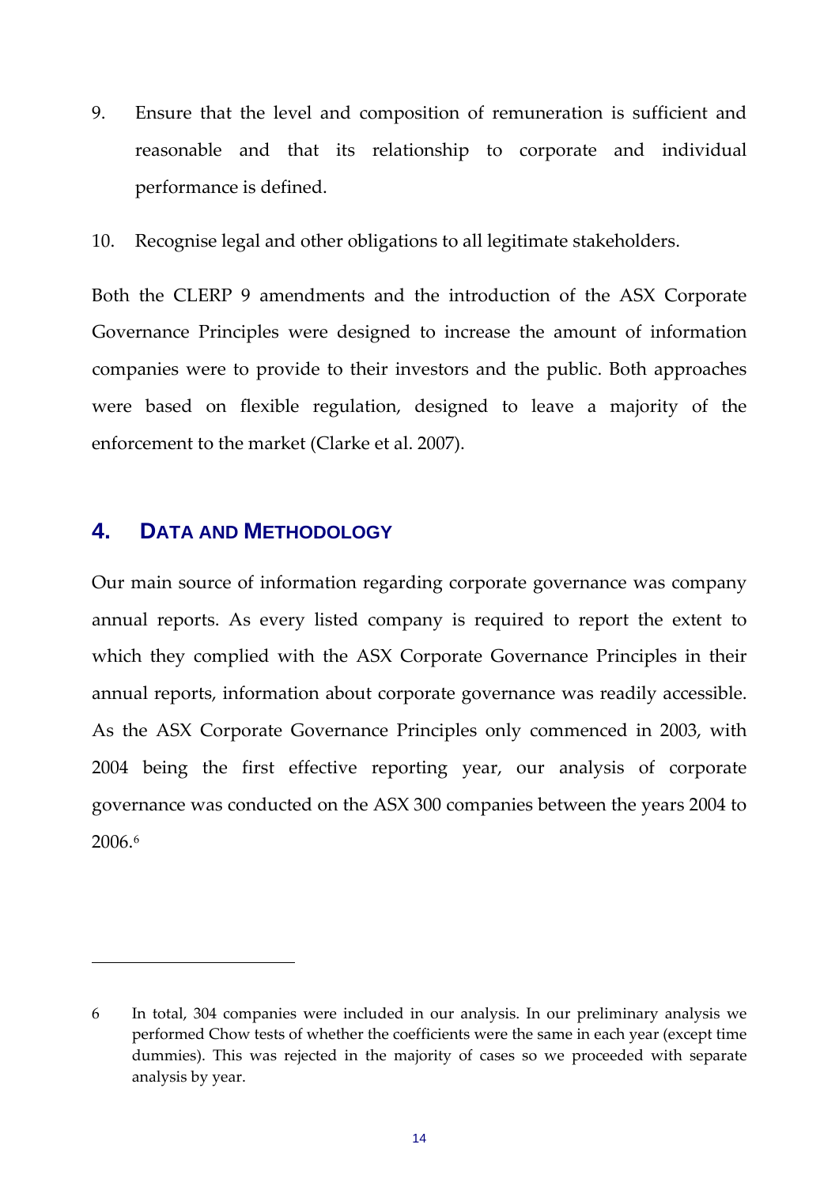9. Ensure that the level and composition of remuneration is sufficient and reasonable and that its relationship to corporate and individual performance is defined.

10. Recognise legal and other obligations to all legitimate stakeholders.

Both the CLERP 9 amendments and the introduction of the ASX Corporate Governance Principles were designed to increase the amount of information companies were to provide to their investors and the public. Both approaches were based on flexible regulation, designed to leave a majority of the enforcement to the market (Clarke et al. 2007).

## 4. DATA AND METHODOLOGY

Our main source of information regarding corporate governance was company annual reports. As every listed company is required to report the extent to which they complied with the ASX Corporate Governance Principles in their annual reports, information about corporate governance was readily accessible. As the ASX Corporate Governance Principles only commenced in 2003, with 2004 being the first effective reporting year, our analysis of corporate governance was conducted on the ASX 300 companies between the years 2004 to 2006.[6]

---

6 In total, 304 companies were included in our analysis. In our preliminary analysis we performed Chow tests of whether the coefficients were the same in each year (except time dummies). This was rejected in the majority of cases so we proceeded with separate analysis by year.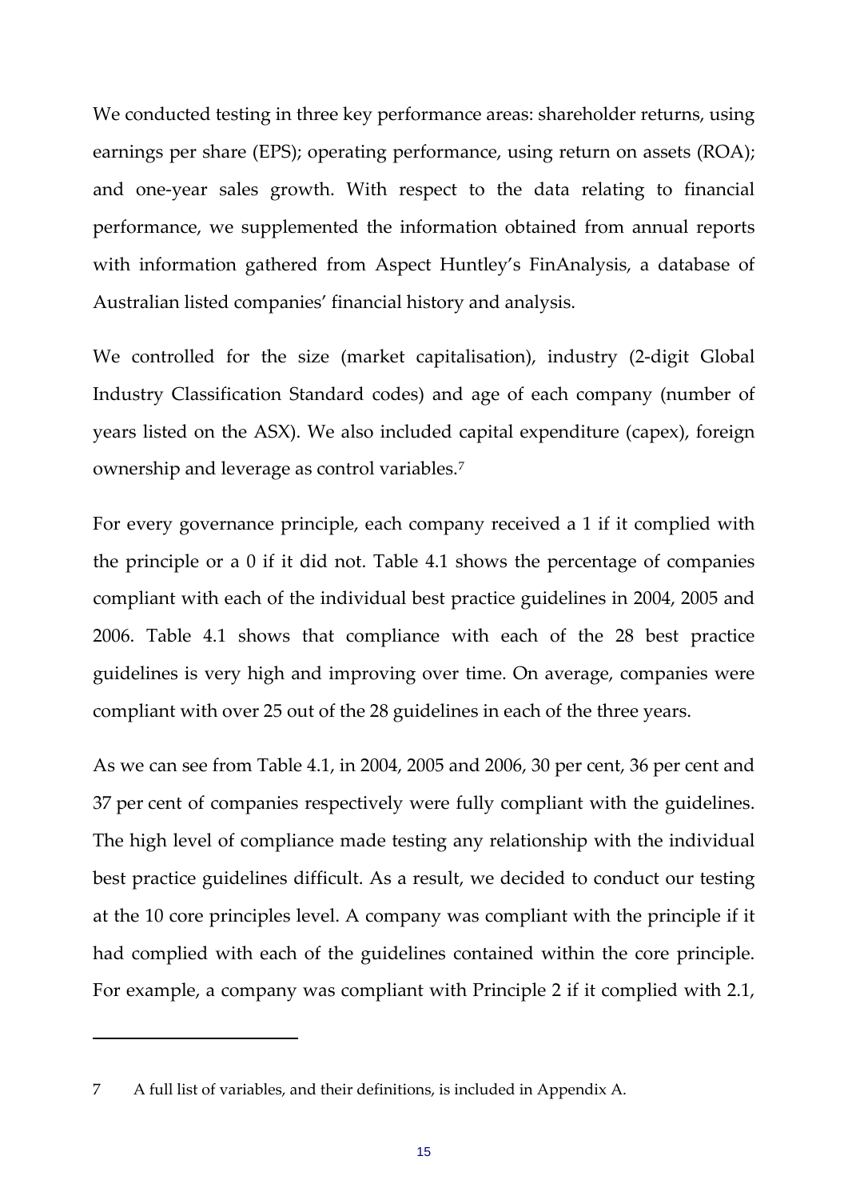We conducted testing in three key performance areas: shareholder returns, using earnings per share (EPS); operating performance, using return on assets (ROA); and one-year sales growth. With respect to the data relating to financial performance, we supplemented the information obtained from annual reports with information gathered from Aspect Huntley's FinAnalysis, a database of Australian listed companies' financial history and analysis.

We controlled for the size (market capitalisation), industry (2-digit Global Industry Classification Standard codes) and age of each company (number of years listed on the ASX). We also included capital expenditure (capex), foreign ownership and leverage as control variables.[7]

For every governance principle, each company received a 1 if it complied with the principle or a 0 if it did not. Table 4.1 shows the percentage of companies compliant with each of the individual best practice guidelines in 2004, 2005 and 2006. Table 4.1 shows that compliance with each of the 28 best practice guidelines is very high and improving over time. On average, companies were compliant with over 25 out of the 28 guidelines in each of the three years.

As we can see from Table 4.1, in 2004, 2005 and 2006, 30 per cent, 36 per cent and 37 per cent of companies respectively were fully compliant with the guidelines. The high level of compliance made testing any relationship with the individual best practice guidelines difficult. As a result, we decided to conduct our testing at the 10 core principles level. A company was compliant with the principle if it had complied with each of the guidelines contained within the core principle. For example, a company was compliant with Principle 2 if it complied with 2.1,

---

7 A full list of variables, and their definitions, is included in Appendix A.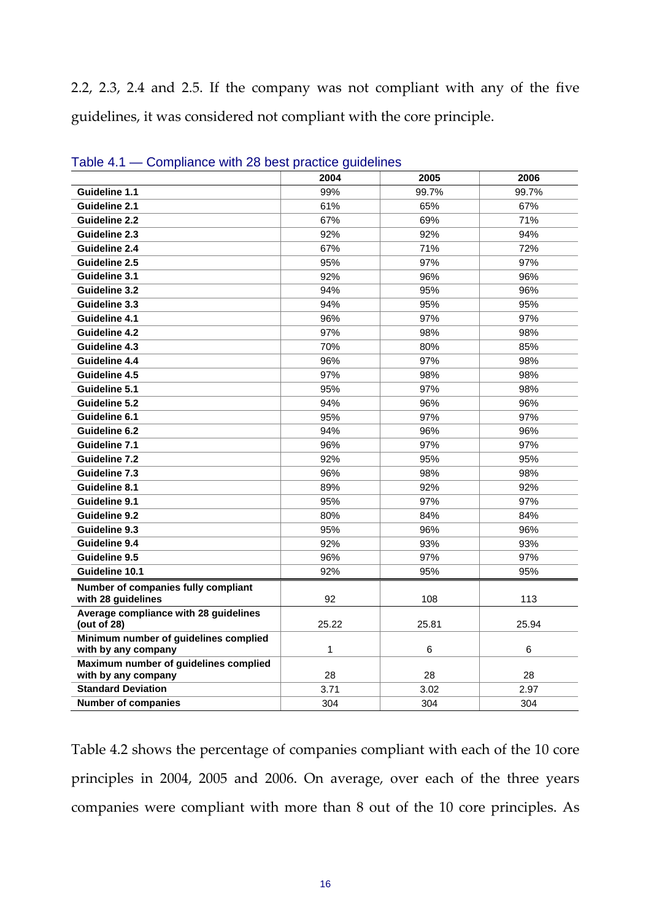2.2, 2.3, 2.4 and 2.5. If the company was not compliant with any of the five guidelines, it was considered not compliant with the core principle.

Table 4.1 — Compliance with 28 best practice guidelines

| | 2004 | 2005 | 2006 |
|---|---|---|---|
| **Guideline 1.1** | 99% | 99.7% | 99.7% |
| **Guideline 2.1** | 61% | 65% | 67% |
| **Guideline 2.2** | 67% | 69% | 71% |
| **Guideline 2.3** | 92% | 92% | 94% |
| **Guideline 2.4** | 67% | 71% | 72% |
| **Guideline 2.5** | 95% | 97% | 97% |
| **Guideline 3.1** | 92% | 96% | 96% |
| **Guideline 3.2** | 94% | 95% | 96% |
| **Guideline 3.3** | 94% | 95% | 95% |
| **Guideline 4.1** | 96% | 97% | 97% |
| **Guideline 4.2** | 97% | 98% | 98% |
| **Guideline 4.3** | 70% | 80% | 85% |
| **Guideline 4.4** | 96% | 97% | 98% |
| **Guideline 4.5** | 97% | 98% | 98% |
| **Guideline 5.1** | 95% | 97% | 98% |
| **Guideline 5.2** | 94% | 96% | 96% |
| **Guideline 6.1** | 95% | 97% | 97% |
| **Guideline 6.2** | 94% | 96% | 96% |
| **Guideline 7.1** | 96% | 97% | 97% |
| **Guideline 7.2** | 92% | 95% | 95% |
| **Guideline 7.3** | 96% | 98% | 98% |
| **Guideline 8.1** | 89% | 92% | 92% |
| **Guideline 9.1** | 95% | 97% | 97% |
| **Guideline 9.2** | 80% | 84% | 84% |
| **Guideline 9.3** | 95% | 96% | 96% |
| **Guideline 9.4** | 92% | 93% | 93% |
| **Guideline 9.5** | 96% | 97% | 97% |
| **Guideline 10.1** | 92% | 95% | 95% |
| **Number of companies fully compliant with 28 guidelines** | 92 | 108 | 113 |
| **Average compliance with 28 guidelines (out of 28)** | 25.22 | 25.81 | 25.94 |
| **Minimum number of guidelines complied with by any company** | 1 | 6 | 6 |
| **Maximum number of guidelines complied with by any company** | 28 | 28 | 28 |
| **Standard Deviation** | 3.71 | 3.02 | 2.97 |
| **Number of companies** | 304 | 304 | 304 |

Table 4.2 shows the percentage of companies compliant with each of the 10 core principles in 2004, 2005 and 2006. On average, over each of the three years companies were compliant with more than 8 out of the 10 core principles. As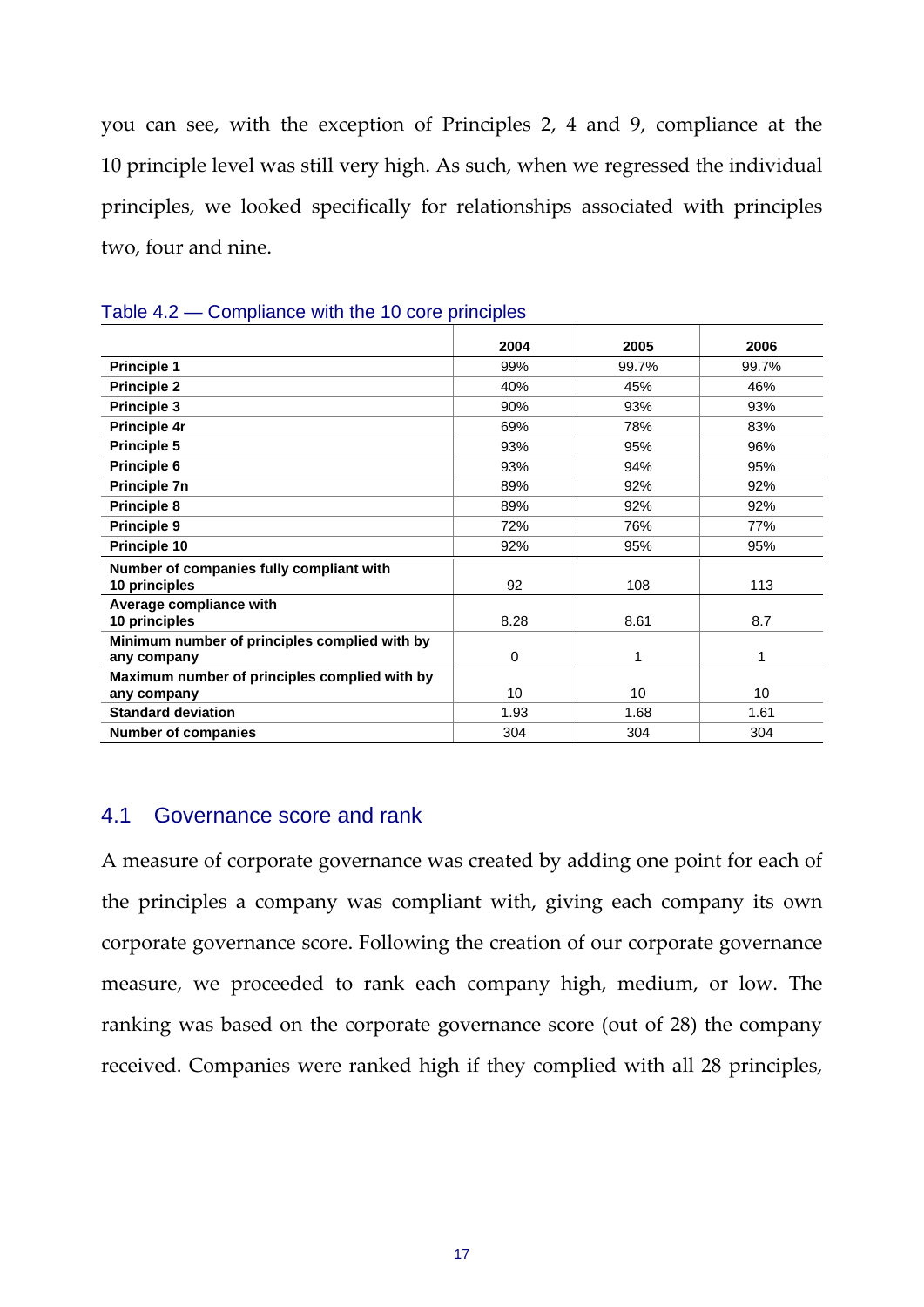you can see, with the exception of Principles 2, 4 and 9, compliance at the 10 principle level was still very high. As such, when we regressed the individual principles, we looked specifically for relationships associated with principles two, four and nine.

Table 4.2 — Compliance with the 10 core principles

| | 2004 | 2005 | 2006 |
|---|---|---|---|
| **Principle 1** | 99% | 99.7% | 99.7% |
| **Principle 2** | 40% | 45% | 46% |
| **Principle 3** | 90% | 93% | 93% |
| **Principle 4r** | 69% | 78% | 83% |
| **Principle 5** | 93% | 95% | 96% |
| **Principle 6** | 93% | 94% | 95% |
| **Principle 7n** | 89% | 92% | 92% |
| **Principle 8** | 89% | 92% | 92% |
| **Principle 9** | 72% | 76% | 77% |
| **Principle 10** | 92% | 95% | 95% |
| **Number of companies fully compliant with 10 principles** | 92 | 108 | 113 |
| **Average compliance with 10 principles** | 8.28 | 8.61 | 8.7 |
| **Minimum number of principles complied with by any company** | 0 | 1 | 1 |
| **Maximum number of principles complied with by any company** | 10 | 10 | 10 |
| **Standard deviation** | 1.93 | 1.68 | 1.61 |
| **Number of companies** | 304 | 304 | 304 |

## 4.1 Governance score and rank

A measure of corporate governance was created by adding one point for each of the principles a company was compliant with, giving each company its own corporate governance score. Following the creation of our corporate governance measure, we proceeded to rank each company high, medium, or low. The ranking was based on the corporate governance score (out of 28) the company received. Companies were ranked high if they complied with all 28 principles,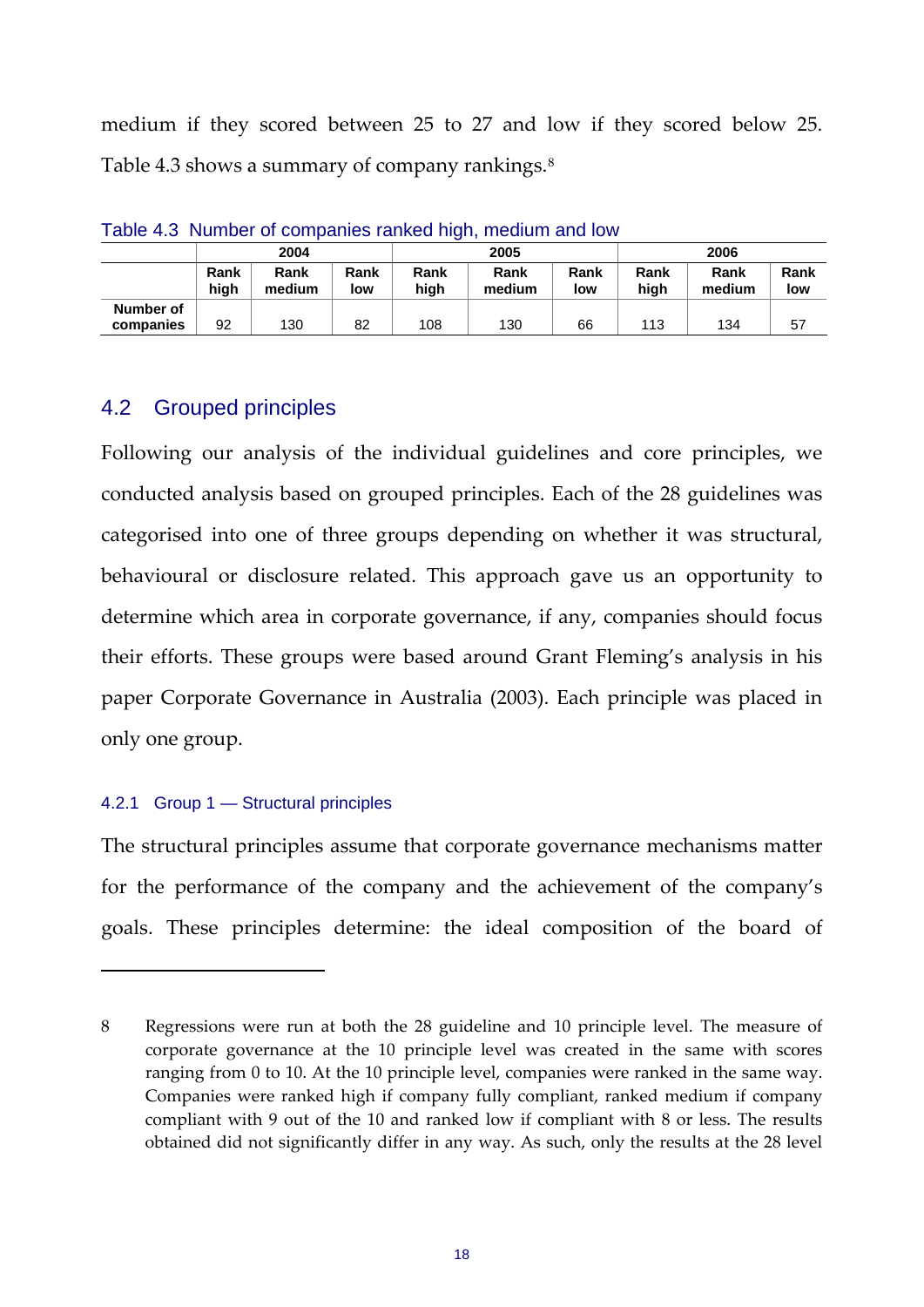medium if they scored between 25 to 27 and low if they scored below 25. Table 4.3 shows a summary of company rankings.[8]

Table 4.3 Number of companies ranked high, medium and low

| | 2004 | | | 2005 | | | 2006 | | |
|---|---|---|---|---|---|---|---|---|---|
| | Rank high | Rank medium | Rank low | Rank high | Rank medium | Rank low | Rank high | Rank medium | Rank low |
| Number of companies | 92 | 130 | 82 | 108 | 130 | 66 | 113 | 134 | 57 |

## 4.2 Grouped principles

Following our analysis of the individual guidelines and core principles, we conducted analysis based on grouped principles. Each of the 28 guidelines was categorised into one of three groups depending on whether it was structural, behavioural or disclosure related. This approach gave us an opportunity to determine which area in corporate governance, if any, companies should focus their efforts. These groups were based around Grant Fleming's analysis in his paper Corporate Governance in Australia (2003). Each principle was placed in only one group.

### 4.2.1 Group 1 — Structural principles

The structural principles assume that corporate governance mechanisms matter for the performance of the company and the achievement of the company's goals. These principles determine: the ideal composition of the board of

---

8 Regressions were run at both the 28 guideline and 10 principle level. The measure of corporate governance at the 10 principle level was created in the same with scores ranging from 0 to 10. At the 10 principle level, companies were ranked in the same way. Companies were ranked high if company fully compliant, ranked medium if company compliant with 9 out of the 10 and ranked low if compliant with 8 or less. The results obtained did not significantly differ in any way. As such, only the results at the 28 level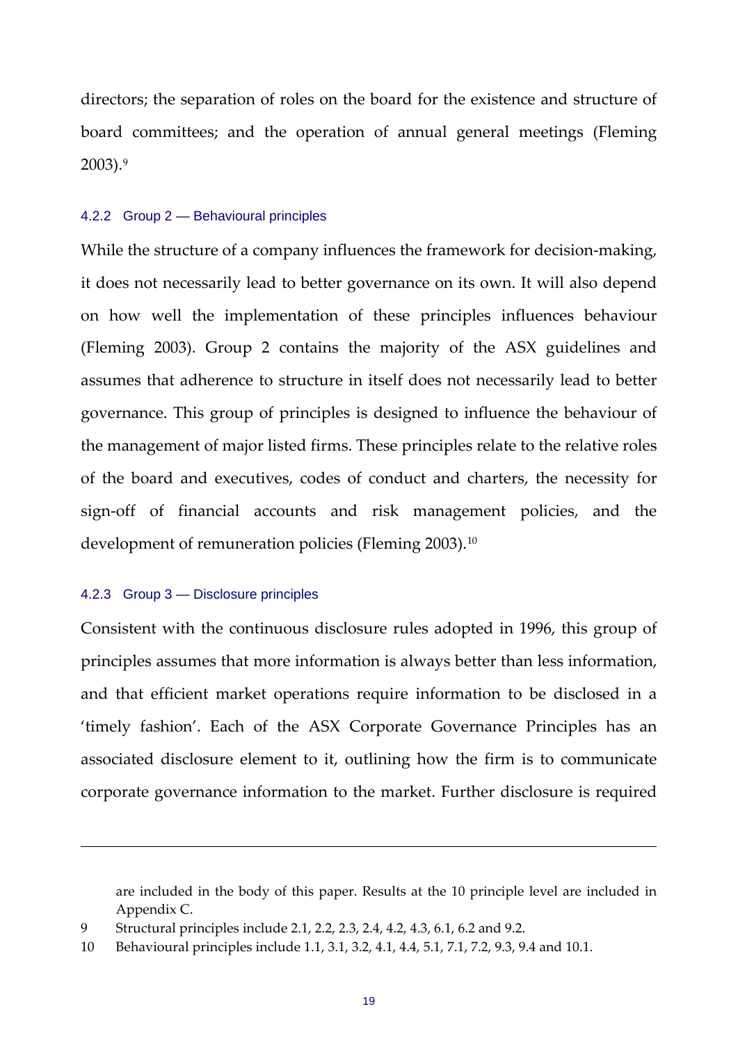directors; the separation of roles on the board for the existence and structure of board committees; and the operation of annual general meetings (Fleming 2003).[9]

#### 4.2.2 Group 2 — Behavioural principles

While the structure of a company influences the framework for decision-making, it does not necessarily lead to better governance on its own. It will also depend on how well the implementation of these principles influences behaviour (Fleming 2003). Group 2 contains the majority of the ASX guidelines and assumes that adherence to structure in itself does not necessarily lead to better governance. This group of principles is designed to influence the behaviour of the management of major listed firms. These principles relate to the relative roles of the board and executives, codes of conduct and charters, the necessity for sign-off of financial accounts and risk management policies, and the development of remuneration policies (Fleming 2003).[10]

#### 4.2.3 Group 3 — Disclosure principles

Consistent with the continuous disclosure rules adopted in 1996, this group of principles assumes that more information is always better than less information, and that efficient market operations require information to be disclosed in a 'timely fashion'. Each of the ASX Corporate Governance Principles has an associated disclosure element to it, outlining how the firm is to communicate corporate governance information to the market. Further disclosure is required

---

are included in the body of this paper. Results at the 10 principle level are included in Appendix C.

9 Structural principles include 2.1, 2.2, 2.3, 2.4, 4.2, 4.3, 6.1, 6.2 and 9.2.

10 Behavioural principles include 1.1, 3.1, 3.2, 4.1, 4.4, 5.1, 7.1, 7.2, 9.3, 9.4 and 10.1.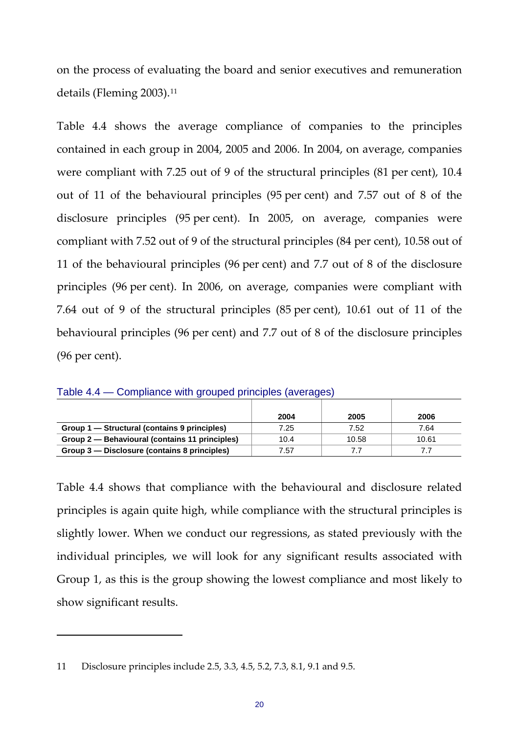on the process of evaluating the board and senior executives and remuneration details (Fleming 2003).[11]

Table 4.4 shows the average compliance of companies to the principles contained in each group in 2004, 2005 and 2006. In 2004, on average, companies were compliant with 7.25 out of 9 of the structural principles (81 per cent), 10.4 out of 11 of the behavioural principles (95 per cent) and 7.57 out of 8 of the disclosure principles (95 per cent). In 2005, on average, companies were compliant with 7.52 out of 9 of the structural principles (84 per cent), 10.58 out of 11 of the behavioural principles (96 per cent) and 7.7 out of 8 of the disclosure principles (96 per cent). In 2006, on average, companies were compliant with 7.64 out of 9 of the structural principles (85 per cent), 10.61 out of 11 of the behavioural principles (96 per cent) and 7.7 out of 8 of the disclosure principles (96 per cent).

Table 4.4 — Compliance with grouped principles (averages)

| | 2004 | 2005 | 2006 |
|---|---|---|---|
| **Group 1 — Structural (contains 9 principles)** | 7.25 | 7.52 | 7.64 |
| **Group 2 — Behavioural (contains 11 principles)** | 10.4 | 10.58 | 10.61 |
| **Group 3 — Disclosure (contains 8 principles)** | 7.57 | 7.7 | 7.7 |

Table 4.4 shows that compliance with the behavioural and disclosure related principles is again quite high, while compliance with the structural principles is slightly lower. When we conduct our regressions, as stated previously with the individual principles, we will look for any significant results associated with Group 1, as this is the group showing the lowest compliance and most likely to show significant results.

---

11 Disclosure principles include 2.5, 3.3, 4.5, 5.2, 7.3, 8.1, 9.1 and 9.5.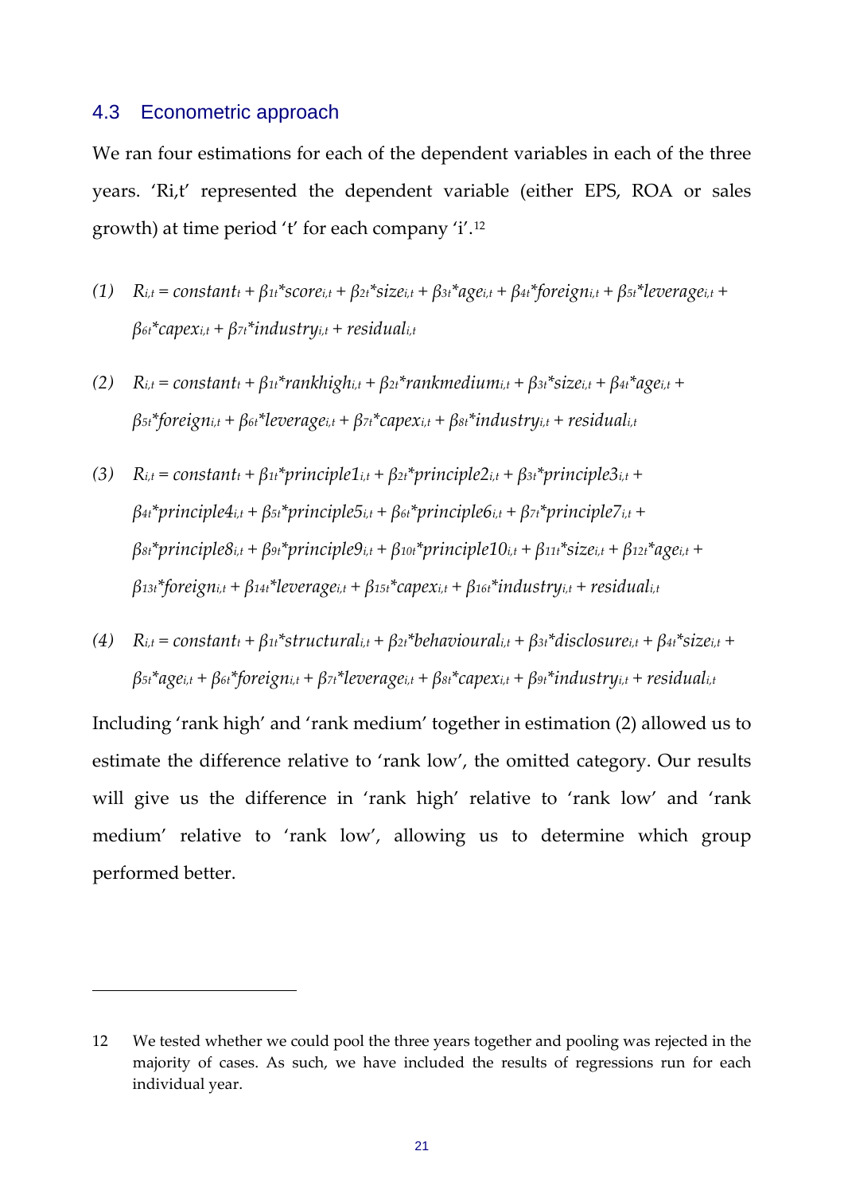## 4.3 Econometric approach

We ran four estimations for each of the dependent variables in each of the three years. 'Ri,t' represented the dependent variable (either EPS, ROA or sales growth) at time period 't' for each company 'i'.[12]

(1) $R_{i,t} = constant_t + \beta_{1t}{*}score_{i,t} + \beta_{2t}{*}size_{i,t} + \beta_{3t}{*}age_{i,t} + \beta_{4t}{*}foreign_{i,t} + \beta_{5t}{*}leverage_{i,t} + \beta_{6t}{*}capex_{i,t} + \beta_{7t}{*}industry_{i,t} + residual_{i,t}$

(2) $R_{i,t} = constant_t + \beta_{1t}{*}rankhigh_{i,t} + \beta_{2t}{*}rankmedium_{i,t} + \beta_{3t}{*}size_{i,t} + \beta_{4t}{*}age_{i,t} + \beta_{5t}{*}foreign_{i,t} + \beta_{6t}{*}leverage_{i,t} + \beta_{7t}{*}capex_{i,t} + \beta_{8t}{*}industry_{i,t} + residual_{i,t}$

(3) $R_{i,t} = constant_t + \beta_{1t}{*}principle1_{i,t} + \beta_{2t}{*}principle2_{i,t} + \beta_{3t}{*}principle3_{i,t} + \beta_{4t}{*}principle4_{i,t} + \beta_{5t}{*}principle5_{i,t} + \beta_{6t}{*}principle6_{i,t} + \beta_{7t}{*}principle7_{i,t} + \beta_{8t}{*}principle8_{i,t} + \beta_{9t}{*}principle9_{i,t} + \beta_{10t}{*}principle10_{i,t} + \beta_{11t}{*}size_{i,t} + \beta_{12t}{*}age_{i,t} + \beta_{13t}{*}foreign_{i,t} + \beta_{14t}{*}leverage_{i,t} + \beta_{15t}{*}capex_{i,t} + \beta_{16t}{*}industry_{i,t} + residual_{i,t}$

(4) $R_{i,t} = constant_t + \beta_{1t}{*}structural_{i,t} + \beta_{2t}{*}behavioural_{i,t} + \beta_{3t}{*}disclosure_{i,t} + \beta_{4t}{*}size_{i,t} + \beta_{5t}{*}age_{i,t} + \beta_{6t}{*}foreign_{i,t} + \beta_{7t}{*}leverage_{i,t} + \beta_{8t}{*}capex_{i,t} + \beta_{9t}{*}industry_{i,t} + residual_{i,t}$

Including 'rank high' and 'rank medium' together in estimation (2) allowed us to estimate the difference relative to 'rank low', the omitted category. Our results will give us the difference in 'rank high' relative to 'rank low' and 'rank medium' relative to 'rank low', allowing us to determine which group performed better.

---

12 We tested whether we could pool the three years together and pooling was rejected in the majority of cases. As such, we have included the results of regressions run for each individual year.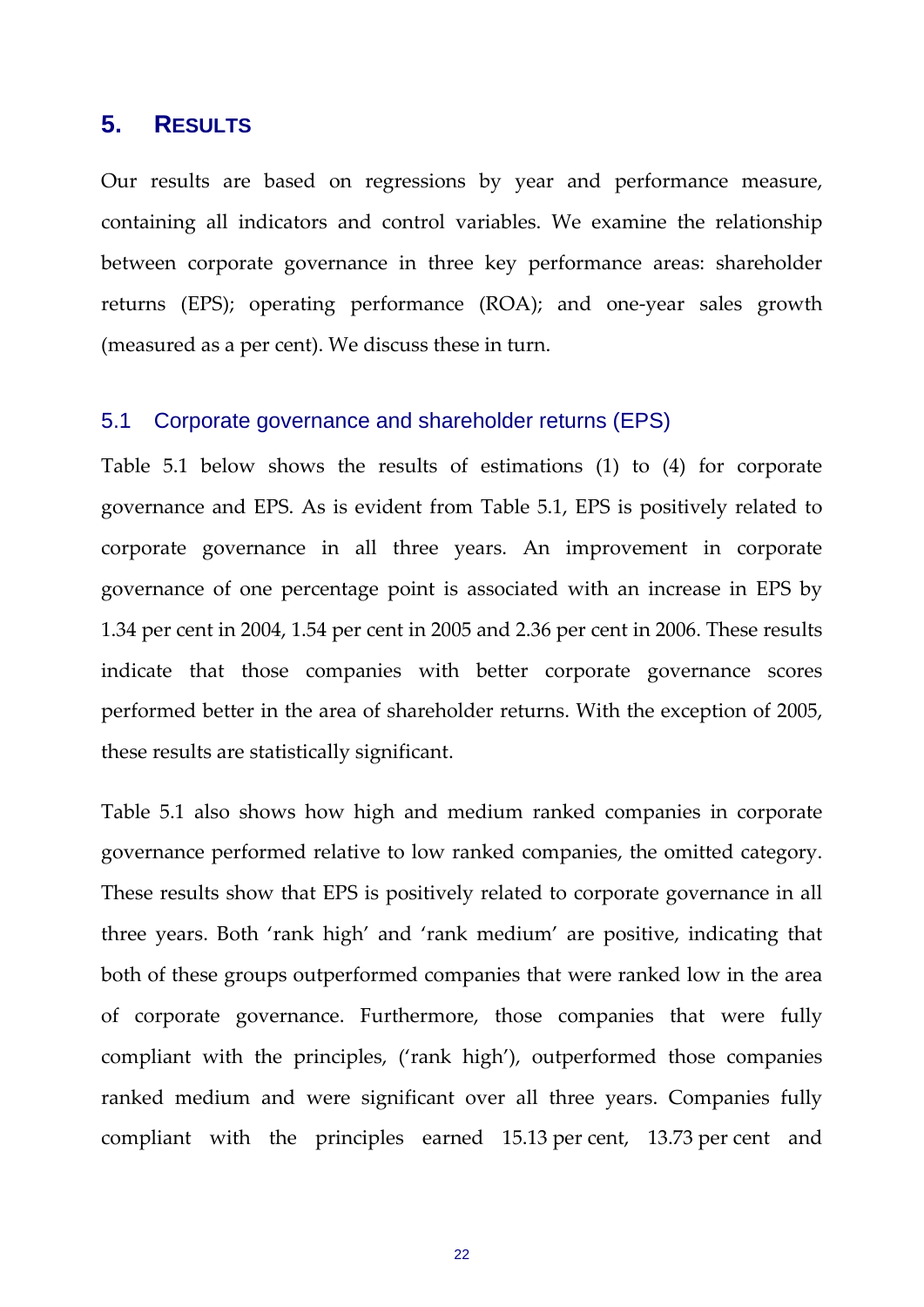## 5. Results

Our results are based on regressions by year and performance measure, containing all indicators and control variables. We examine the relationship between corporate governance in three key performance areas: shareholder returns (EPS); operating performance (ROA); and one-year sales growth (measured as a per cent). We discuss these in turn.

### 5.1 Corporate governance and shareholder returns (EPS)

Table 5.1 below shows the results of estimations (1) to (4) for corporate governance and EPS. As is evident from Table 5.1, EPS is positively related to corporate governance in all three years. An improvement in corporate governance of one percentage point is associated with an increase in EPS by 1.34 per cent in 2004, 1.54 per cent in 2005 and 2.36 per cent in 2006. These results indicate that those companies with better corporate governance scores performed better in the area of shareholder returns. With the exception of 2005, these results are statistically significant.

Table 5.1 also shows how high and medium ranked companies in corporate governance performed relative to low ranked companies, the omitted category. These results show that EPS is positively related to corporate governance in all three years. Both 'rank high' and 'rank medium' are positive, indicating that both of these groups outperformed companies that were ranked low in the area of corporate governance. Furthermore, those companies that were fully compliant with the principles, ('rank high'), outperformed those companies ranked medium and were significant over all three years. Companies fully compliant with the principles earned 15.13 per cent, 13.73 per cent and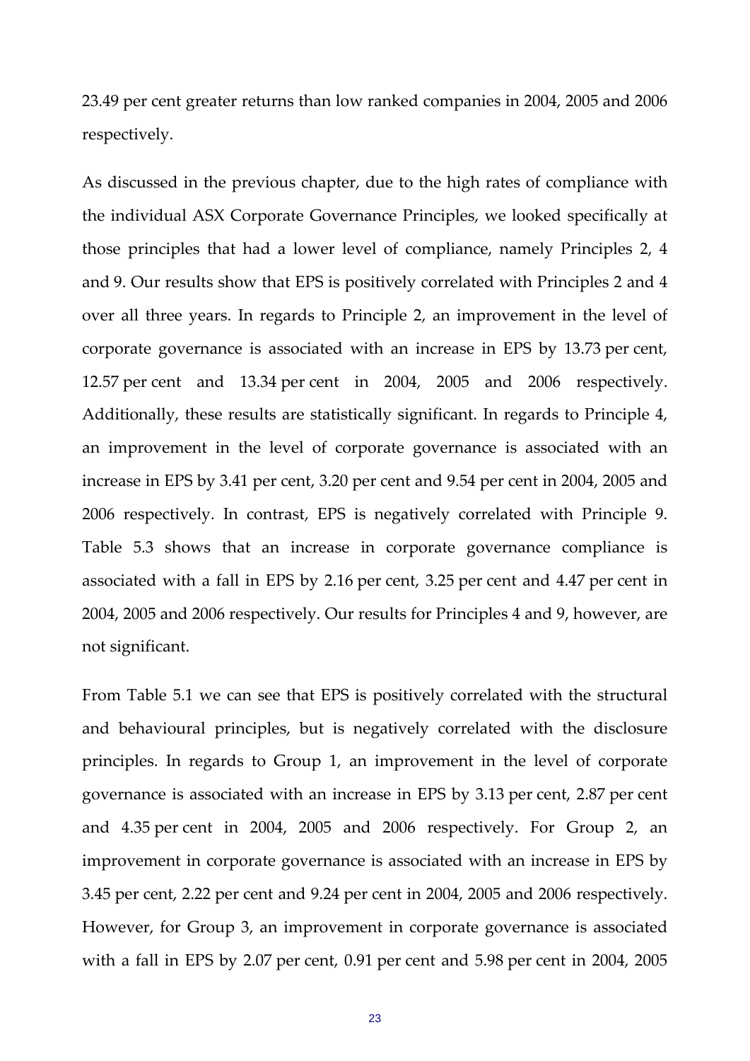23.49 per cent greater returns than low ranked companies in 2004, 2005 and 2006 respectively.

As discussed in the previous chapter, due to the high rates of compliance with the individual ASX Corporate Governance Principles, we looked specifically at those principles that had a lower level of compliance, namely Principles 2, 4 and 9. Our results show that EPS is positively correlated with Principles 2 and 4 over all three years. In regards to Principle 2, an improvement in the level of corporate governance is associated with an increase in EPS by 13.73 per cent, 12.57 per cent and 13.34 per cent in 2004, 2005 and 2006 respectively. Additionally, these results are statistically significant. In regards to Principle 4, an improvement in the level of corporate governance is associated with an increase in EPS by 3.41 per cent, 3.20 per cent and 9.54 per cent in 2004, 2005 and 2006 respectively. In contrast, EPS is negatively correlated with Principle 9. Table 5.3 shows that an increase in corporate governance compliance is associated with a fall in EPS by 2.16 per cent, 3.25 per cent and 4.47 per cent in 2004, 2005 and 2006 respectively. Our results for Principles 4 and 9, however, are not significant.

From Table 5.1 we can see that EPS is positively correlated with the structural and behavioural principles, but is negatively correlated with the disclosure principles. In regards to Group 1, an improvement in the level of corporate governance is associated with an increase in EPS by 3.13 per cent, 2.87 per cent and 4.35 per cent in 2004, 2005 and 2006 respectively. For Group 2, an improvement in corporate governance is associated with an increase in EPS by 3.45 per cent, 2.22 per cent and 9.24 per cent in 2004, 2005 and 2006 respectively. However, for Group 3, an improvement in corporate governance is associated with a fall in EPS by 2.07 per cent, 0.91 per cent and 5.98 per cent in 2004, 2005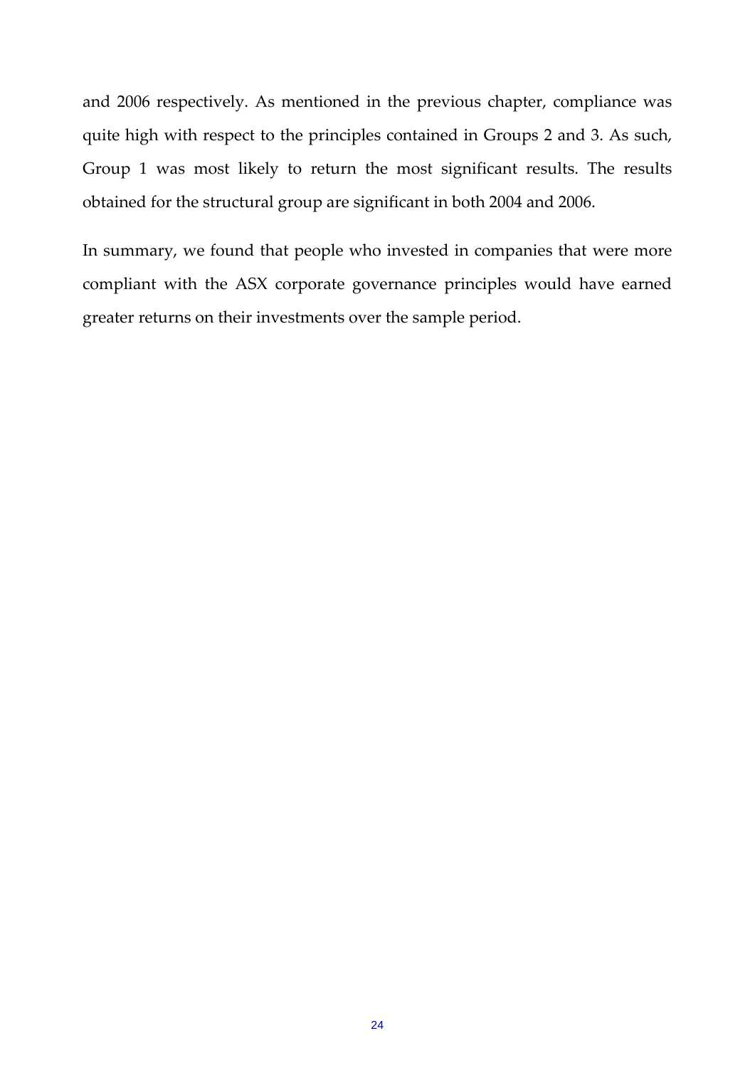and 2006 respectively. As mentioned in the previous chapter, compliance was quite high with respect to the principles contained in Groups 2 and 3. As such, Group 1 was most likely to return the most significant results. The results obtained for the structural group are significant in both 2004 and 2006.

In summary, we found that people who invested in companies that were more compliant with the ASX corporate governance principles would have earned greater returns on their investments over the sample period.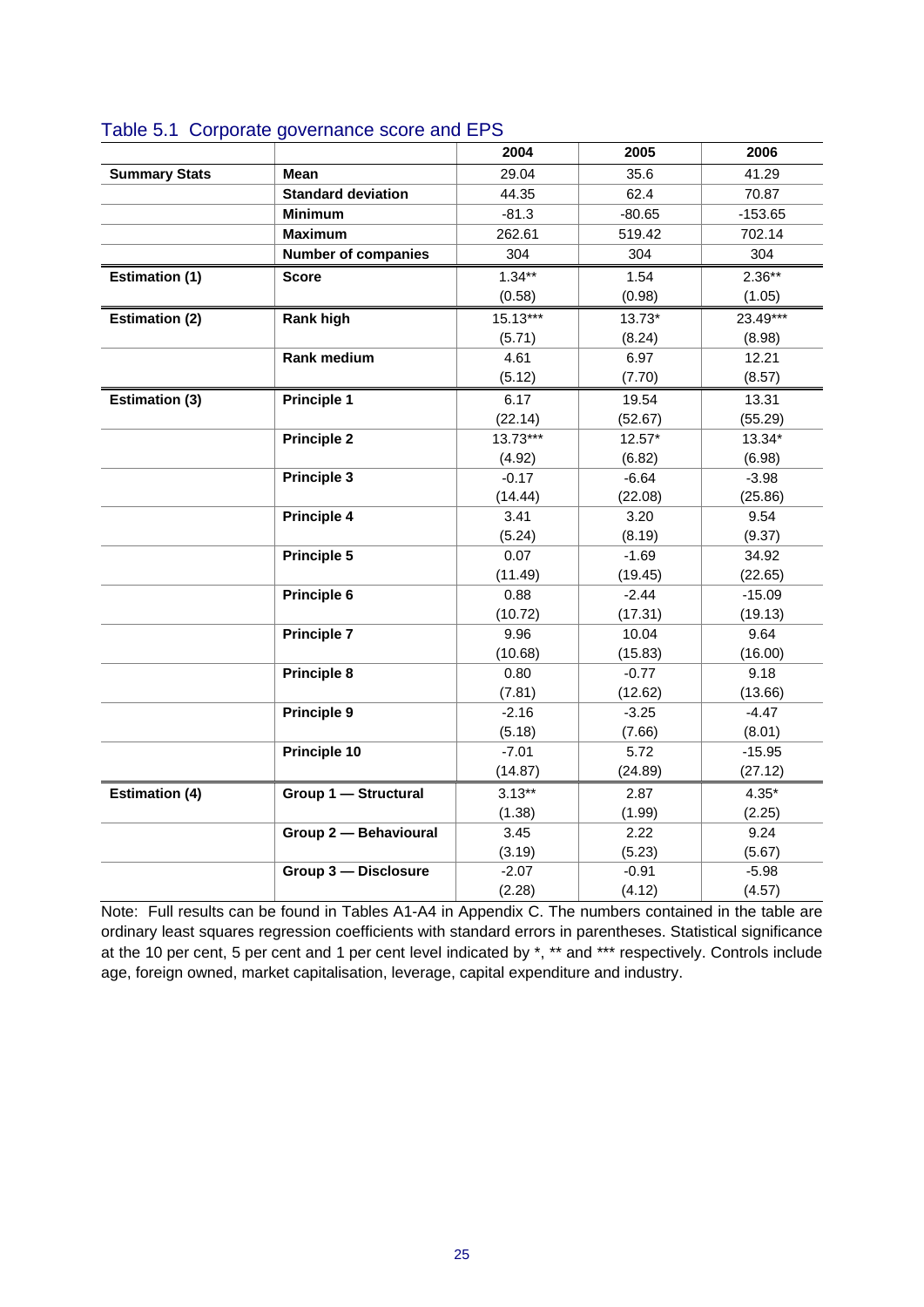## Table 5.1 Corporate governance score and EPS

| | | 2004 | 2005 | 2006 |
|---|---|---|---|---|
| **Summary Stats** | **Mean** | 29.04 | 35.6 | 41.29 |
| | **Standard deviation** | 44.35 | 62.4 | 70.87 |
| | **Minimum** | -81.3 | -80.65 | -153.65 |
| | **Maximum** | 262.61 | 519.42 | 702.14 |
| | **Number of companies** | 304 | 304 | 304 |
| **Estimation (1)** | **Score** | 1.34** | 1.54 | 2.36** |
| | | (0.58) | (0.98) | (1.05) |
| **Estimation (2)** | **Rank high** | 15.13*** | 13.73* | 23.49*** |
| | | (5.71) | (8.24) | (8.98) |
| | **Rank medium** | 4.61 | 6.97 | 12.21 |
| | | (5.12) | (7.70) | (8.57) |
| **Estimation (3)** | **Principle 1** | 6.17 | 19.54 | 13.31 |
| | | (22.14) | (52.67) | (55.29) |
| | **Principle 2** | 13.73*** | 12.57* | 13.34* |
| | | (4.92) | (6.82) | (6.98) |
| | **Principle 3** | -0.17 | -6.64 | -3.98 |
| | | (14.44) | (22.08) | (25.86) |
| | **Principle 4** | 3.41 | 3.20 | 9.54 |
| | | (5.24) | (8.19) | (9.37) |
| | **Principle 5** | 0.07 | -1.69 | 34.92 |
| | | (11.49) | (19.45) | (22.65) |
| | **Principle 6** | 0.88 | -2.44 | -15.09 |
| | | (10.72) | (17.31) | (19.13) |
| | **Principle 7** | 9.96 | 10.04 | 9.64 |
| | | (10.68) | (15.83) | (16.00) |
| | **Principle 8** | 0.80 | -0.77 | 9.18 |
| | | (7.81) | (12.62) | (13.66) |
| | **Principle 9** | -2.16 | -3.25 | -4.47 |
| | | (5.18) | (7.66) | (8.01) |
| | **Principle 10** | -7.01 | 5.72 | -15.95 |
| | | (14.87) | (24.89) | (27.12) |
| **Estimation (4)** | **Group 1 — Structural** | 3.13** | 2.87 | 4.35* |
| | | (1.38) | (1.99) | (2.25) |
| | **Group 2 — Behavioural** | 3.45 | 2.22 | 9.24 |
| | | (3.19) | (5.23) | (5.67) |
| | **Group 3 — Disclosure** | -2.07 | -0.91 | -5.98 |
| | | (2.28) | (4.12) | (4.57) |

Note: Full results can be found in Tables A1-A4 in Appendix C. The numbers contained in the table are ordinary least squares regression coefficients with standard errors in parentheses. Statistical significance at the 10 per cent, 5 per cent and 1 per cent level indicated by *, ** and *** respectively. Controls include age, foreign owned, market capitalisation, leverage, capital expenditure and industry.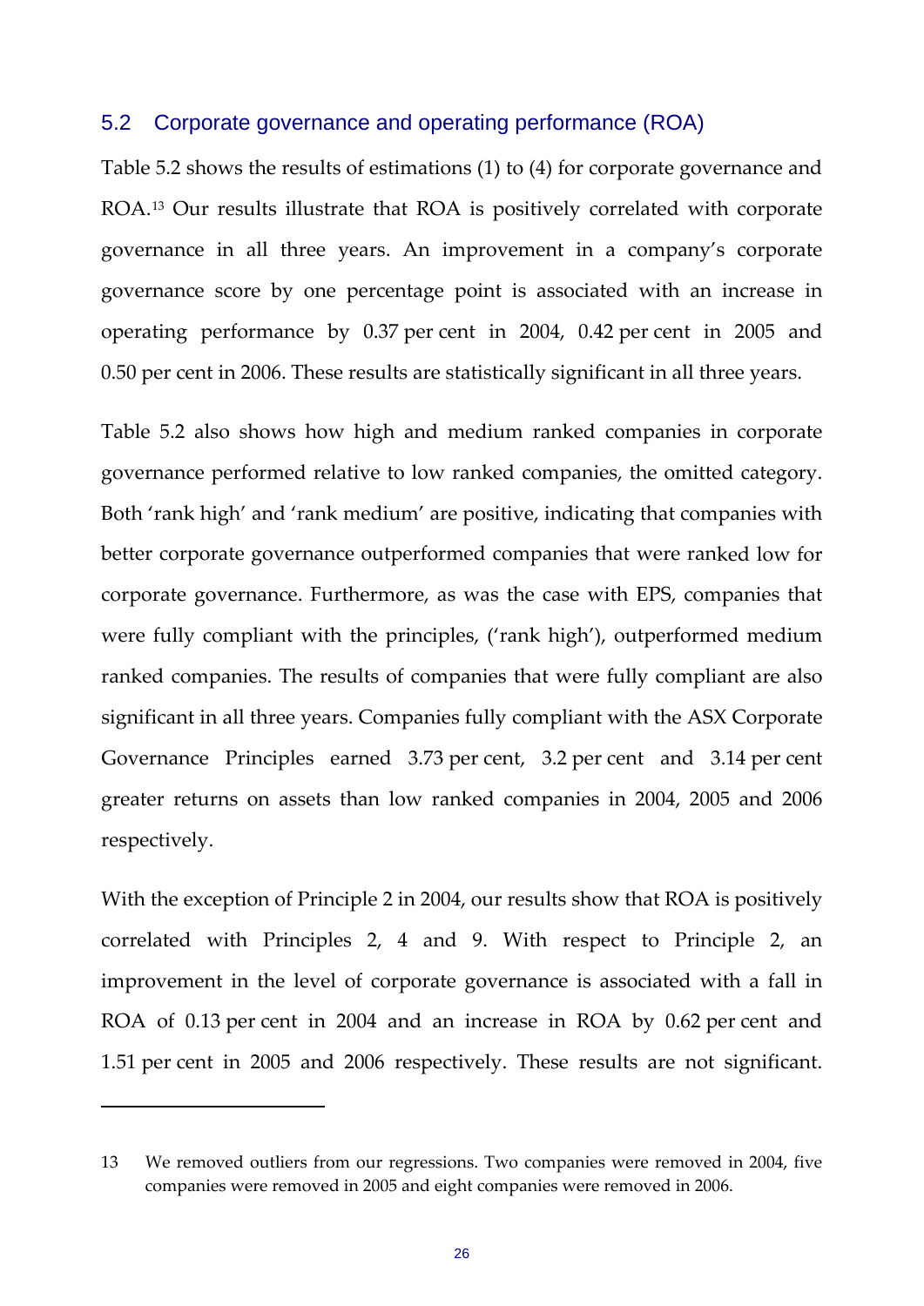## 5.2 Corporate governance and operating performance (ROA)

Table 5.2 shows the results of estimations (1) to (4) for corporate governance and ROA.[13] Our results illustrate that ROA is positively correlated with corporate governance in all three years. An improvement in a company's corporate governance score by one percentage point is associated with an increase in operating performance by 0.37 per cent in 2004, 0.42 per cent in 2005 and 0.50 per cent in 2006. These results are statistically significant in all three years.

Table 5.2 also shows how high and medium ranked companies in corporate governance performed relative to low ranked companies, the omitted category. Both 'rank high' and 'rank medium' are positive, indicating that companies with better corporate governance outperformed companies that were ranked low for corporate governance. Furthermore, as was the case with EPS, companies that were fully compliant with the principles, ('rank high'), outperformed medium ranked companies. The results of companies that were fully compliant are also significant in all three years. Companies fully compliant with the ASX Corporate Governance Principles earned 3.73 per cent, 3.2 per cent and 3.14 per cent greater returns on assets than low ranked companies in 2004, 2005 and 2006 respectively.

With the exception of Principle 2 in 2004, our results show that ROA is positively correlated with Principles 2, 4 and 9. With respect to Principle 2, an improvement in the level of corporate governance is associated with a fall in ROA of 0.13 per cent in 2004 and an increase in ROA by 0.62 per cent and 1.51 per cent in 2005 and 2006 respectively. These results are not significant.

---

13 We removed outliers from our regressions. Two companies were removed in 2004, five companies were removed in 2005 and eight companies were removed in 2006.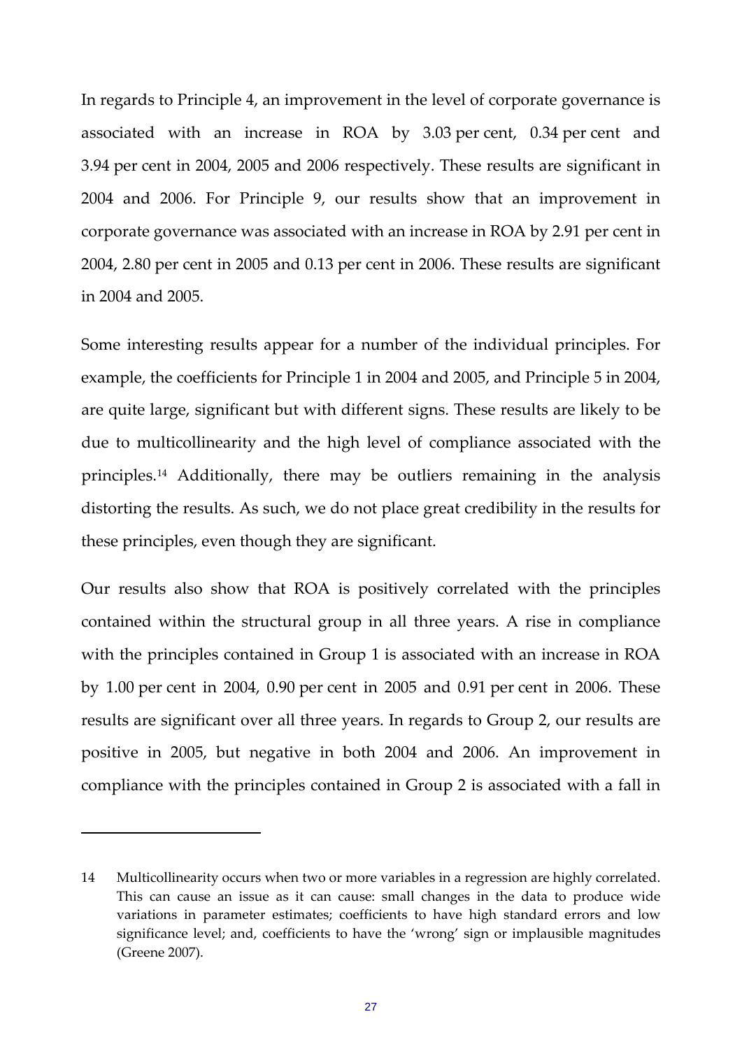In regards to Principle 4, an improvement in the level of corporate governance is associated with an increase in ROA by 3.03 per cent, 0.34 per cent and 3.94 per cent in 2004, 2005 and 2006 respectively. These results are significant in 2004 and 2006. For Principle 9, our results show that an improvement in corporate governance was associated with an increase in ROA by 2.91 per cent in 2004, 2.80 per cent in 2005 and 0.13 per cent in 2006. These results are significant in 2004 and 2005.

Some interesting results appear for a number of the individual principles. For example, the coefficients for Principle 1 in 2004 and 2005, and Principle 5 in 2004, are quite large, significant but with different signs. These results are likely to be due to multicollinearity and the high level of compliance associated with the principles.[14] Additionally, there may be outliers remaining in the analysis distorting the results. As such, we do not place great credibility in the results for these principles, even though they are significant.

Our results also show that ROA is positively correlated with the principles contained within the structural group in all three years. A rise in compliance with the principles contained in Group 1 is associated with an increase in ROA by 1.00 per cent in 2004, 0.90 per cent in 2005 and 0.91 per cent in 2006. These results are significant over all three years. In regards to Group 2, our results are positive in 2005, but negative in both 2004 and 2006. An improvement in compliance with the principles contained in Group 2 is associated with a fall in

---

14 Multicollinearity occurs when two or more variables in a regression are highly correlated. This can cause an issue as it can cause: small changes in the data to produce wide variations in parameter estimates; coefficients to have high standard errors and low significance level; and, coefficients to have the 'wrong' sign or implausible magnitudes (Greene 2007).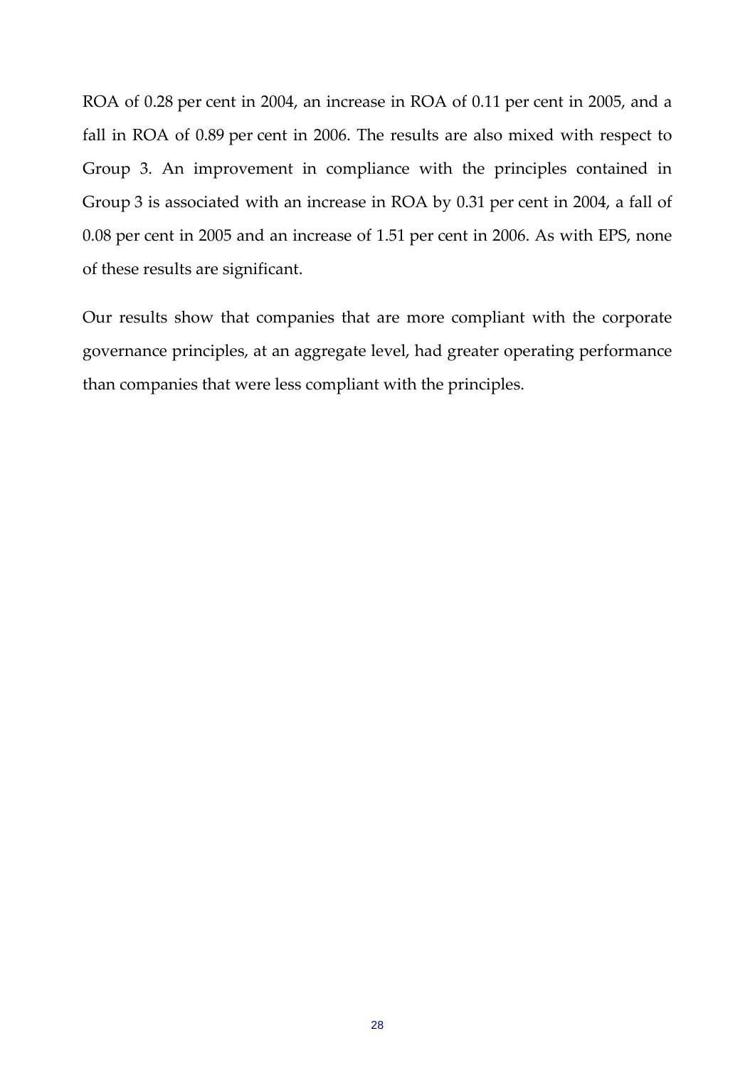ROA of 0.28 per cent in 2004, an increase in ROA of 0.11 per cent in 2005, and a fall in ROA of 0.89 per cent in 2006. The results are also mixed with respect to Group 3. An improvement in compliance with the principles contained in Group 3 is associated with an increase in ROA by 0.31 per cent in 2004, a fall of 0.08 per cent in 2005 and an increase of 1.51 per cent in 2006. As with EPS, none of these results are significant.

Our results show that companies that are more compliant with the corporate governance principles, at an aggregate level, had greater operating performance than companies that were less compliant with the principles.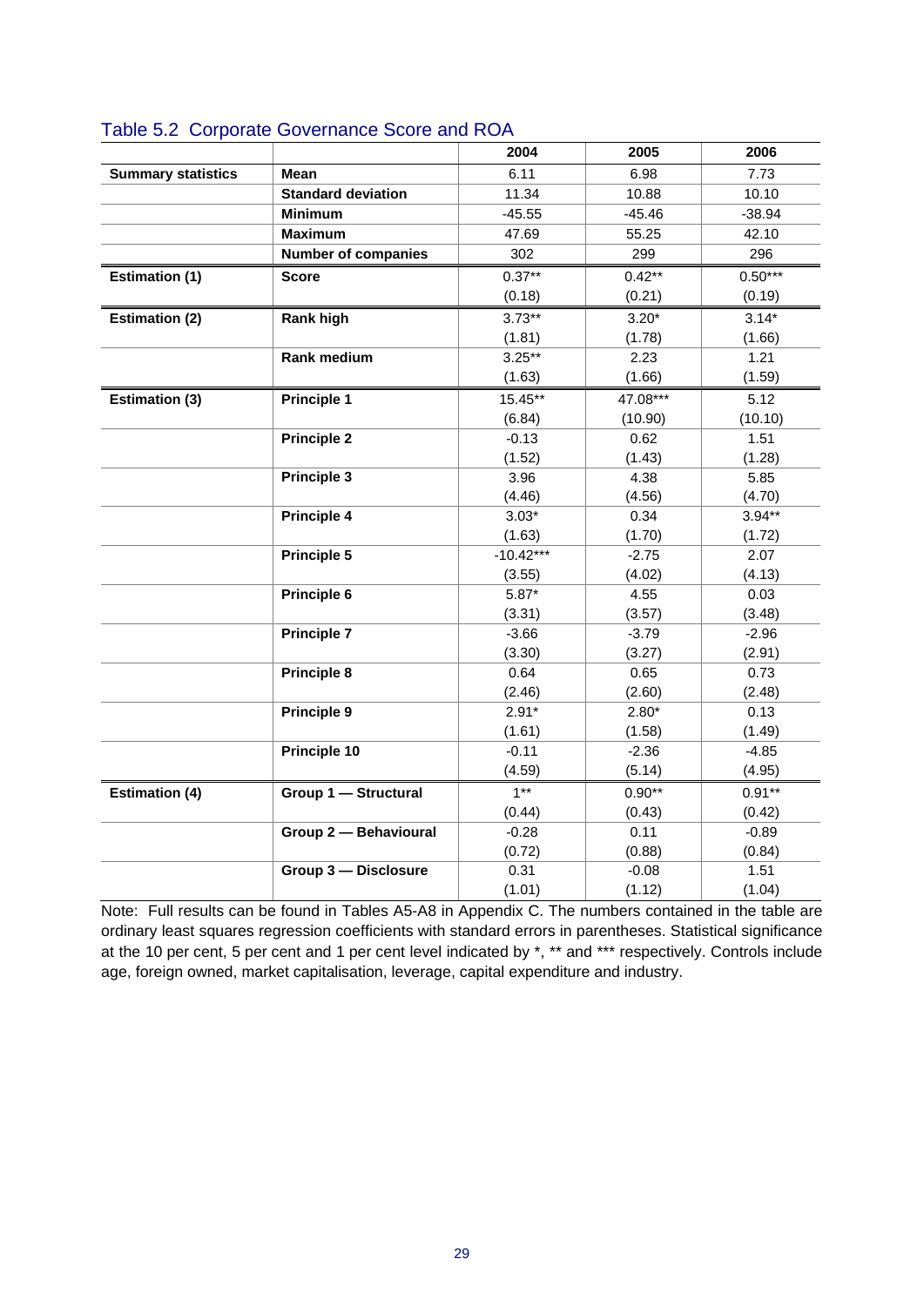## Table 5.2 Corporate Governance Score and ROA

| | | 2004 | 2005 | 2006 |
|---|---|---|---|---|
| **Summary statistics** | **Mean** | 6.11 | 6.98 | 7.73 |
| | **Standard deviation** | 11.34 | 10.88 | 10.10 |
| | **Minimum** | -45.55 | -45.46 | -38.94 |
| | **Maximum** | 47.69 | 55.25 | 42.10 |
| | **Number of companies** | 302 | 299 | 296 |
| **Estimation (1)** | **Score** | 0.37** | 0.42** | 0.50*** |
| | | (0.18) | (0.21) | (0.19) |
| **Estimation (2)** | **Rank high** | 3.73** | 3.20* | 3.14* |
| | | (1.81) | (1.78) | (1.66) |
| | **Rank medium** | 3.25** | 2.23 | 1.21 |
| | | (1.63) | (1.66) | (1.59) |
| **Estimation (3)** | **Principle 1** | 15.45** | 47.08*** | 5.12 |
| | | (6.84) | (10.90) | (10.10) |
| | **Principle 2** | -0.13 | 0.62 | 1.51 |
| | | (1.52) | (1.43) | (1.28) |
| | **Principle 3** | 3.96 | 4.38 | 5.85 |
| | | (4.46) | (4.56) | (4.70) |
| | **Principle 4** | 3.03* | 0.34 | 3.94** |
| | | (1.63) | (1.70) | (1.72) |
| | **Principle 5** | -10.42*** | -2.75 | 2.07 |
| | | (3.55) | (4.02) | (4.13) |
| | **Principle 6** | 5.87* | 4.55 | 0.03 |
| | | (3.31) | (3.57) | (3.48) |
| | **Principle 7** | -3.66 | -3.79 | -2.96 |
| | | (3.30) | (3.27) | (2.91) |
| | **Principle 8** | 0.64 | 0.65 | 0.73 |
| | | (2.46) | (2.60) | (2.48) |
| | **Principle 9** | 2.91* | 2.80* | 0.13 |
| | | (1.61) | (1.58) | (1.49) |
| | **Principle 10** | -0.11 | -2.36 | -4.85 |
| | | (4.59) | (5.14) | (4.95) |
| **Estimation (4)** | **Group 1 — Structural** | 1** | 0.90** | 0.91** |
| | | (0.44) | (0.43) | (0.42) |
| | **Group 2 — Behavioural** | -0.28 | 0.11 | -0.89 |
| | | (0.72) | (0.88) | (0.84) |
| | **Group 3 — Disclosure** | 0.31 | -0.08 | 1.51 |
| | | (1.01) | (1.12) | (1.04) |

Note: Full results can be found in Tables A5-A8 in Appendix C. The numbers contained in the table are ordinary least squares regression coefficients with standard errors in parentheses. Statistical significance at the 10 per cent, 5 per cent and 1 per cent level indicated by *, ** and *** respectively. Controls include age, foreign owned, market capitalisation, leverage, capital expenditure and industry.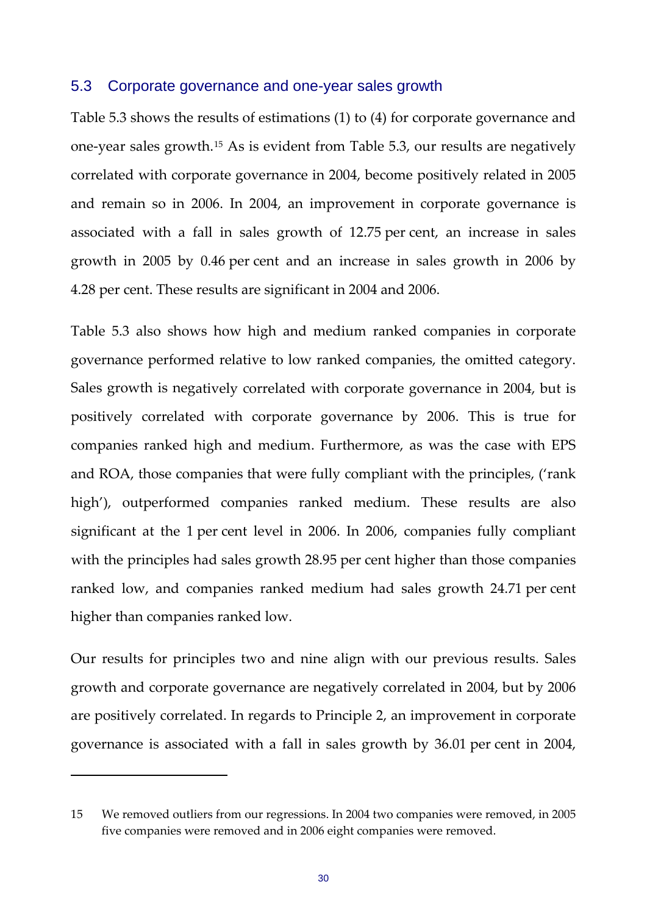## 5.3 Corporate governance and one-year sales growth

Table 5.3 shows the results of estimations (1) to (4) for corporate governance and one-year sales growth.[15] As is evident from Table 5.3, our results are negatively correlated with corporate governance in 2004, become positively related in 2005 and remain so in 2006. In 2004, an improvement in corporate governance is associated with a fall in sales growth of 12.75 per cent, an increase in sales growth in 2005 by 0.46 per cent and an increase in sales growth in 2006 by 4.28 per cent. These results are significant in 2004 and 2006.

Table 5.3 also shows how high and medium ranked companies in corporate governance performed relative to low ranked companies, the omitted category. Sales growth is negatively correlated with corporate governance in 2004, but is positively correlated with corporate governance by 2006. This is true for companies ranked high and medium. Furthermore, as was the case with EPS and ROA, those companies that were fully compliant with the principles, ('rank high'), outperformed companies ranked medium. These results are also significant at the 1 per cent level in 2006. In 2006, companies fully compliant with the principles had sales growth 28.95 per cent higher than those companies ranked low, and companies ranked medium had sales growth 24.71 per cent higher than companies ranked low.

Our results for principles two and nine align with our previous results. Sales growth and corporate governance are negatively correlated in 2004, but by 2006 are positively correlated. In regards to Principle 2, an improvement in corporate governance is associated with a fall in sales growth by 36.01 per cent in 2004,

---

15 We removed outliers from our regressions. In 2004 two companies were removed, in 2005 five companies were removed and in 2006 eight companies were removed.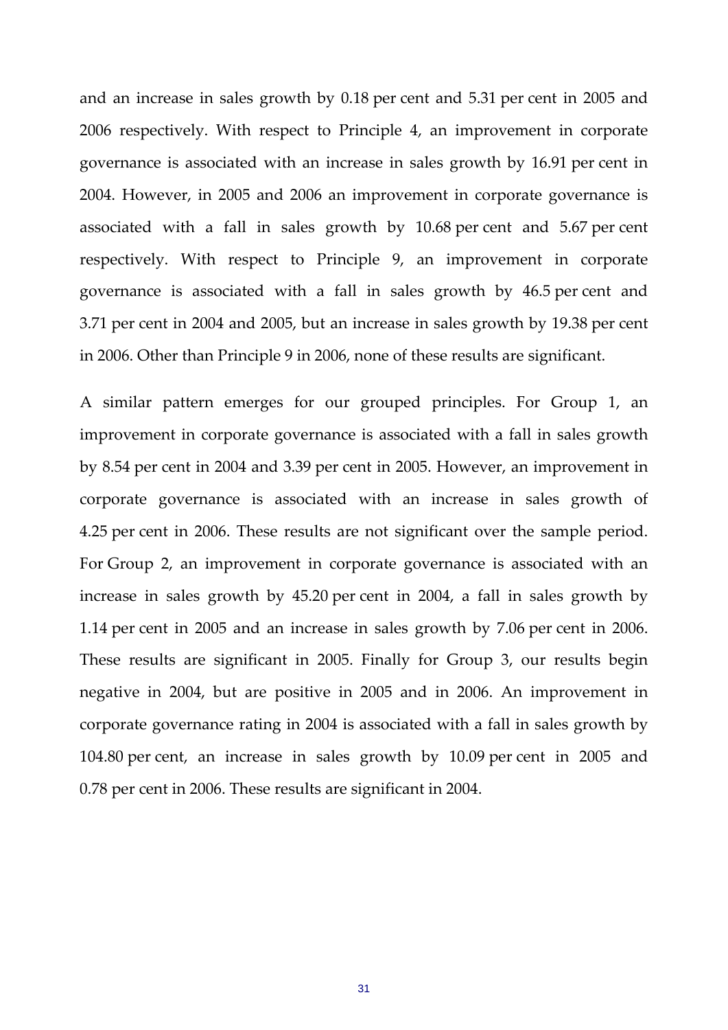and an increase in sales growth by 0.18 per cent and 5.31 per cent in 2005 and 2006 respectively. With respect to Principle 4, an improvement in corporate governance is associated with an increase in sales growth by 16.91 per cent in 2004. However, in 2005 and 2006 an improvement in corporate governance is associated with a fall in sales growth by 10.68 per cent and 5.67 per cent respectively. With respect to Principle 9, an improvement in corporate governance is associated with a fall in sales growth by 46.5 per cent and 3.71 per cent in 2004 and 2005, but an increase in sales growth by 19.38 per cent in 2006. Other than Principle 9 in 2006, none of these results are significant.

A similar pattern emerges for our grouped principles. For Group 1, an improvement in corporate governance is associated with a fall in sales growth by 8.54 per cent in 2004 and 3.39 per cent in 2005. However, an improvement in corporate governance is associated with an increase in sales growth of 4.25 per cent in 2006. These results are not significant over the sample period. For Group 2, an improvement in corporate governance is associated with an increase in sales growth by 45.20 per cent in 2004, a fall in sales growth by 1.14 per cent in 2005 and an increase in sales growth by 7.06 per cent in 2006. These results are significant in 2005. Finally for Group 3, our results begin negative in 2004, but are positive in 2005 and in 2006. An improvement in corporate governance rating in 2004 is associated with a fall in sales growth by 104.80 per cent, an increase in sales growth by 10.09 per cent in 2005 and 0.78 per cent in 2006. These results are significant in 2004.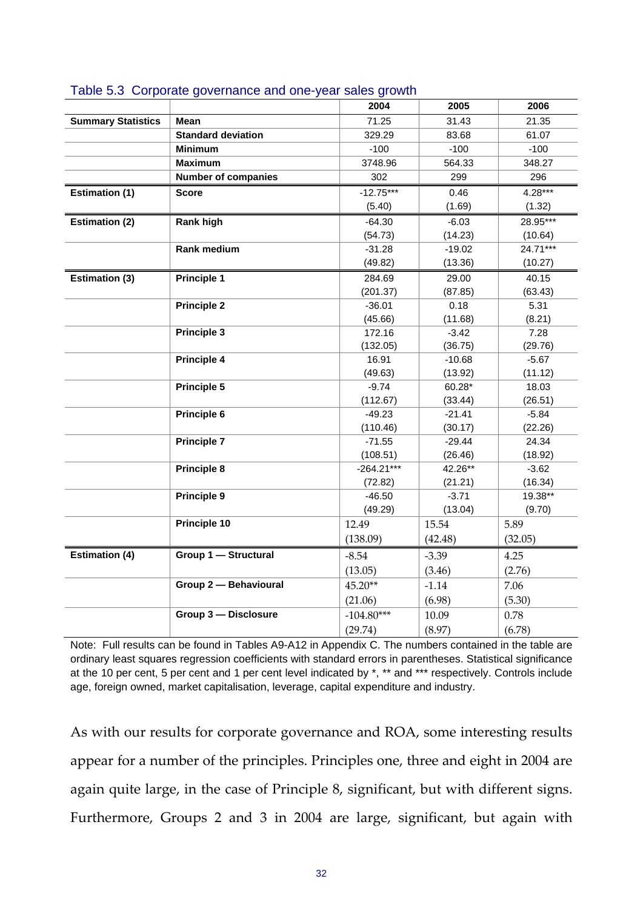Table 5.3 Corporate governance and one-year sales growth

| | | 2004 | 2005 | 2006 |
|---|---|---|---|---|
| **Summary Statistics** | **Mean** | 71.25 | 31.43 | 21.35 |
| | **Standard deviation** | 329.29 | 83.68 | 61.07 |
| | **Minimum** | -100 | -100 | -100 |
| | **Maximum** | 3748.96 | 564.33 | 348.27 |
| | **Number of companies** | 302 | 299 | 296 |
| **Estimation (1)** | **Score** | -12.75*** | 0.46 | 4.28*** |
| | | (5.40) | (1.69) | (1.32) |
| **Estimation (2)** | **Rank high** | -64.30 | -6.03 | 28.95*** |
| | | (54.73) | (14.23) | (10.64) |
| | **Rank medium** | -31.28 | -19.02 | 24.71*** |
| | | (49.82) | (13.36) | (10.27) |
| **Estimation (3)** | **Principle 1** | 284.69 | 29.00 | 40.15 |
| | | (201.37) | (87.85) | (63.43) |
| | **Principle 2** | -36.01 | 0.18 | 5.31 |
| | | (45.66) | (11.68) | (8.21) |
| | **Principle 3** | 172.16 | -3.42 | 7.28 |
| | | (132.05) | (36.75) | (29.76) |
| | **Principle 4** | 16.91 | -10.68 | -5.67 |
| | | (49.63) | (13.92) | (11.12) |
| | **Principle 5** | -9.74 | 60.28* | 18.03 |
| | | (112.67) | (33.44) | (26.51) |
| | **Principle 6** | -49.23 | -21.41 | -5.84 |
| | | (110.46) | (30.17) | (22.26) |
| | **Principle 7** | -71.55 | -29.44 | 24.34 |
| | | (108.51) | (26.46) | (18.92) |
| | **Principle 8** | -264.21*** | 42.26** | -3.62 |
| | | (72.82) | (21.21) | (16.34) |
| | **Principle 9** | -46.50 | -3.71 | 19.38** |
| | | (49.29) | (13.04) | (9.70) |
| | **Principle 10** | 12.49 | 15.54 | 5.89 |
| | | (138.09) | (42.48) | (32.05) |
| **Estimation (4)** | **Group 1 — Structural** | -8.54 | -3.39 | 4.25 |
| | | (13.05) | (3.46) | (2.76) |
| | **Group 2 — Behavioural** | 45.20** | -1.14 | 7.06 |
| | | (21.06) | (6.98) | (5.30) |
| | **Group 3 — Disclosure** | -104.80*** | 10.09 | 0.78 |
| | | (29.74) | (8.97) | (6.78) |

Note: Full results can be found in Tables A9-A12 in Appendix C. The numbers contained in the table are ordinary least squares regression coefficients with standard errors in parentheses. Statistical significance at the 10 per cent, 5 per cent and 1 per cent level indicated by *, ** and *** respectively. Controls include age, foreign owned, market capitalisation, leverage, capital expenditure and industry.

As with our results for corporate governance and ROA, some interesting results appear for a number of the principles. Principles one, three and eight in 2004 are again quite large, in the case of Principle 8, significant, but with different signs. Furthermore, Groups 2 and 3 in 2004 are large, significant, but again with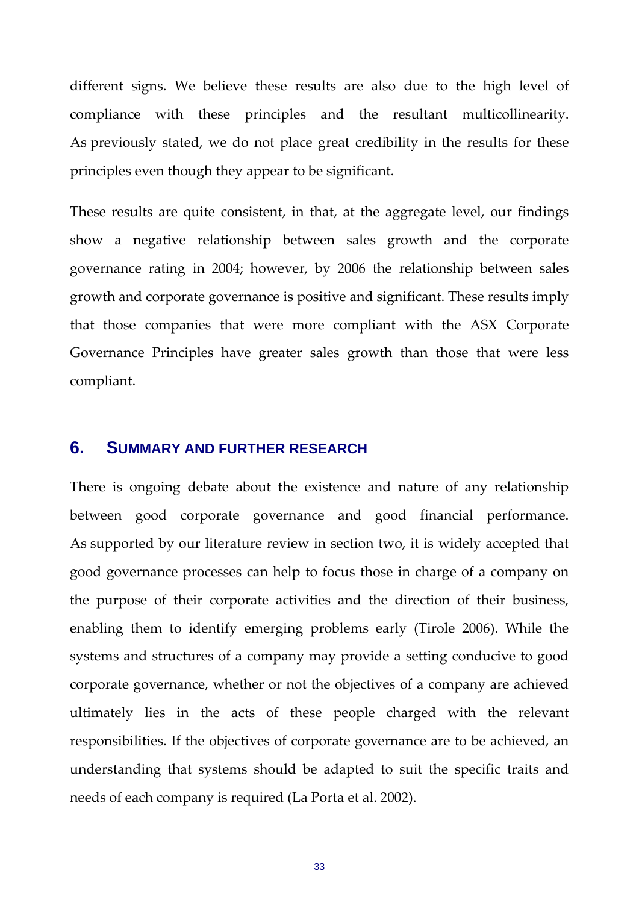different signs. We believe these results are also due to the high level of compliance with these principles and the resultant multicollinearity. As previously stated, we do not place great credibility in the results for these principles even though they appear to be significant.

These results are quite consistent, in that, at the aggregate level, our findings show a negative relationship between sales growth and the corporate governance rating in 2004; however, by 2006 the relationship between sales growth and corporate governance is positive and significant. These results imply that those companies that were more compliant with the ASX Corporate Governance Principles have greater sales growth than those that were less compliant.

## 6. SUMMARY AND FURTHER RESEARCH

There is ongoing debate about the existence and nature of any relationship between good corporate governance and good financial performance. As supported by our literature review in section two, it is widely accepted that good governance processes can help to focus those in charge of a company on the purpose of their corporate activities and the direction of their business, enabling them to identify emerging problems early (Tirole 2006). While the systems and structures of a company may provide a setting conducive to good corporate governance, whether or not the objectives of a company are achieved ultimately lies in the acts of these people charged with the relevant responsibilities. If the objectives of corporate governance are to be achieved, an understanding that systems should be adapted to suit the specific traits and needs of each company is required (La Porta et al. 2002).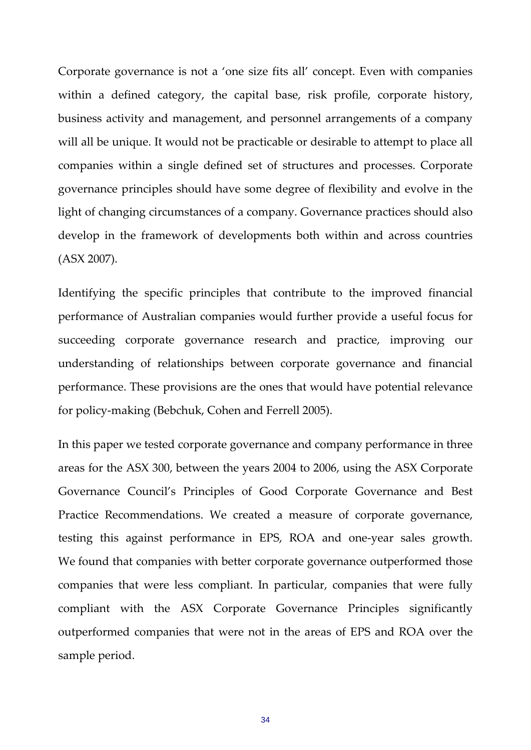Corporate governance is not a 'one size fits all' concept. Even with companies within a defined category, the capital base, risk profile, corporate history, business activity and management, and personnel arrangements of a company will all be unique. It would not be practicable or desirable to attempt to place all companies within a single defined set of structures and processes. Corporate governance principles should have some degree of flexibility and evolve in the light of changing circumstances of a company. Governance practices should also develop in the framework of developments both within and across countries (ASX 2007).

Identifying the specific principles that contribute to the improved financial performance of Australian companies would further provide a useful focus for succeeding corporate governance research and practice, improving our understanding of relationships between corporate governance and financial performance. These provisions are the ones that would have potential relevance for policy-making (Bebchuk, Cohen and Ferrell 2005).

In this paper we tested corporate governance and company performance in three areas for the ASX 300, between the years 2004 to 2006, using the ASX Corporate Governance Council's Principles of Good Corporate Governance and Best Practice Recommendations. We created a measure of corporate governance, testing this against performance in EPS, ROA and one-year sales growth. We found that companies with better corporate governance outperformed those companies that were less compliant. In particular, companies that were fully compliant with the ASX Corporate Governance Principles significantly outperformed companies that were not in the areas of EPS and ROA over the sample period.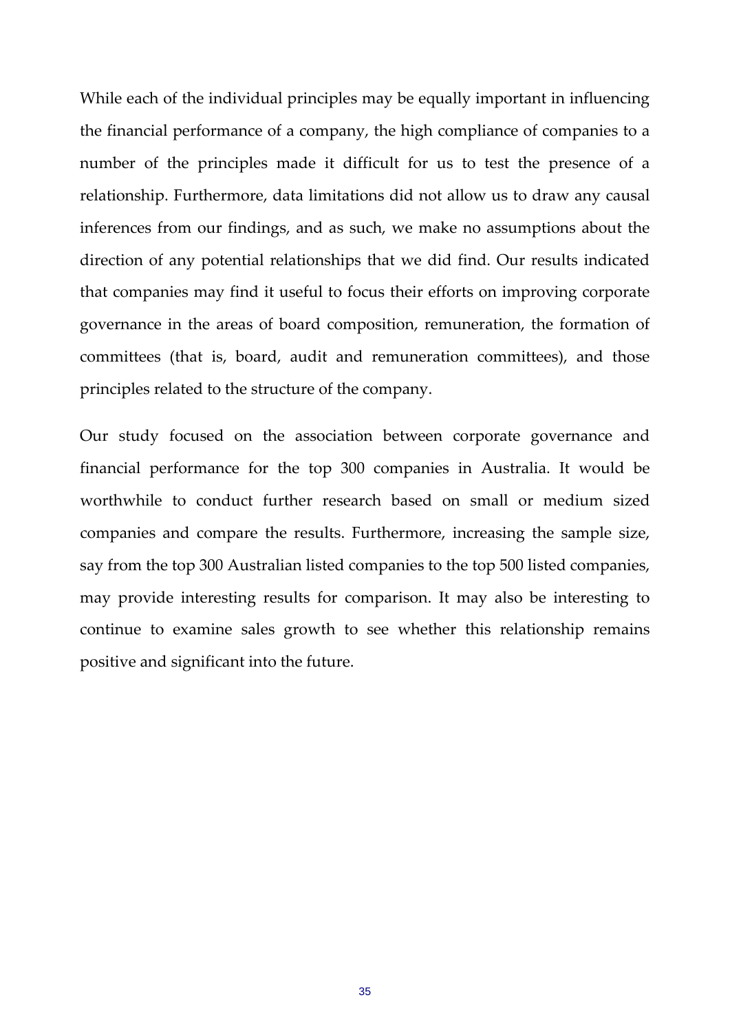While each of the individual principles may be equally important in influencing the financial performance of a company, the high compliance of companies to a number of the principles made it difficult for us to test the presence of a relationship. Furthermore, data limitations did not allow us to draw any causal inferences from our findings, and as such, we make no assumptions about the direction of any potential relationships that we did find. Our results indicated that companies may find it useful to focus their efforts on improving corporate governance in the areas of board composition, remuneration, the formation of committees (that is, board, audit and remuneration committees), and those principles related to the structure of the company.

Our study focused on the association between corporate governance and financial performance for the top 300 companies in Australia. It would be worthwhile to conduct further research based on small or medium sized companies and compare the results. Furthermore, increasing the sample size, say from the top 300 Australian listed companies to the top 500 listed companies, may provide interesting results for comparison. It may also be interesting to continue to examine sales growth to see whether this relationship remains positive and significant into the future.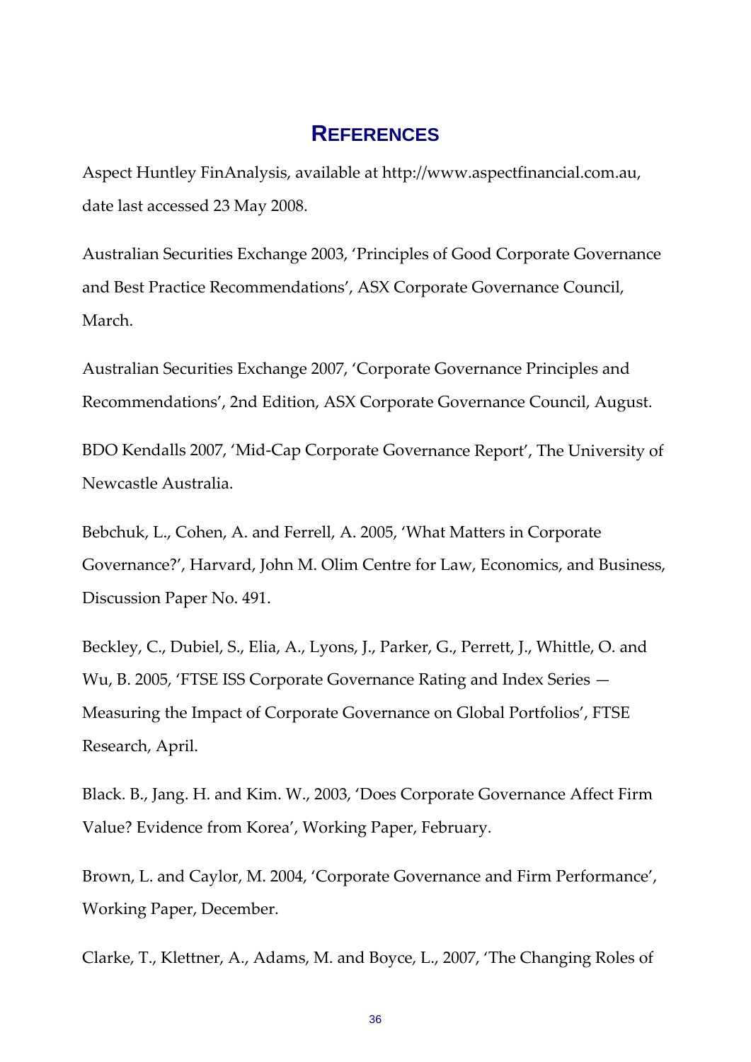# References

Aspect Huntley FinAnalysis, available at http://www.aspectfinancial.com.au, date last accessed 23 May 2008.

Australian Securities Exchange 2003, 'Principles of Good Corporate Governance and Best Practice Recommendations', ASX Corporate Governance Council, March.

Australian Securities Exchange 2007, 'Corporate Governance Principles and Recommendations', 2nd Edition, ASX Corporate Governance Council, August.

BDO Kendalls 2007, 'Mid-Cap Corporate Governance Report', The University of Newcastle Australia.

Bebchuk, L., Cohen, A. and Ferrell, A. 2005, 'What Matters in Corporate Governance?', Harvard, John M. Olim Centre for Law, Economics, and Business, Discussion Paper No. 491.

Beckley, C., Dubiel, S., Elia, A., Lyons, J., Parker, G., Perrett, J., Whittle, O. and Wu, B. 2005, 'FTSE ISS Corporate Governance Rating and Index Series — Measuring the Impact of Corporate Governance on Global Portfolios', FTSE Research, April.

Black. B., Jang. H. and Kim. W., 2003, 'Does Corporate Governance Affect Firm Value? Evidence from Korea', Working Paper, February.

Brown, L. and Caylor, M. 2004, 'Corporate Governance and Firm Performance', Working Paper, December.

Clarke, T., Klettner, A., Adams, M. and Boyce, L., 2007, 'The Changing Roles of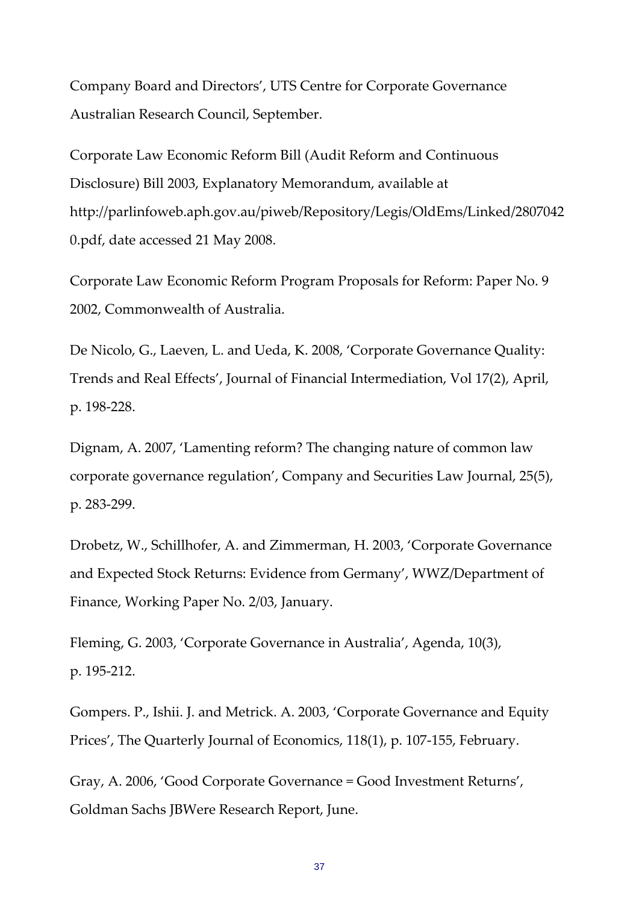Company Board and Directors', UTS Centre for Corporate Governance Australian Research Council, September.

Corporate Law Economic Reform Bill (Audit Reform and Continuous Disclosure) Bill 2003, Explanatory Memorandum, available at http://parlinfoweb.aph.gov.au/piweb/Repository/Legis/OldEms/Linked/28070420.pdf, date accessed 21 May 2008.

Corporate Law Economic Reform Program Proposals for Reform: Paper No. 9 2002, Commonwealth of Australia.

De Nicolo, G., Laeven, L. and Ueda, K. 2008, 'Corporate Governance Quality: Trends and Real Effects', Journal of Financial Intermediation, Vol 17(2), April, p. 198-228.

Dignam, A. 2007, 'Lamenting reform? The changing nature of common law corporate governance regulation', Company and Securities Law Journal, 25(5), p. 283-299.

Drobetz, W., Schillhofer, A. and Zimmerman, H. 2003, 'Corporate Governance and Expected Stock Returns: Evidence from Germany', WWZ/Department of Finance, Working Paper No. 2/03, January.

Fleming, G. 2003, 'Corporate Governance in Australia', Agenda, 10(3), p. 195-212.

Gompers. P., Ishii. J. and Metrick. A. 2003, 'Corporate Governance and Equity Prices', The Quarterly Journal of Economics, 118(1), p. 107-155, February.

Gray, A. 2006, 'Good Corporate Governance = Good Investment Returns', Goldman Sachs JBWere Research Report, June.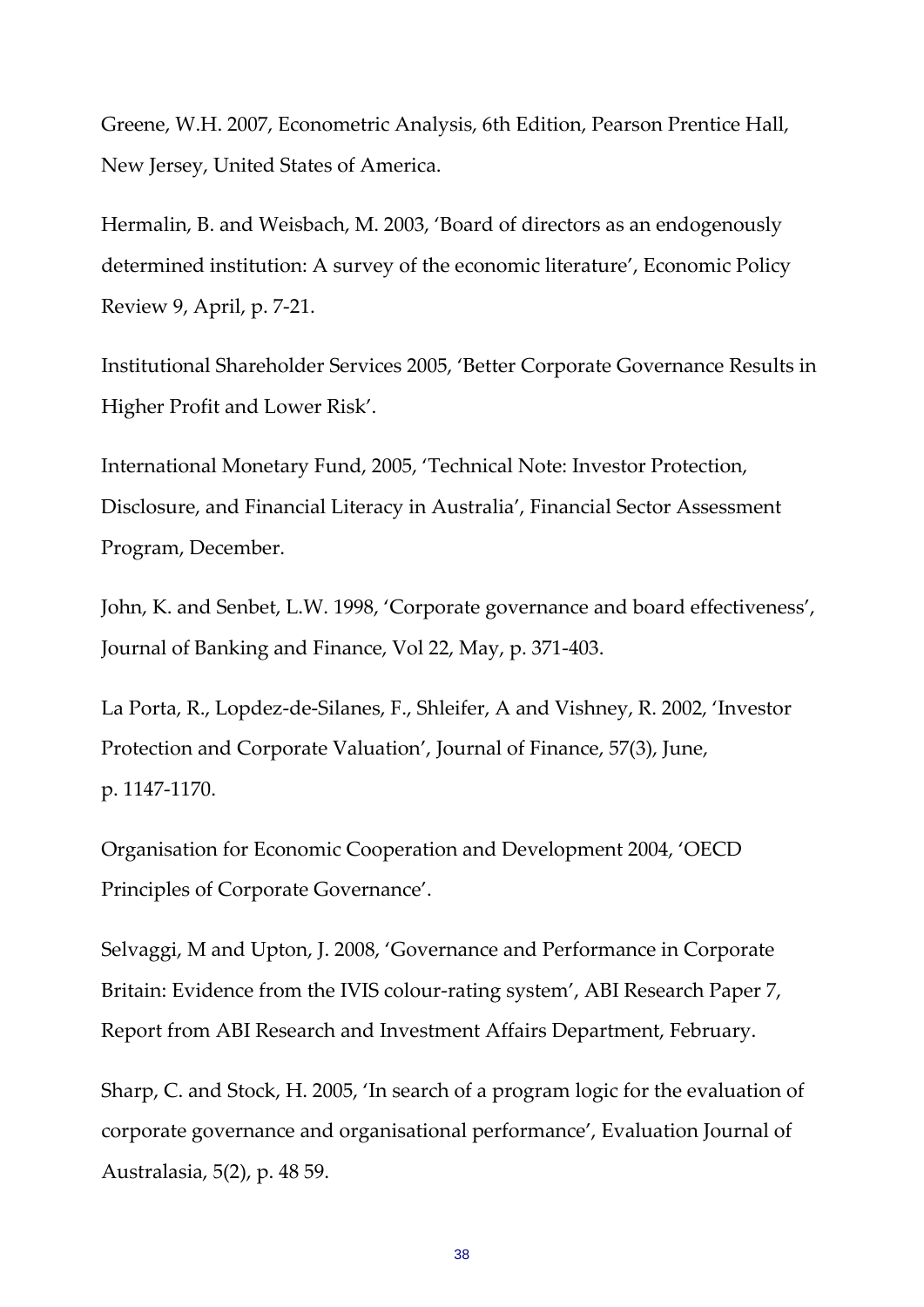Greene, W.H. 2007, Econometric Analysis, 6th Edition, Pearson Prentice Hall, New Jersey, United States of America.

Hermalin, B. and Weisbach, M. 2003, 'Board of directors as an endogenously determined institution: A survey of the economic literature', Economic Policy Review 9, April, p. 7-21.

Institutional Shareholder Services 2005, 'Better Corporate Governance Results in Higher Profit and Lower Risk'.

International Monetary Fund, 2005, 'Technical Note: Investor Protection, Disclosure, and Financial Literacy in Australia', Financial Sector Assessment Program, December.

John, K. and Senbet, L.W. 1998, 'Corporate governance and board effectiveness', Journal of Banking and Finance, Vol 22, May, p. 371-403.

La Porta, R., Lopdez-de-Silanes, F., Shleifer, A and Vishney, R. 2002, 'Investor Protection and Corporate Valuation', Journal of Finance, 57(3), June, p. 1147-1170.

Organisation for Economic Cooperation and Development 2004, 'OECD Principles of Corporate Governance'.

Selvaggi, M and Upton, J. 2008, 'Governance and Performance in Corporate Britain: Evidence from the IVIS colour-rating system', ABI Research Paper 7, Report from ABI Research and Investment Affairs Department, February.

Sharp, C. and Stock, H. 2005, 'In search of a program logic for the evaluation of corporate governance and organisational performance', Evaluation Journal of Australasia, 5(2), p. 48 59.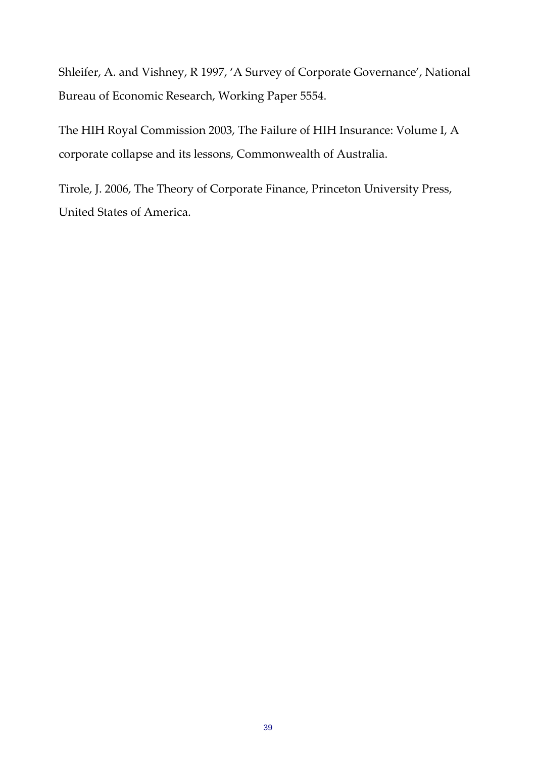Shleifer, A. and Vishney, R 1997, 'A Survey of Corporate Governance', National Bureau of Economic Research, Working Paper 5554.

The HIH Royal Commission 2003, The Failure of HIH Insurance: Volume I, A corporate collapse and its lessons, Commonwealth of Australia.

Tirole, J. 2006, The Theory of Corporate Finance, Princeton University Press, United States of America.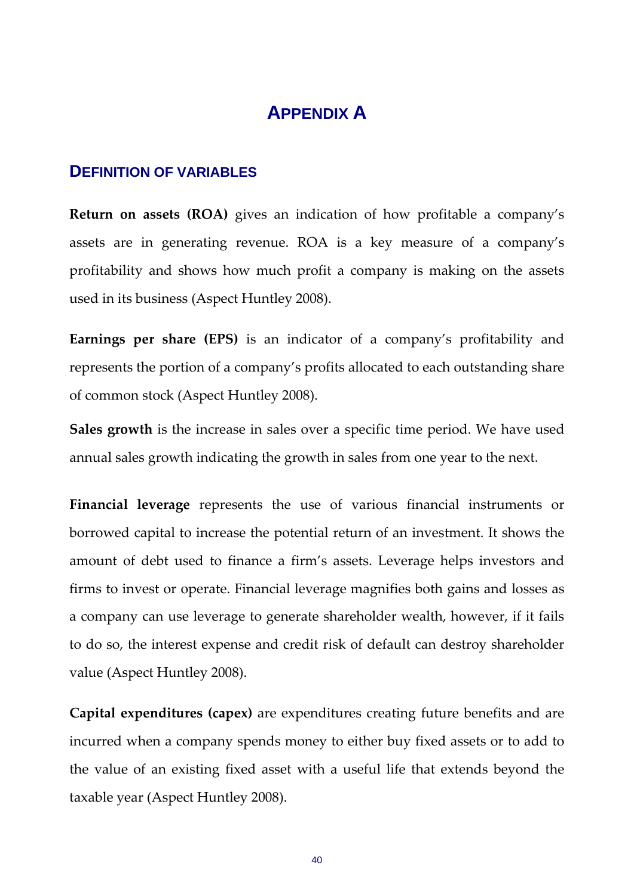# APPENDIX A

## DEFINITION OF VARIABLES

**Return on assets (ROA)** gives an indication of how profitable a company's assets are in generating revenue. ROA is a key measure of a company's profitability and shows how much profit a company is making on the assets used in its business (Aspect Huntley 2008).

**Earnings per share (EPS)** is an indicator of a company's profitability and represents the portion of a company's profits allocated to each outstanding share of common stock (Aspect Huntley 2008).

**Sales growth** is the increase in sales over a specific time period. We have used annual sales growth indicating the growth in sales from one year to the next.

**Financial leverage** represents the use of various financial instruments or borrowed capital to increase the potential return of an investment. It shows the amount of debt used to finance a firm's assets. Leverage helps investors and firms to invest or operate. Financial leverage magnifies both gains and losses as a company can use leverage to generate shareholder wealth, however, if it fails to do so, the interest expense and credit risk of default can destroy shareholder value (Aspect Huntley 2008).

**Capital expenditures (capex)** are expenditures creating future benefits and are incurred when a company spends money to either buy fixed assets or to add to the value of an existing fixed asset with a useful life that extends beyond the taxable year (Aspect Huntley 2008).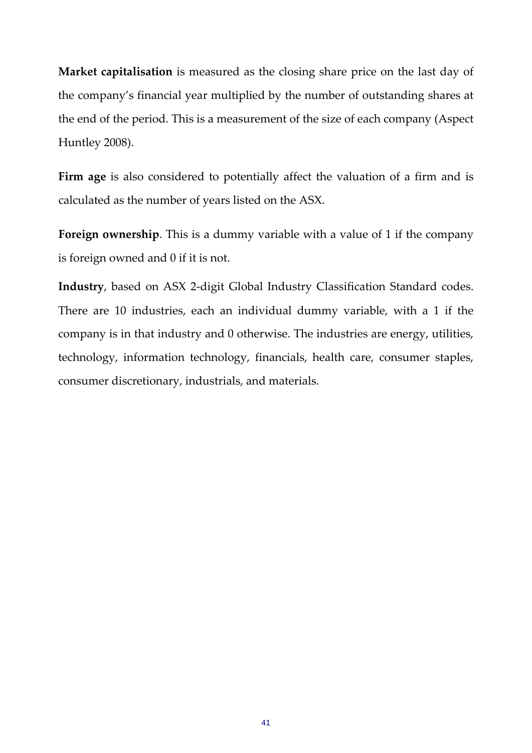**Market capitalisation** is measured as the closing share price on the last day of the company's financial year multiplied by the number of outstanding shares at the end of the period. This is a measurement of the size of each company (Aspect Huntley 2008).

**Firm age** is also considered to potentially affect the valuation of a firm and is calculated as the number of years listed on the ASX.

**Foreign ownership**. This is a dummy variable with a value of 1 if the company is foreign owned and 0 if it is not.

**Industry**, based on ASX 2-digit Global Industry Classification Standard codes. There are 10 industries, each an individual dummy variable, with a 1 if the company is in that industry and 0 otherwise. The industries are energy, utilities, technology, information technology, financials, health care, consumer staples, consumer discretionary, industrials, and materials.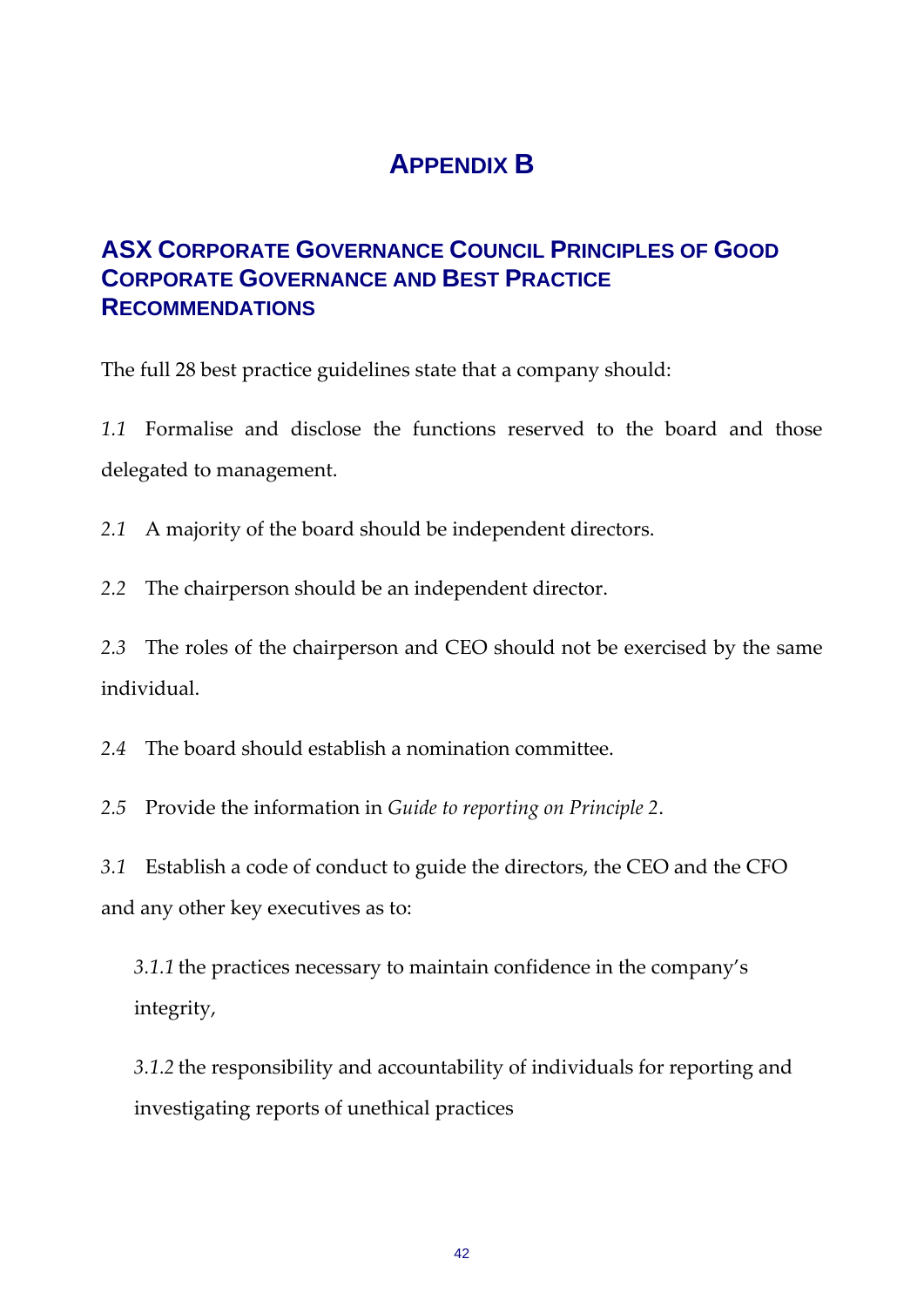# Appendix B

## ASX Corporate Governance Council Principles of Good Corporate Governance and Best Practice Recommendations

The full 28 best practice guidelines state that a company should:

*1.1* Formalise and disclose the functions reserved to the board and those delegated to management.

*2.1* A majority of the board should be independent directors.

*2.2* The chairperson should be an independent director.

*2.3* The roles of the chairperson and CEO should not be exercised by the same individual.

*2.4* The board should establish a nomination committee.

*2.5* Provide the information in *Guide to reporting on Principle 2*.

*3.1* Establish a code of conduct to guide the directors, the CEO and the CFO and any other key executives as to:

> *3.1.1* the practices necessary to maintain confidence in the company's integrity,
>
> *3.1.2* the responsibility and accountability of individuals for reporting and investigating reports of unethical practices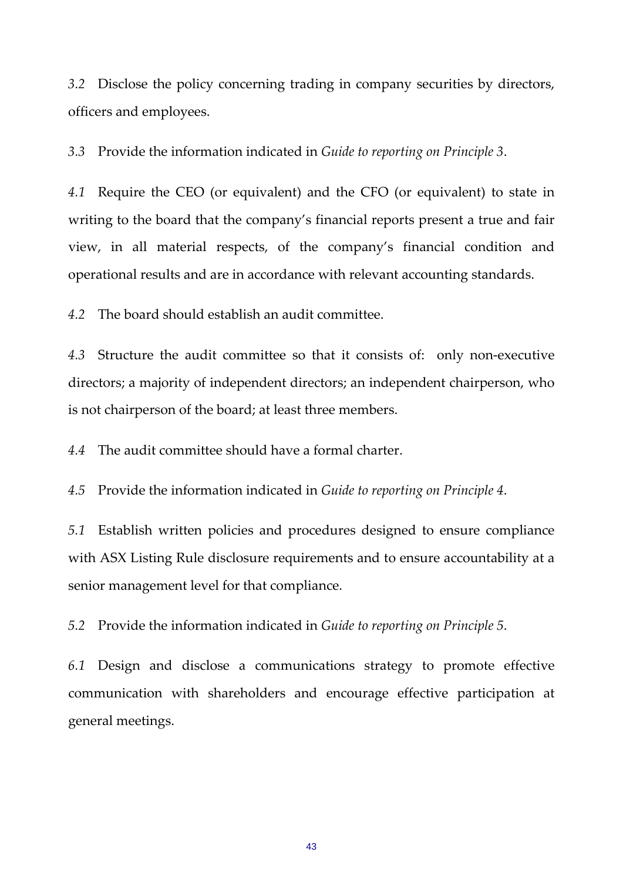*3.2* Disclose the policy concerning trading in company securities by directors, officers and employees.

*3.3* Provide the information indicated in *Guide to reporting on Principle 3*.

*4.1* Require the CEO (or equivalent) and the CFO (or equivalent) to state in writing to the board that the company's financial reports present a true and fair view, in all material respects, of the company's financial condition and operational results and are in accordance with relevant accounting standards.

*4.2* The board should establish an audit committee.

*4.3* Structure the audit committee so that it consists of: only non-executive directors; a majority of independent directors; an independent chairperson, who is not chairperson of the board; at least three members.

*4.4* The audit committee should have a formal charter.

*4.5* Provide the information indicated in *Guide to reporting on Principle 4*.

*5.1* Establish written policies and procedures designed to ensure compliance with ASX Listing Rule disclosure requirements and to ensure accountability at a senior management level for that compliance.

*5.2* Provide the information indicated in *Guide to reporting on Principle 5*.

*6.1* Design and disclose a communications strategy to promote effective communication with shareholders and encourage effective participation at general meetings.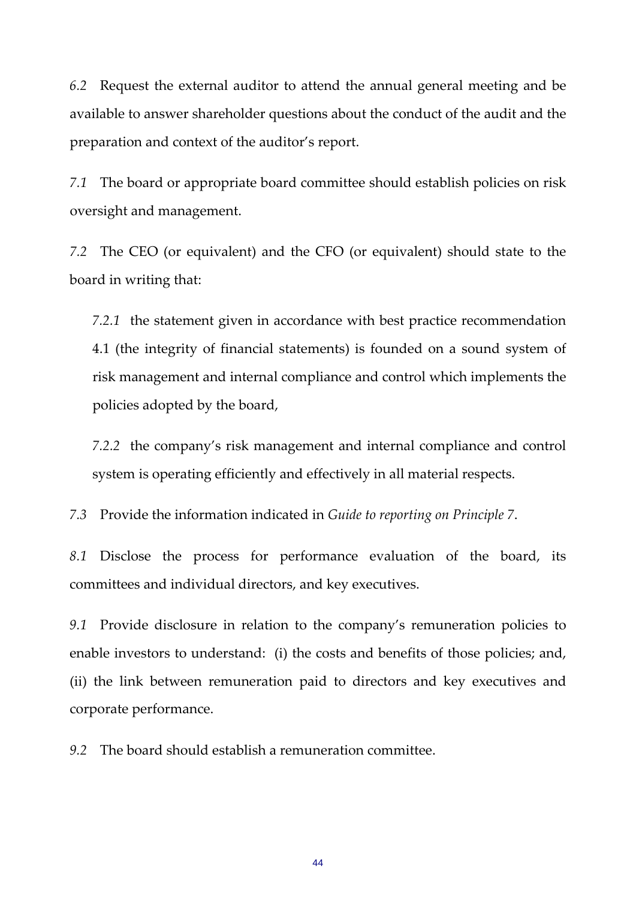*6.2* Request the external auditor to attend the annual general meeting and be available to answer shareholder questions about the conduct of the audit and the preparation and context of the auditor's report.

*7.1* The board or appropriate board committee should establish policies on risk oversight and management.

*7.2* The CEO (or equivalent) and the CFO (or equivalent) should state to the board in writing that:

> *7.2.1* the statement given in accordance with best practice recommendation 4.1 (the integrity of financial statements) is founded on a sound system of risk management and internal compliance and control which implements the policies adopted by the board,
>
> *7.2.2* the company's risk management and internal compliance and control system is operating efficiently and effectively in all material respects.

*7.3* Provide the information indicated in *Guide to reporting on Principle 7*.

*8.1* Disclose the process for performance evaluation of the board, its committees and individual directors, and key executives.

*9.1* Provide disclosure in relation to the company's remuneration policies to enable investors to understand: (i) the costs and benefits of those policies; and, (ii) the link between remuneration paid to directors and key executives and corporate performance.

*9.2* The board should establish a remuneration committee.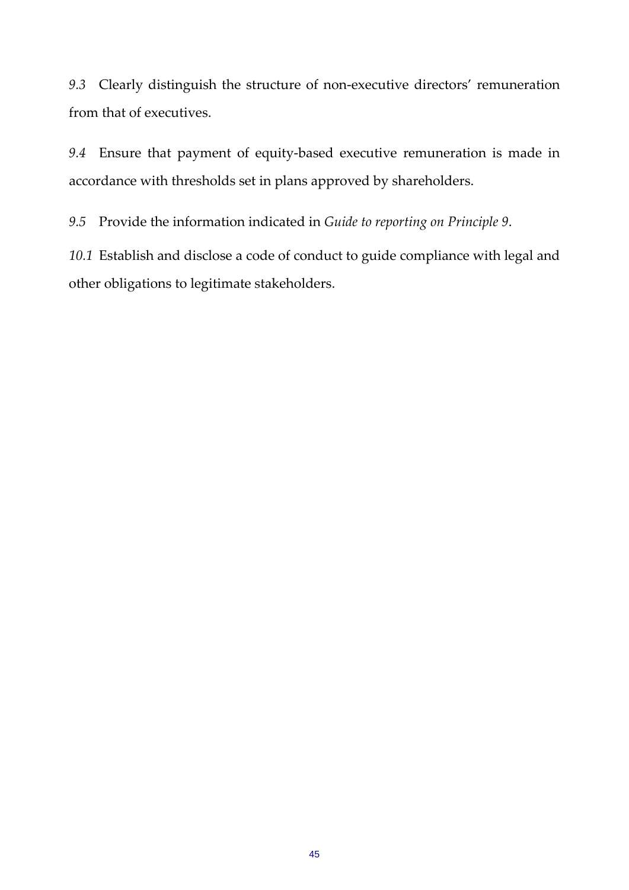*9.3* Clearly distinguish the structure of non-executive directors' remuneration from that of executives.

*9.4* Ensure that payment of equity-based executive remuneration is made in accordance with thresholds set in plans approved by shareholders.

*9.5* Provide the information indicated in *Guide to reporting on Principle 9*.

*10.1* Establish and disclose a code of conduct to guide compliance with legal and other obligations to legitimate stakeholders.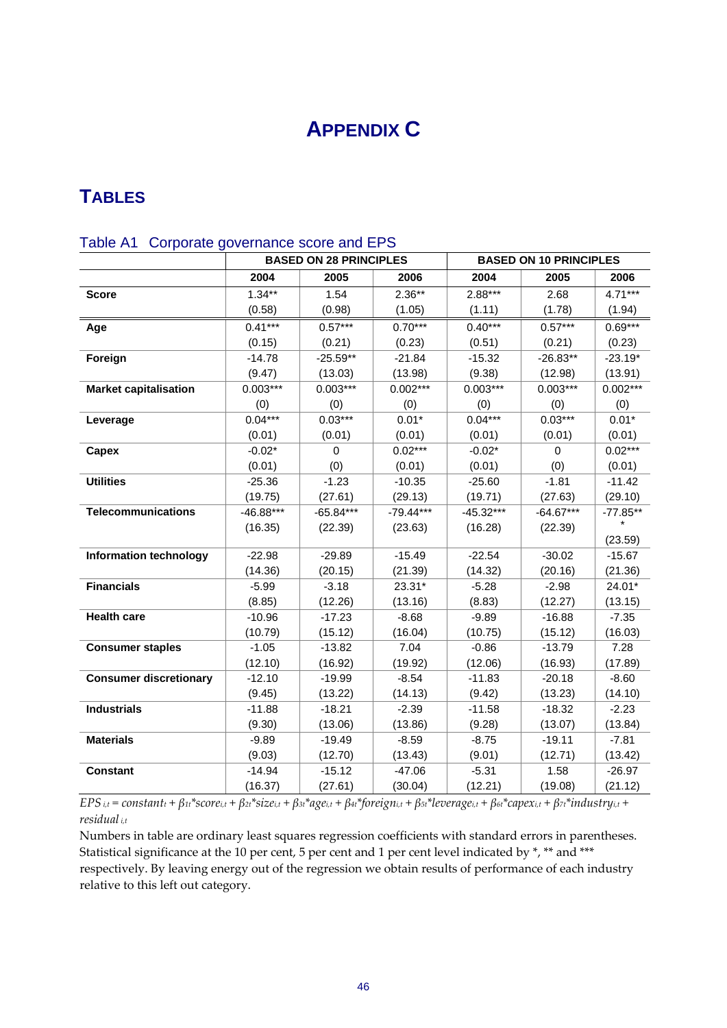# APPENDIX C

## TABLES

### Table A1 Corporate governance score and EPS

| | BASED ON 28 PRINCIPLES | | | BASED ON 10 PRINCIPLES | | |
|---|---|---|---|---|---|---|
| | **2004** | **2005** | **2006** | **2004** | **2005** | **2006** |
| **Score** | 1.34** | 1.54 | 2.36** | 2.88*** | 2.68 | 4.71*** |
| | (0.58) | (0.98) | (1.05) | (1.11) | (1.78) | (1.94) |
| **Age** | 0.41*** | 0.57*** | 0.70*** | 0.40*** | 0.57*** | 0.69*** |
| | (0.15) | (0.21) | (0.23) | (0.51) | (0.21) | (0.23) |
| **Foreign** | -14.78 | -25.59** | -21.84 | -15.32 | -26.83** | -23.19* |
| | (9.47) | (13.03) | (13.98) | (9.38) | (12.98) | (13.91) |
| **Market capitalisation** | 0.003*** | 0.003*** | 0.002*** | 0.003*** | 0.003*** | 0.002*** |
| | (0) | (0) | (0) | (0) | (0) | (0) |
| **Leverage** | 0.04*** | 0.03*** | 0.01* | 0.04*** | 0.03*** | 0.01* |
| | (0.01) | (0.01) | (0.01) | (0.01) | (0.01) | (0.01) |
| **Capex** | -0.02* | 0 | 0.02*** | -0.02* | 0 | 0.02*** |
| | (0.01) | (0) | (0.01) | (0.01) | (0) | (0.01) |
| **Utilities** | -25.36 | -1.23 | -10.35 | -25.60 | -1.81 | -11.42 |
| | (19.75) | (27.61) | (29.13) | (19.71) | (27.63) | (29.10) |
| **Telecommunications** | -46.88*** | -65.84*** | -79.44*** | -45.32*** | -64.67*** | -77.85*** |
| | (16.35) | (22.39) | (23.63) | (16.28) | (22.39) | (23.59) |
| **Information technology** | -22.98 | -29.89 | -15.49 | -22.54 | -30.02 | -15.67 |
| | (14.36) | (20.15) | (21.39) | (14.32) | (20.16) | (21.36) |
| **Financials** | -5.99 | -3.18 | 23.31* | -5.28 | -2.98 | 24.01* |
| | (8.85) | (12.26) | (13.16) | (8.83) | (12.27) | (13.15) |
| **Health care** | -10.96 | -17.23 | -8.68 | -9.89 | -16.88 | -7.35 |
| | (10.79) | (15.12) | (16.04) | (10.75) | (15.12) | (16.03) |
| **Consumer staples** | -1.05 | -13.82 | 7.04 | -0.86 | -13.79 | 7.28 |
| | (12.10) | (16.92) | (19.92) | (12.06) | (16.93) | (17.89) |
| **Consumer discretionary** | -12.10 | -19.99 | -8.54 | -11.83 | -20.18 | -8.60 |
| | (9.45) | (13.22) | (14.13) | (9.42) | (13.23) | (14.10) |
| **Industrials** | -11.88 | -18.21 | -2.39 | -11.58 | -18.32 | -2.23 |
| | (9.30) | (13.06) | (13.86) | (9.28) | (13.07) | (13.84) |
| **Materials** | -9.89 | -19.49 | -8.59 | -8.75 | -19.11 | -7.81 |
| | (9.03) | (12.70) | (13.43) | (9.01) | (12.71) | (13.42) |
| **Constant** | -14.94 | -15.12 | -47.06 | -5.31 | 1.58 | -26.97 |
| | (16.37) | (27.61) | (30.04) | (12.21) | (19.08) | (21.12) |

$EPS_{i,t} = constant_t + \beta_{1t}*score_{i,t} + \beta_{2t}*size_{i,t} + \beta_{3t}*age_{i,t} + \beta_{4t}*foreign_{i,t} + \beta_{5t}*leverage_{i,t} + \beta_{6t}*capex_{i,t} + \beta_{7t}*industry_{i,t} + residual_{i,t}$

Numbers in table are ordinary least squares regression coefficients with standard errors in parentheses. Statistical significance at the 10 per cent, 5 per cent and 1 per cent level indicated by *, ** and *** respectively. By leaving energy out of the regression we obtain results of performance of each industry relative to this left out category.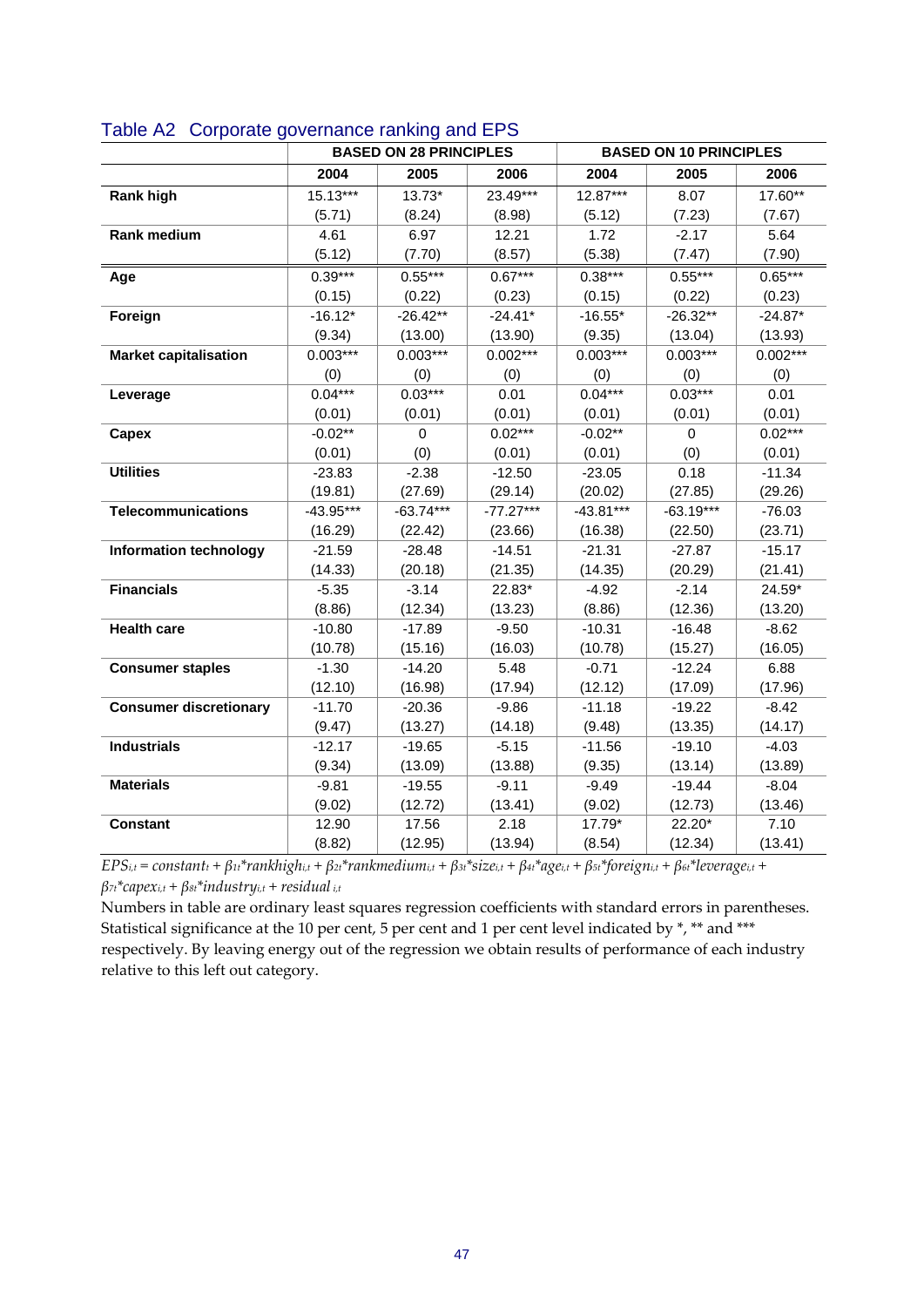## Table A2 Corporate governance ranking and EPS

| | BASED ON 28 PRINCIPLES | | | BASED ON 10 PRINCIPLES | | |
|---|---|---|---|---|---|---|
| | 2004 | 2005 | 2006 | 2004 | 2005 | 2006 |
| **Rank high** | 15.13*** | 13.73* | 23.49*** | 12.87*** | 8.07 | 17.60** |
| | (5.71) | (8.24) | (8.98) | (5.12) | (7.23) | (7.67) |
| **Rank medium** | 4.61 | 6.97 | 12.21 | 1.72 | -2.17 | 5.64 |
| | (5.12) | (7.70) | (8.57) | (5.38) | (7.47) | (7.90) |
| **Age** | 0.39*** | 0.55*** | 0.67*** | 0.38*** | 0.55*** | 0.65*** |
| | (0.15) | (0.22) | (0.23) | (0.15) | (0.22) | (0.23) |
| **Foreign** | -16.12* | -26.42** | -24.41* | -16.55* | -26.32** | -24.87* |
| | (9.34) | (13.00) | (13.90) | (9.35) | (13.04) | (13.93) |
| **Market capitalisation** | 0.003*** | 0.003*** | 0.002*** | 0.003*** | 0.003*** | 0.002*** |
| | (0) | (0) | (0) | (0) | (0) | (0) |
| **Leverage** | 0.04*** | 0.03*** | 0.01 | 0.04*** | 0.03*** | 0.01 |
| | (0.01) | (0.01) | (0.01) | (0.01) | (0.01) | (0.01) |
| **Capex** | -0.02** | 0 | 0.02*** | -0.02** | 0 | 0.02*** |
| | (0.01) | (0) | (0.01) | (0.01) | (0) | (0.01) |
| **Utilities** | -23.83 | -2.38 | -12.50 | -23.05 | 0.18 | -11.34 |
| | (19.81) | (27.69) | (29.14) | (20.02) | (27.85) | (29.26) |
| **Telecommunications** | -43.95*** | -63.74*** | -77.27*** | -43.81*** | -63.19*** | -76.03 |
| | (16.29) | (22.42) | (23.66) | (16.38) | (22.50) | (23.71) |
| **Information technology** | -21.59 | -28.48 | -14.51 | -21.31 | -27.87 | -15.17 |
| | (14.33) | (20.18) | (21.35) | (14.35) | (20.29) | (21.41) |
| **Financials** | -5.35 | -3.14 | 22.83* | -4.92 | -2.14 | 24.59* |
| | (8.86) | (12.34) | (13.23) | (8.86) | (12.36) | (13.20) |
| **Health care** | -10.80 | -17.89 | -9.50 | -10.31 | -16.48 | -8.62 |
| | (10.78) | (15.16) | (16.03) | (10.78) | (15.27) | (16.05) |
| **Consumer staples** | -1.30 | -14.20 | 5.48 | -0.71 | -12.24 | 6.88 |
| | (12.10) | (16.98) | (17.94) | (12.12) | (17.09) | (17.96) |
| **Consumer discretionary** | -11.70 | -20.36 | -9.86 | -11.18 | -19.22 | -8.42 |
| | (9.47) | (13.27) | (14.18) | (9.48) | (13.35) | (14.17) |
| **Industrials** | -12.17 | -19.65 | -5.15 | -11.56 | -19.10 | -4.03 |
| | (9.34) | (13.09) | (13.88) | (9.35) | (13.14) | (13.89) |
| **Materials** | -9.81 | -19.55 | -9.11 | -9.49 | -19.44 | -8.04 |
| | (9.02) | (12.72) | (13.41) | (9.02) | (12.73) | (13.46) |
| **Constant** | 12.90 | 17.56 | 2.18 | 17.79* | 22.20* | 7.10 |
| | (8.82) | (12.95) | (13.94) | (8.54) | (12.34) | (13.41) |

$EPS_{i,t} = constant_t + \beta_{1t}{*}rankhigh_{i,t} + \beta_{2t}{*}rankmedium_{i,t} + \beta_{3t}{*}size_{i,t} + \beta_{4t}{*}age_{i,t} + \beta_{5t}{*}foreign_{i,t} + \beta_{6t}{*}leverage_{i,t} + \beta_{7t}{*}capex_{i,t} + \beta_{8t}{*}industry_{i,t} + residual_{i,t}$

Numbers in table are ordinary least squares regression coefficients with standard errors in parentheses. Statistical significance at the 10 per cent, 5 per cent and 1 per cent level indicated by *, ** and *** respectively. By leaving energy out of the regression we obtain results of performance of each industry relative to this left out category.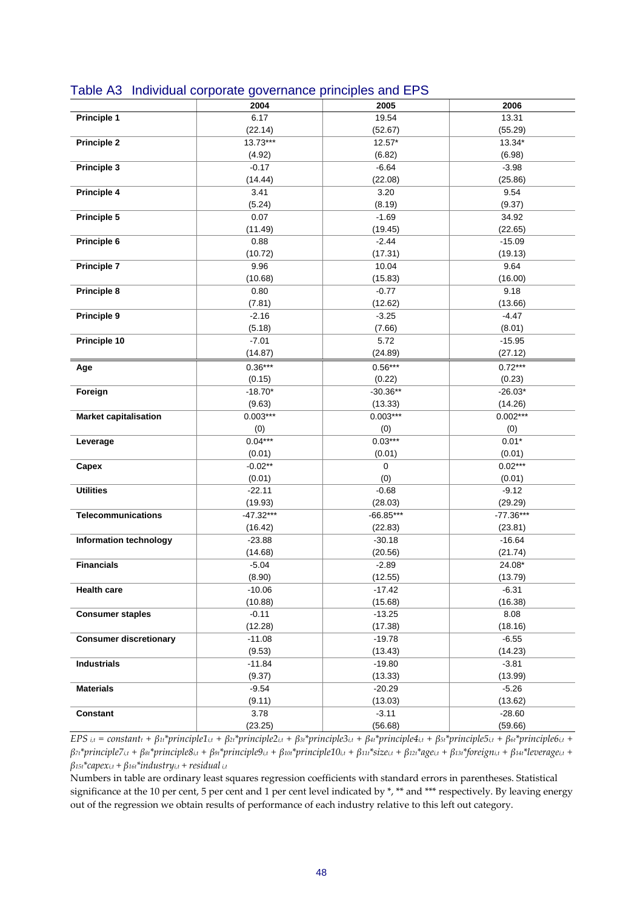## Table A3 Individual corporate governance principles and EPS

| | 2004 | 2005 | 2006 |
|---|---|---|---|
| **Principle 1** | 6.17 | 19.54 | 13.31 |
| | (22.14) | (52.67) | (55.29) |
| **Principle 2** | 13.73*** | 12.57* | 13.34* |
| | (4.92) | (6.82) | (6.98) |
| **Principle 3** | -0.17 | -6.64 | -3.98 |
| | (14.44) | (22.08) | (25.86) |
| **Principle 4** | 3.41 | 3.20 | 9.54 |
| | (5.24) | (8.19) | (9.37) |
| **Principle 5** | 0.07 | -1.69 | 34.92 |
| | (11.49) | (19.45) | (22.65) |
| **Principle 6** | 0.88 | -2.44 | -15.09 |
| | (10.72) | (17.31) | (19.13) |
| **Principle 7** | 9.96 | 10.04 | 9.64 |
| | (10.68) | (15.83) | (16.00) |
| **Principle 8** | 0.80 | -0.77 | 9.18 |
| | (7.81) | (12.62) | (13.66) |
| **Principle 9** | -2.16 | -3.25 | -4.47 |
| | (5.18) | (7.66) | (8.01) |
| **Principle 10** | -7.01 | 5.72 | -15.95 |
| | (14.87) | (24.89) | (27.12) |
| **Age** | 0.36*** | 0.56*** | 0.72*** |
| | (0.15) | (0.22) | (0.23) |
| **Foreign** | -18.70* | -30.36** | -26.03* |
| | (9.63) | (13.33) | (14.26) |
| **Market capitalisation** | 0.003*** | 0.003*** | 0.002*** |
| | (0) | (0) | (0) |
| **Leverage** | 0.04*** | 0.03*** | 0.01* |
| | (0.01) | (0.01) | (0.01) |
| **Capex** | -0.02** | 0 | 0.02*** |
| | (0.01) | (0) | (0.01) |
| **Utilities** | -22.11 | -0.68 | -9.12 |
| | (19.93) | (28.03) | (29.29) |
| **Telecommunications** | -47.32*** | -66.85*** | -77.36*** |
| | (16.42) | (22.83) | (23.81) |
| **Information technology** | -23.88 | -30.18 | -16.64 |
| | (14.68) | (20.56) | (21.74) |
| **Financials** | -5.04 | -2.89 | 24.08* |
| | (8.90) | (12.55) | (13.79) |
| **Health care** | -10.06 | -17.42 | -6.31 |
| | (10.88) | (15.68) | (16.38) |
| **Consumer staples** | -0.11 | -13.25 | 8.08 |
| | (12.28) | (17.38) | (18.16) |
| **Consumer discretionary** | -11.08 | -19.78 | -6.55 |
| | (9.53) | (13.43) | (14.23) |
| **Industrials** | -11.84 | -19.80 | -3.81 |
| | (9.37) | (13.33) | (13.99) |
| **Materials** | -9.54 | -20.29 | -5.26 |
| | (9.11) | (13.03) | (13.62) |
| **Constant** | 3.78 | -3.11 | -28.60 |
| | (23.25) | (56.68) | (59.66) |

$EPS_{i,t} = constant_t + \beta_{1t}*principle1_{i,t} + \beta_{2t}*principle2_{i,t} + \beta_{3t}*principle3_{i,t} + \beta_{4t}*principle4_{i,t} + \beta_{5t}*principle5_{i,t} + \beta_{6t}*principle6_{i,t} + \beta_{7t}*principle7_{i,t} + \beta_{8t}*principle8_{i,t} + \beta_{9t}*principle9_{i,t} + \beta_{10t}*principle10_{i,t} + \beta_{11t}*size_{i,t} + \beta_{12t}*age_{i,t} + \beta_{13t}*foreign_{i,t} + \beta_{14t}*leverage_{i,t} + \beta_{15t}*capex_{i,t} + \beta_{16t}*industry_{i,t} + residual_{i,t}$

Numbers in table are ordinary least squares regression coefficients with standard errors in parentheses. Statistical significance at the 10 per cent, 5 per cent and 1 per cent level indicated by *, ** and *** respectively. By leaving energy out of the regression we obtain results of performance of each industry relative to this left out category.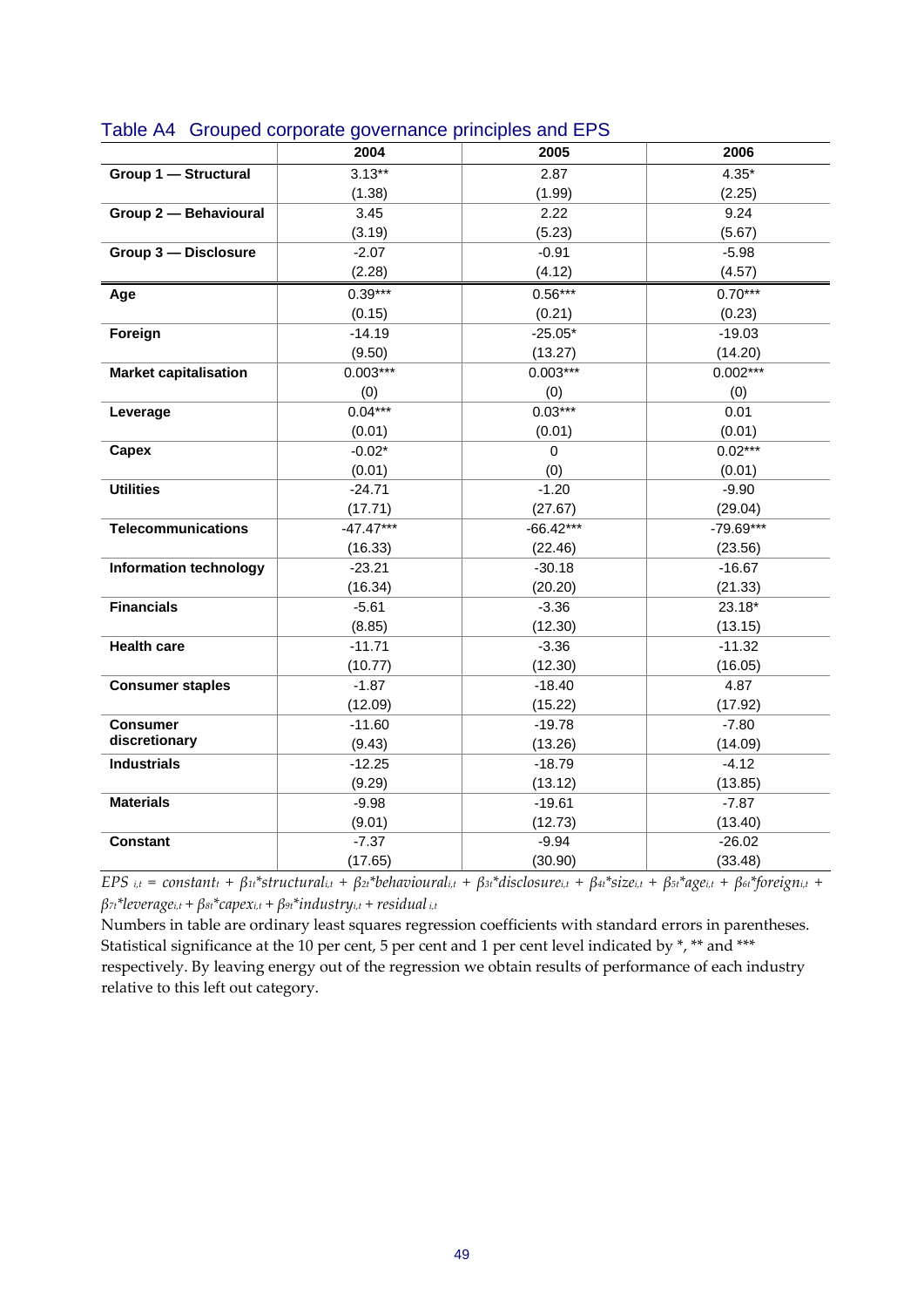## Table A4 Grouped corporate governance principles and EPS

| | 2004 | 2005 | 2006 |
|---|---|---|---|
| **Group 1 — Structural** | 3.13** | 2.87 | 4.35* |
| | (1.38) | (1.99) | (2.25) |
| **Group 2 — Behavioural** | 3.45 | 2.22 | 9.24 |
| | (3.19) | (5.23) | (5.67) |
| **Group 3 — Disclosure** | -2.07 | -0.91 | -5.98 |
| | (2.28) | (4.12) | (4.57) |
| **Age** | 0.39*** | 0.56*** | 0.70*** |
| | (0.15) | (0.21) | (0.23) |
| **Foreign** | -14.19 | -25.05* | -19.03 |
| | (9.50) | (13.27) | (14.20) |
| **Market capitalisation** | 0.003*** | 0.003*** | 0.002*** |
| | (0) | (0) | (0) |
| **Leverage** | 0.04*** | 0.03*** | 0.01 |
| | (0.01) | (0.01) | (0.01) |
| **Capex** | -0.02* | 0 | 0.02*** |
| | (0.01) | (0) | (0.01) |
| **Utilities** | -24.71 | -1.20 | -9.90 |
| | (17.71) | (27.67) | (29.04) |
| **Telecommunications** | -47.47*** | -66.42*** | -79.69*** |
| | (16.33) | (22.46) | (23.56) |
| **Information technology** | -23.21 | -30.18 | -16.67 |
| | (16.34) | (20.20) | (21.33) |
| **Financials** | -5.61 | -3.36 | 23.18* |
| | (8.85) | (12.30) | (13.15) |
| **Health care** | -11.71 | -3.36 | -11.32 |
| | (10.77) | (12.30) | (16.05) |
| **Consumer staples** | -1.87 | -18.40 | 4.87 |
| | (12.09) | (15.22) | (17.92) |
| **Consumer discretionary** | -11.60 | -19.78 | -7.80 |
| | (9.43) | (13.26) | (14.09) |
| **Industrials** | -12.25 | -18.79 | -4.12 |
| | (9.29) | (13.12) | (13.85) |
| **Materials** | -9.98 | -19.61 | -7.87 |
| | (9.01) | (12.73) | (13.40) |
| **Constant** | -7.37 | -9.94 | -26.02 |
| | (17.65) | (30.90) | (33.48) |

$EPS_{i,t} = constant_t + \beta_{1t}*structural_{i,t} + \beta_{2t}*behavioural_{i,t} + \beta_{3t}*disclosure_{i,t} + \beta_{4t}*size_{i,t} + \beta_{5t}*age_{i,t} + \beta_{6t}*foreign_{i,t} + \beta_{7t}*leverage_{i,t} + \beta_{8t}*capex_{i,t} + \beta_{9t}*industry_{i,t} + residual_{i,t}$

Numbers in table are ordinary least squares regression coefficients with standard errors in parentheses. Statistical significance at the 10 per cent, 5 per cent and 1 per cent level indicated by *, ** and *** respectively. By leaving energy out of the regression we obtain results of performance of each industry relative to this left out category.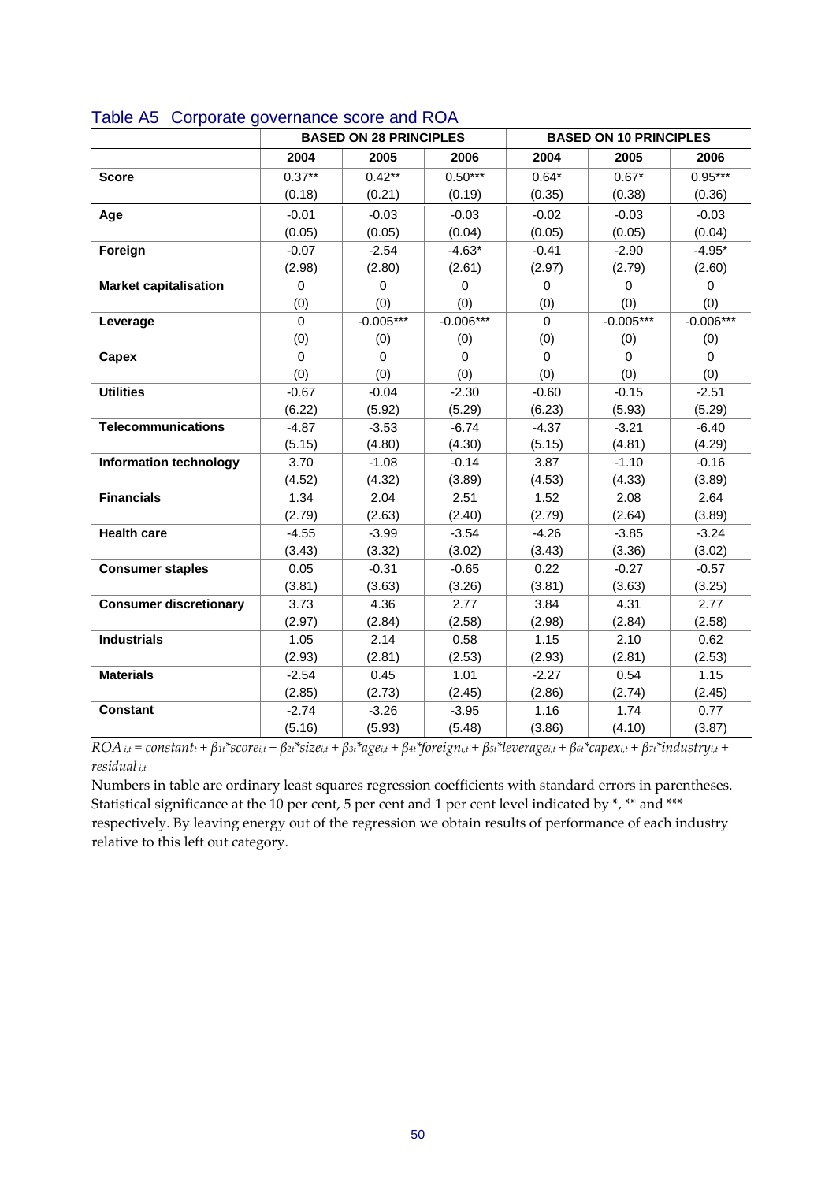## Table A5 Corporate governance score and ROA

| | BASED ON 28 PRINCIPLES | | | BASED ON 10 PRINCIPLES | | |
|---|---|---|---|---|---|---|
| | 2004 | 2005 | 2006 | 2004 | 2005 | 2006 |
| **Score** | 0.37** | 0.42** | 0.50*** | 0.64* | 0.67* | 0.95*** |
| | (0.18) | (0.21) | (0.19) | (0.35) | (0.38) | (0.36) |
| **Age** | -0.01 | -0.03 | -0.03 | -0.02 | -0.03 | -0.03 |
| | (0.05) | (0.05) | (0.04) | (0.05) | (0.05) | (0.04) |
| **Foreign** | -0.07 | -2.54 | -4.63* | -0.41 | -2.90 | -4.95* |
| | (2.98) | (2.80) | (2.61) | (2.97) | (2.79) | (2.60) |
| **Market capitalisation** | 0 | 0 | 0 | 0 | 0 | 0 |
| | (0) | (0) | (0) | (0) | (0) | (0) |
| **Leverage** | 0 | -0.005*** | -0.006*** | 0 | -0.005*** | -0.006*** |
| | (0) | (0) | (0) | (0) | (0) | (0) |
| **Capex** | 0 | 0 | 0 | 0 | 0 | 0 |
| | (0) | (0) | (0) | (0) | (0) | (0) |
| **Utilities** | -0.67 | -0.04 | -2.30 | -0.60 | -0.15 | -2.51 |
| | (6.22) | (5.92) | (5.29) | (6.23) | (5.93) | (5.29) |
| **Telecommunications** | -4.87 | -3.53 | -6.74 | -4.37 | -3.21 | -6.40 |
| | (5.15) | (4.80) | (4.30) | (5.15) | (4.81) | (4.29) |
| **Information technology** | 3.70 | -1.08 | -0.14 | 3.87 | -1.10 | -0.16 |
| | (4.52) | (4.32) | (3.89) | (4.53) | (4.33) | (3.89) |
| **Financials** | 1.34 | 2.04 | 2.51 | 1.52 | 2.08 | 2.64 |
| | (2.79) | (2.63) | (2.40) | (2.79) | (2.64) | (3.89) |
| **Health care** | -4.55 | -3.99 | -3.54 | -4.26 | -3.85 | -3.24 |
| | (3.43) | (3.32) | (3.02) | (3.43) | (3.36) | (3.02) |
| **Consumer staples** | 0.05 | -0.31 | -0.65 | 0.22 | -0.27 | -0.57 |
| | (3.81) | (3.63) | (3.26) | (3.81) | (3.63) | (3.25) |
| **Consumer discretionary** | 3.73 | 4.36 | 2.77 | 3.84 | 4.31 | 2.77 |
| | (2.97) | (2.84) | (2.58) | (2.98) | (2.84) | (2.58) |
| **Industrials** | 1.05 | 2.14 | 0.58 | 1.15 | 2.10 | 0.62 |
| | (2.93) | (2.81) | (2.53) | (2.93) | (2.81) | (2.53) |
| **Materials** | -2.54 | 0.45 | 1.01 | -2.27 | 0.54 | 1.15 |
| | (2.85) | (2.73) | (2.45) | (2.86) | (2.74) | (2.45) |
| **Constant** | -2.74 | -3.26 | -3.95 | 1.16 | 1.74 | 0.77 |
| | (5.16) | (5.93) | (5.48) | (3.86) | (4.10) | (3.87) |

$ROA_{i,t} = constant_t + \beta_{1t}*score_{i,t} + \beta_{2t}*size_{i,t} + \beta_{3t}*age_{i,t} + \beta_{4t}*foreign_{i,t} + \beta_{5t}*leverage_{i,t} + \beta_{6t}*capex_{i,t} + \beta_{7t}*industry_{i,t} + residual_{i,t}$

Numbers in table are ordinary least squares regression coefficients with standard errors in parentheses. Statistical significance at the 10 per cent, 5 per cent and 1 per cent level indicated by *, ** and *** respectively. By leaving energy out of the regression we obtain results of performance of each industry relative to this left out category.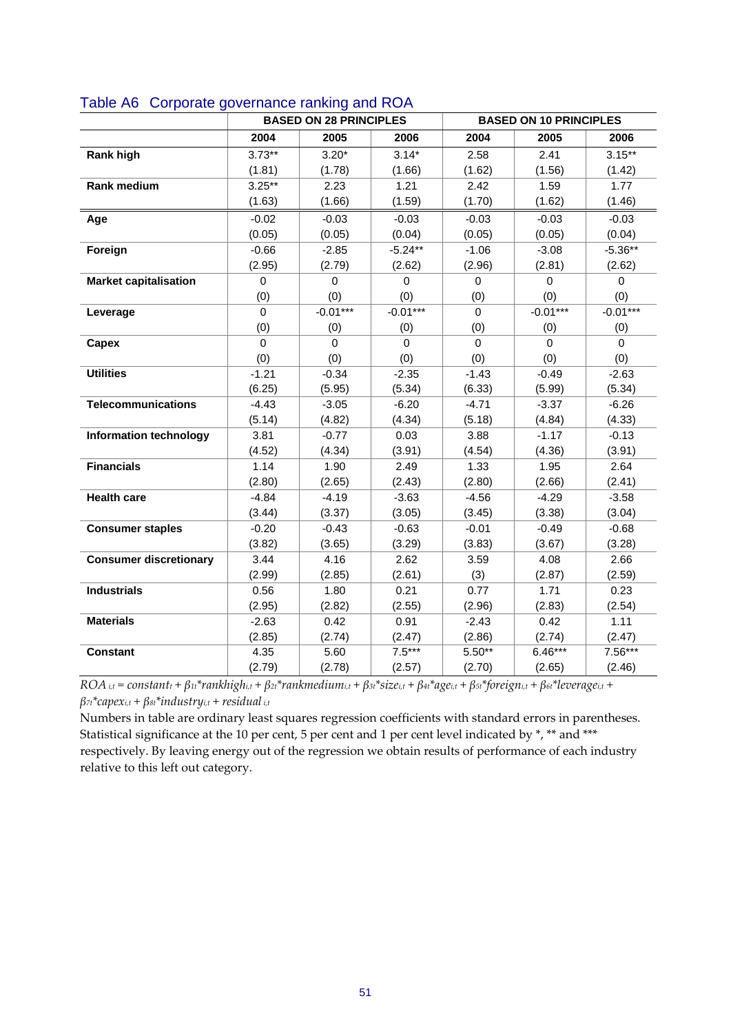## Table A6 Corporate governance ranking and ROA

| | BASED ON 28 PRINCIPLES | | | BASED ON 10 PRINCIPLES | | |
|---|---|---|---|---|---|---|
| | 2004 | 2005 | 2006 | 2004 | 2005 | 2006 |
| **Rank high** | 3.73** | 3.20* | 3.14* | 2.58 | 2.41 | 3.15** |
| | (1.81) | (1.78) | (1.66) | (1.62) | (1.56) | (1.42) |
| **Rank medium** | 3.25** | 2.23 | 1.21 | 2.42 | 1.59 | 1.77 |
| | (1.63) | (1.66) | (1.59) | (1.70) | (1.62) | (1.46) |
| **Age** | -0.02 | -0.03 | -0.03 | -0.03 | -0.03 | -0.03 |
| | (0.05) | (0.05) | (0.04) | (0.05) | (0.05) | (0.04) |
| **Foreign** | -0.66 | -2.85 | -5.24** | -1.06 | -3.08 | -5.36** |
| | (2.95) | (2.79) | (2.62) | (2.96) | (2.81) | (2.62) |
| **Market capitalisation** | 0 | 0 | 0 | 0 | 0 | 0 |
| | (0) | (0) | (0) | (0) | (0) | (0) |
| **Leverage** | 0 | -0.01*** | -0.01*** | 0 | -0.01*** | -0.01*** |
| | (0) | (0) | (0) | (0) | (0) | (0) |
| **Capex** | 0 | 0 | 0 | 0 | 0 | 0 |
| | (0) | (0) | (0) | (0) | (0) | (0) |
| **Utilities** | -1.21 | -0.34 | -2.35 | -1.43 | -0.49 | -2.63 |
| | (6.25) | (5.95) | (5.34) | (6.33) | (5.99) | (5.34) |
| **Telecommunications** | -4.43 | -3.05 | -6.20 | -4.71 | -3.37 | -6.26 |
| | (5.14) | (4.82) | (4.34) | (5.18) | (4.84) | (4.33) |
| **Information technology** | 3.81 | -0.77 | 0.03 | 3.88 | -1.17 | -0.13 |
| | (4.52) | (4.34) | (3.91) | (4.54) | (4.36) | (3.91) |
| **Financials** | 1.14 | 1.90 | 2.49 | 1.33 | 1.95 | 2.64 |
| | (2.80) | (2.65) | (2.43) | (2.80) | (2.66) | (2.41) |
| **Health care** | -4.84 | -4.19 | -3.63 | -4.56 | -4.29 | -3.58 |
| | (3.44) | (3.37) | (3.05) | (3.45) | (3.38) | (3.04) |
| **Consumer staples** | -0.20 | -0.43 | -0.63 | -0.01 | -0.49 | -0.68 |
| | (3.82) | (3.65) | (3.29) | (3.83) | (3.67) | (3.28) |
| **Consumer discretionary** | 3.44 | 4.16 | 2.62 | 3.59 | 4.08 | 2.66 |
| | (2.99) | (2.85) | (2.61) | (3) | (2.87) | (2.59) |
| **Industrials** | 0.56 | 1.80 | 0.21 | 0.77 | 1.71 | 0.23 |
| | (2.95) | (2.82) | (2.55) | (2.96) | (2.83) | (2.54) |
| **Materials** | -2.63 | 0.42 | 0.91 | -2.43 | 0.42 | 1.11 |
| | (2.85) | (2.74) | (2.47) | (2.86) | (2.74) | (2.47) |
| **Constant** | 4.35 | 5.60 | 7.5*** | 5.50** | 6.46*** | 7.56*** |
| | (2.79) | (2.78) | (2.57) | (2.70) | (2.65) | (2.46) |

$ROA_{i,t} = constant_t + \beta_{1t}*rankhigh_{i,t} + \beta_{2t}*rankmedium_{i,t} + \beta_{3t}*size_{i,t} + \beta_{4t}*age_{i,t} + \beta_{5t}*foreign_{i,t} + \beta_{6t}*leverage_{i,t} + \beta_{7t}*capex_{i,t} + \beta_{8t}*industry_{i,t} + residual_{i,t}$

Numbers in table are ordinary least squares regression coefficients with standard errors in parentheses. Statistical significance at the 10 per cent, 5 per cent and 1 per cent level indicated by *, ** and *** respectively. By leaving energy out of the regression we obtain results of performance of each industry relative to this left out category.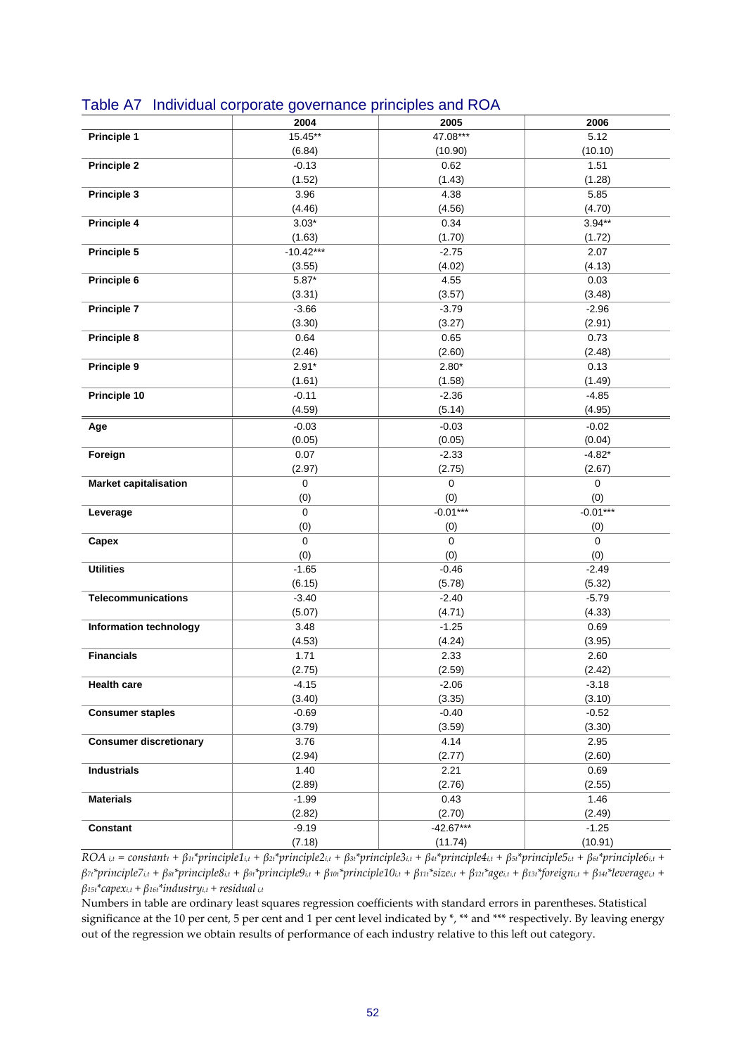## Table A7 Individual corporate governance principles and ROA

| | 2004 | 2005 | 2006 |
|---|---|---|---|
| **Principle 1** | 15.45** | 47.08*** | 5.12 |
| | (6.84) | (10.90) | (10.10) |
| **Principle 2** | -0.13 | 0.62 | 1.51 |
| | (1.52) | (1.43) | (1.28) |
| **Principle 3** | 3.96 | 4.38 | 5.85 |
| | (4.46) | (4.56) | (4.70) |
| **Principle 4** | 3.03* | 0.34 | 3.94** |
| | (1.63) | (1.70) | (1.72) |
| **Principle 5** | -10.42*** | -2.75 | 2.07 |
| | (3.55) | (4.02) | (4.13) |
| **Principle 6** | 5.87* | 4.55 | 0.03 |
| | (3.31) | (3.57) | (3.48) |
| **Principle 7** | -3.66 | -3.79 | -2.96 |
| | (3.30) | (3.27) | (2.91) |
| **Principle 8** | 0.64 | 0.65 | 0.73 |
| | (2.46) | (2.60) | (2.48) |
| **Principle 9** | 2.91* | 2.80* | 0.13 |
| | (1.61) | (1.58) | (1.49) |
| **Principle 10** | -0.11 | -2.36 | -4.85 |
| | (4.59) | (5.14) | (4.95) |
| **Age** | -0.03 | -0.03 | -0.02 |
| | (0.05) | (0.05) | (0.04) |
| **Foreign** | 0.07 | -2.33 | -4.82* |
| | (2.97) | (2.75) | (2.67) |
| **Market capitalisation** | 0 | 0 | 0 |
| | (0) | (0) | (0) |
| **Leverage** | 0 | -0.01*** | -0.01*** |
| | (0) | (0) | (0) |
| **Capex** | 0 | 0 | 0 |
| | (0) | (0) | (0) |
| **Utilities** | -1.65 | -0.46 | -2.49 |
| | (6.15) | (5.78) | (5.32) |
| **Telecommunications** | -3.40 | -2.40 | -5.79 |
| | (5.07) | (4.71) | (4.33) |
| **Information technology** | 3.48 | -1.25 | 0.69 |
| | (4.53) | (4.24) | (3.95) |
| **Financials** | 1.71 | 2.33 | 2.60 |
| | (2.75) | (2.59) | (2.42) |
| **Health care** | -4.15 | -2.06 | -3.18 |
| | (3.40) | (3.35) | (3.10) |
| **Consumer staples** | -0.69 | -0.40 | -0.52 |
| | (3.79) | (3.59) | (3.30) |
| **Consumer discretionary** | 3.76 | 4.14 | 2.95 |
| | (2.94) | (2.77) | (2.60) |
| **Industrials** | 1.40 | 2.21 | 0.69 |
| | (2.89) | (2.76) | (2.55) |
| **Materials** | -1.99 | 0.43 | 1.46 |
| | (2.82) | (2.70) | (2.49) |
| **Constant** | -9.19 | -42.67*** | -1.25 |
| | (7.18) | (11.74) | (10.91) |

$ROA_{i,t} = constant_t + \beta_{1t}{*}principle1_{i,t} + \beta_{2t}{*}principle2_{i,t} + \beta_{3t}{*}principle3_{i,t} + \beta_{4t}{*}principle4_{i,t} + \beta_{5t}{*}principle5_{i,t} + \beta_{6t}{*}principle6_{i,t} + \beta_{7t}{*}principle7_{i,t} + \beta_{8t}{*}principle8_{i,t} + \beta_{9t}{*}principle9_{i,t} + \beta_{10t}{*}principle10_{i,t} + \beta_{11t}{*}size_{i,t} + \beta_{12t}{*}age_{i,t} + \beta_{13t}{*}foreign_{i,t} + \beta_{14t}{*}leverage_{i,t} + \beta_{15t}{*}capex_{i,t} + \beta_{16t}{*}industry_{i,t} + residual_{i,t}$

Numbers in table are ordinary least squares regression coefficients with standard errors in parentheses. Statistical significance at the 10 per cent, 5 per cent and 1 per cent level indicated by *, ** and *** respectively. By leaving energy out of the regression we obtain results of performance of each industry relative to this left out category.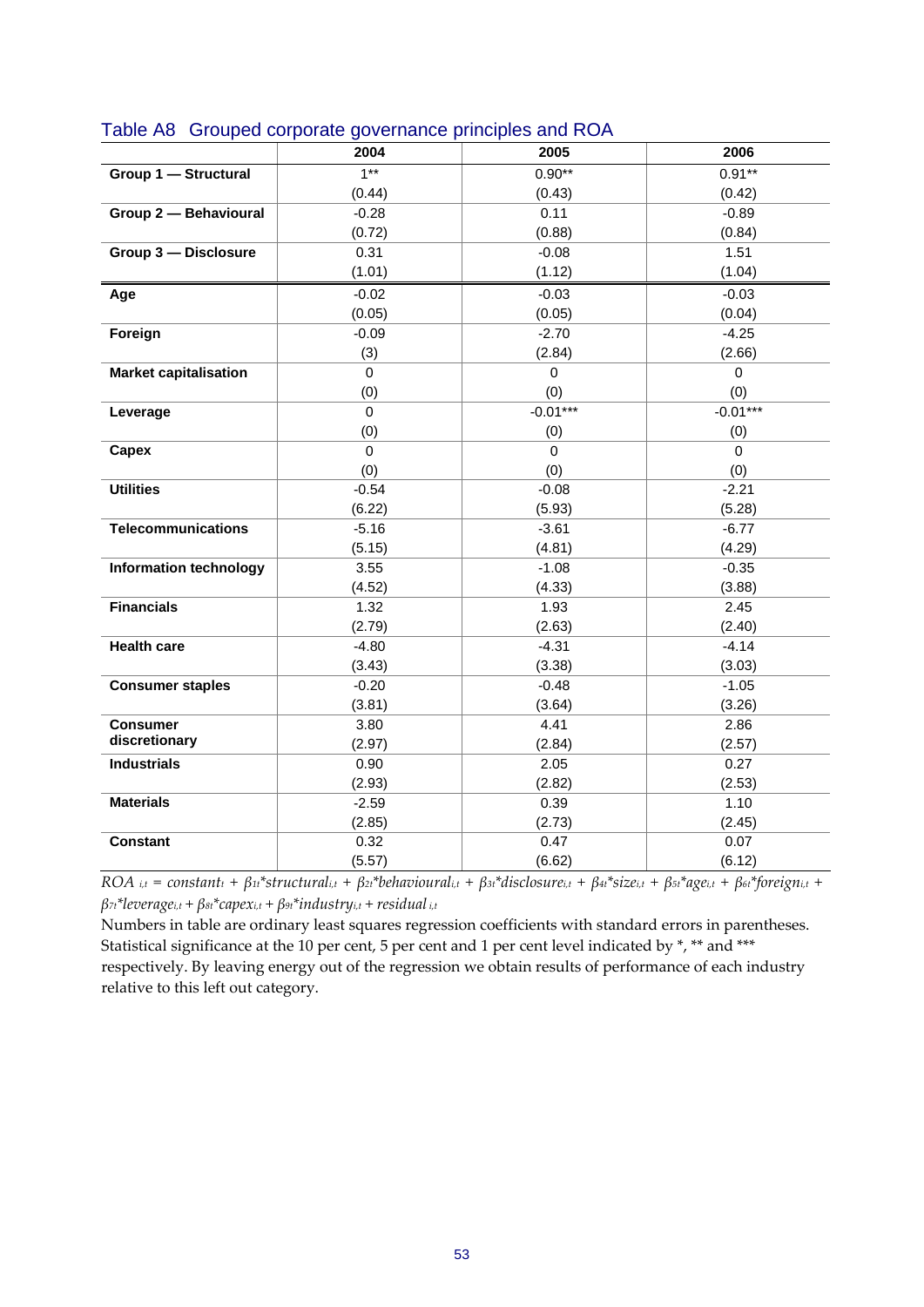## Table A8 Grouped corporate governance principles and ROA

| | 2004 | 2005 | 2006 |
|---|---|---|---|
| **Group 1 — Structural** | 1** | 0.90** | 0.91** |
| | (0.44) | (0.43) | (0.42) |
| **Group 2 — Behavioural** | -0.28 | 0.11 | -0.89 |
| | (0.72) | (0.88) | (0.84) |
| **Group 3 — Disclosure** | 0.31 | -0.08 | 1.51 |
| | (1.01) | (1.12) | (1.04) |
| **Age** | -0.02 | -0.03 | -0.03 |
| | (0.05) | (0.05) | (0.04) |
| **Foreign** | -0.09 | -2.70 | -4.25 |
| | (3) | (2.84) | (2.66) |
| **Market capitalisation** | 0 | 0 | 0 |
| | (0) | (0) | (0) |
| **Leverage** | 0 | -0.01*** | -0.01*** |
| | (0) | (0) | (0) |
| **Capex** | 0 | 0 | 0 |
| | (0) | (0) | (0) |
| **Utilities** | -0.54 | -0.08 | -2.21 |
| | (6.22) | (5.93) | (5.28) |
| **Telecommunications** | -5.16 | -3.61 | -6.77 |
| | (5.15) | (4.81) | (4.29) |
| **Information technology** | 3.55 | -1.08 | -0.35 |
| | (4.52) | (4.33) | (3.88) |
| **Financials** | 1.32 | 1.93 | 2.45 |
| | (2.79) | (2.63) | (2.40) |
| **Health care** | -4.80 | -4.31 | -4.14 |
| | (3.43) | (3.38) | (3.03) |
| **Consumer staples** | -0.20 | -0.48 | -1.05 |
| | (3.81) | (3.64) | (3.26) |
| **Consumer discretionary** | 3.80 | 4.41 | 2.86 |
| | (2.97) | (2.84) | (2.57) |
| **Industrials** | 0.90 | 2.05 | 0.27 |
| | (2.93) | (2.82) | (2.53) |
| **Materials** | -2.59 | 0.39 | 1.10 |
| | (2.85) | (2.73) | (2.45) |
| **Constant** | 0.32 | 0.47 | 0.07 |
| | (5.57) | (6.62) | (6.12) |

$ROA_{i,t} = constant_t + \beta_{1t}{*}structural_{i,t} + \beta_{2t}{*}behavioural_{i,t} + \beta_{3t}{*}disclosure_{i,t} + \beta_{4t}{*}size_{i,t} + \beta_{5t}{*}age_{i,t} + \beta_{6t}{*}foreign_{i,t} + \beta_{7t}{*}leverage_{i,t} + \beta_{8t}{*}capex_{i,t} + \beta_{9t}{*}industry_{i,t} + residual_{i,t}$

Numbers in table are ordinary least squares regression coefficients with standard errors in parentheses. Statistical significance at the 10 per cent, 5 per cent and 1 per cent level indicated by *, ** and *** respectively. By leaving energy out of the regression we obtain results of performance of each industry relative to this left out category.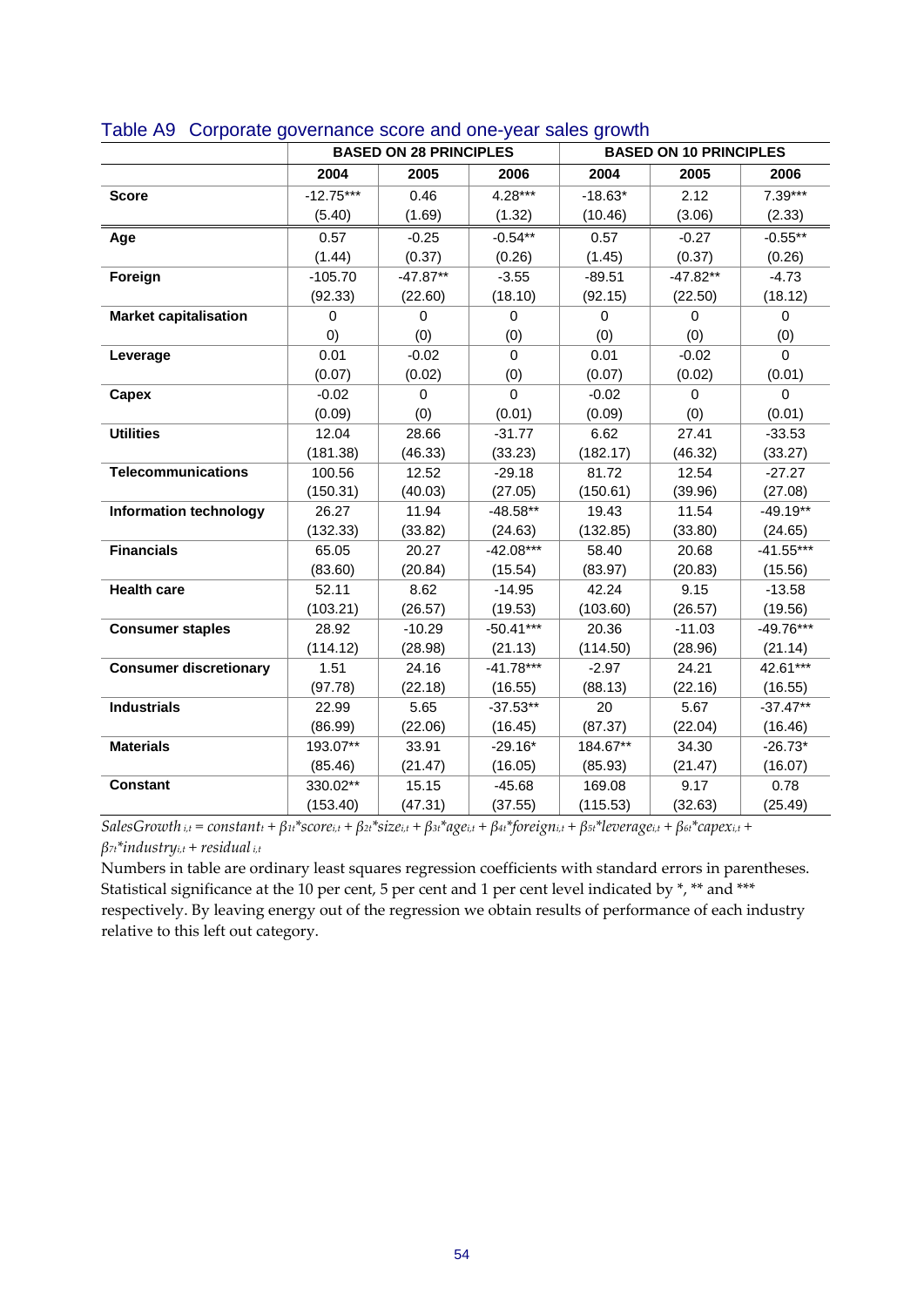## Table A9 Corporate governance score and one-year sales growth

| | BASED ON 28 PRINCIPLES | | | BASED ON 10 PRINCIPLES | | |
|---|---|---|---|---|---|---|
| | 2004 | 2005 | 2006 | 2004 | 2005 | 2006 |
| **Score** | -12.75*** | 0.46 | 4.28*** | -18.63* | 2.12 | 7.39*** |
| | (5.40) | (1.69) | (1.32) | (10.46) | (3.06) | (2.33) |
| **Age** | 0.57 | -0.25 | -0.54** | 0.57 | -0.27 | -0.55** |
| | (1.44) | (0.37) | (0.26) | (1.45) | (0.37) | (0.26) |
| **Foreign** | -105.70 | -47.87** | -3.55 | -89.51 | -47.82** | -4.73 |
| | (92.33) | (22.60) | (18.10) | (92.15) | (22.50) | (18.12) |
| **Market capitalisation** | 0 | 0 | 0 | 0 | 0 | 0 |
| | 0) | (0) | (0) | (0) | (0) | (0) |
| **Leverage** | 0.01 | -0.02 | 0 | 0.01 | -0.02 | 0 |
| | (0.07) | (0.02) | (0) | (0.07) | (0.02) | (0.01) |
| **Capex** | -0.02 | 0 | 0 | -0.02 | 0 | 0 |
| | (0.09) | (0) | (0.01) | (0.09) | (0) | (0.01) |
| **Utilities** | 12.04 | 28.66 | -31.77 | 6.62 | 27.41 | -33.53 |
| | (181.38) | (46.33) | (33.23) | (182.17) | (46.32) | (33.27) |
| **Telecommunications** | 100.56 | 12.52 | -29.18 | 81.72 | 12.54 | -27.27 |
| | (150.31) | (40.03) | (27.05) | (150.61) | (39.96) | (27.08) |
| **Information technology** | 26.27 | 11.94 | -48.58** | 19.43 | 11.54 | -49.19** |
| | (132.33) | (33.82) | (24.63) | (132.85) | (33.80) | (24.65) |
| **Financials** | 65.05 | 20.27 | -42.08*** | 58.40 | 20.68 | -41.55*** |
| | (83.60) | (20.84) | (15.54) | (83.97) | (20.83) | (15.56) |
| **Health care** | 52.11 | 8.62 | -14.95 | 42.24 | 9.15 | -13.58 |
| | (103.21) | (26.57) | (19.53) | (103.60) | (26.57) | (19.56) |
| **Consumer staples** | 28.92 | -10.29 | -50.41*** | 20.36 | -11.03 | -49.76*** |
| | (114.12) | (28.98) | (21.13) | (114.50) | (28.96) | (21.14) |
| **Consumer discretionary** | 1.51 | 24.16 | -41.78*** | -2.97 | 24.21 | 42.61*** |
| | (97.78) | (22.18) | (16.55) | (88.13) | (22.16) | (16.55) |
| **Industrials** | 22.99 | 5.65 | -37.53** | 20 | 5.67 | -37.47** |
| | (86.99) | (22.06) | (16.45) | (87.37) | (22.04) | (16.46) |
| **Materials** | 193.07** | 33.91 | -29.16* | 184.67** | 34.30 | -26.73* |
| | (85.46) | (21.47) | (16.05) | (85.93) | (21.47) | (16.07) |
| **Constant** | 330.02** | 15.15 | -45.68 | 169.08 | 9.17 | 0.78 |
| | (153.40) | (47.31) | (37.55) | (115.53) | (32.63) | (25.49) |

$SalesGrowth_{i,t} = constant_t + \beta_{1t}{*}score_{i,t} + \beta_{2t}{*}size_{i,t} + \beta_{3t}{*}age_{i,t} + \beta_{4t}{*}foreign_{i,t} + \beta_{5t}{*}leverage_{i,t} + \beta_{6t}{*}capex_{i,t} + \beta_{7t}{*}industry_{i,t} + residual_{i,t}$

Numbers in table are ordinary least squares regression coefficients with standard errors in parentheses. Statistical significance at the 10 per cent, 5 per cent and 1 per cent level indicated by *, ** and *** respectively. By leaving energy out of the regression we obtain results of performance of each industry relative to this left out category.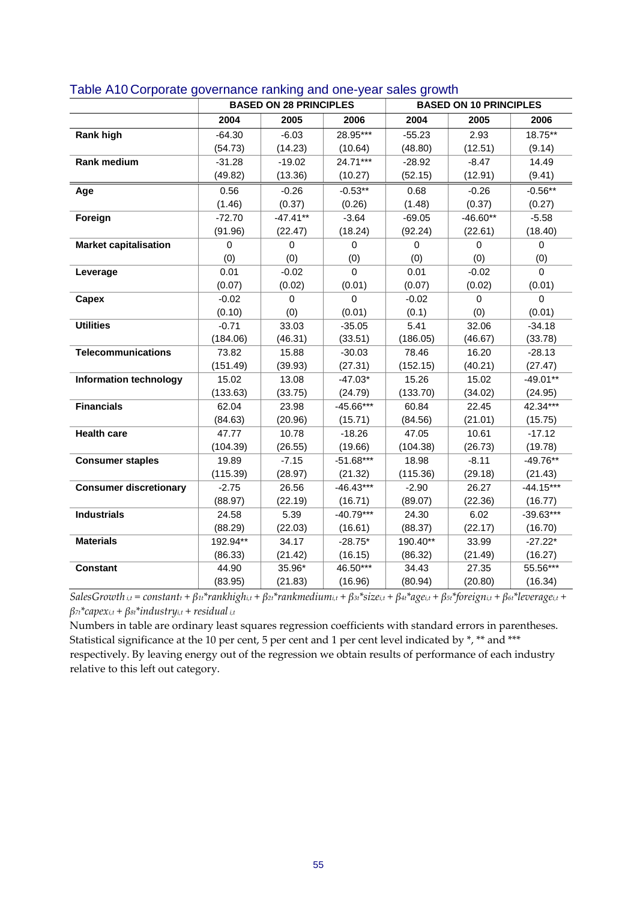## Table A10 Corporate governance ranking and one-year sales growth

| | BASED ON 28 PRINCIPLES | | | BASED ON 10 PRINCIPLES | | |
|---|---|---|---|---|---|---|
| | 2004 | 2005 | 2006 | 2004 | 2005 | 2006 |
| **Rank high** | -64.30 | -6.03 | 28.95*** | -55.23 | 2.93 | 18.75** |
| | (54.73) | (14.23) | (10.64) | (48.80) | (12.51) | (9.14) |
| **Rank medium** | -31.28 | -19.02 | 24.71*** | -28.92 | -8.47 | 14.49 |
| | (49.82) | (13.36) | (10.27) | (52.15) | (12.91) | (9.41) |
| **Age** | 0.56 | -0.26 | -0.53** | 0.68 | -0.26 | -0.56** |
| | (1.46) | (0.37) | (0.26) | (1.48) | (0.37) | (0.27) |
| **Foreign** | -72.70 | -47.41** | -3.64 | -69.05 | -46.60** | -5.58 |
| | (91.96) | (22.47) | (18.24) | (92.24) | (22.61) | (18.40) |
| **Market capitalisation** | 0 | 0 | 0 | 0 | 0 | 0 |
| | (0) | (0) | (0) | (0) | (0) | (0) |
| **Leverage** | 0.01 | -0.02 | 0 | 0.01 | -0.02 | 0 |
| | (0.07) | (0.02) | (0.01) | (0.07) | (0.02) | (0.01) |
| **Capex** | -0.02 | 0 | 0 | -0.02 | 0 | 0 |
| | (0.10) | (0) | (0.01) | (0.1) | (0) | (0.01) |
| **Utilities** | -0.71 | 33.03 | -35.05 | 5.41 | 32.06 | -34.18 |
| | (184.06) | (46.31) | (33.51) | (186.05) | (46.67) | (33.78) |
| **Telecommunications** | 73.82 | 15.88 | -30.03 | 78.46 | 16.20 | -28.13 |
| | (151.49) | (39.93) | (27.31) | (152.15) | (40.21) | (27.47) |
| **Information technology** | 15.02 | 13.08 | -47.03* | 15.26 | 15.02 | -49.01** |
| | (133.63) | (33.75) | (24.79) | (133.70) | (34.02) | (24.95) |
| **Financials** | 62.04 | 23.98 | -45.66*** | 60.84 | 22.45 | 42.34*** |
| | (84.63) | (20.96) | (15.71) | (84.56) | (21.01) | (15.75) |
| **Health care** | 47.77 | 10.78 | -18.26 | 47.05 | 10.61 | -17.12 |
| | (104.39) | (26.55) | (19.66) | (104.38) | (26.73) | (19.78) |
| **Consumer staples** | 19.89 | -7.15 | -51.68*** | 18.98 | -8.11 | -49.76** |
| | (115.39) | (28.97) | (21.32) | (115.36) | (29.18) | (21.43) |
| **Consumer discretionary** | -2.75 | 26.56 | -46.43*** | -2.90 | 26.27 | -44.15*** |
| | (88.97) | (22.19) | (16.71) | (89.07) | (22.36) | (16.77) |
| **Industrials** | 24.58 | 5.39 | -40.79*** | 24.30 | 6.02 | -39.63*** |
| | (88.29) | (22.03) | (16.61) | (88.37) | (22.17) | (16.70) |
| **Materials** | 192.94** | 34.17 | -28.75* | 190.40** | 33.99 | -27.22* |
| | (86.33) | (21.42) | (16.15) | (86.32) | (21.49) | (16.27) |
| **Constant** | 44.90 | 35.96* | 46.50*** | 34.43 | 27.35 | 55.56*** |
| | (83.95) | (21.83) | (16.96) | (80.94) | (20.80) | (16.34) |

$SalesGrowth_{i,t} = constant_t + \beta_{1t}{*}rankhigh_{i,t} + \beta_{2t}{*}rankmedium_{i,t} + \beta_{3t}{*}size_{i,t} + \beta_{4t}{*}age_{i,t} + \beta_{5t}{*}foreign_{i,t} + \beta_{6t}{*}leverage_{i,t} + \beta_{7t}{*}capex_{i,t} + \beta_{8t}{*}industry_{i,t} + residual_{i,t}$

Numbers in table are ordinary least squares regression coefficients with standard errors in parentheses. Statistical significance at the 10 per cent, 5 per cent and 1 per cent level indicated by *, ** and *** respectively. By leaving energy out of the regression we obtain results of performance of each industry relative to this left out category.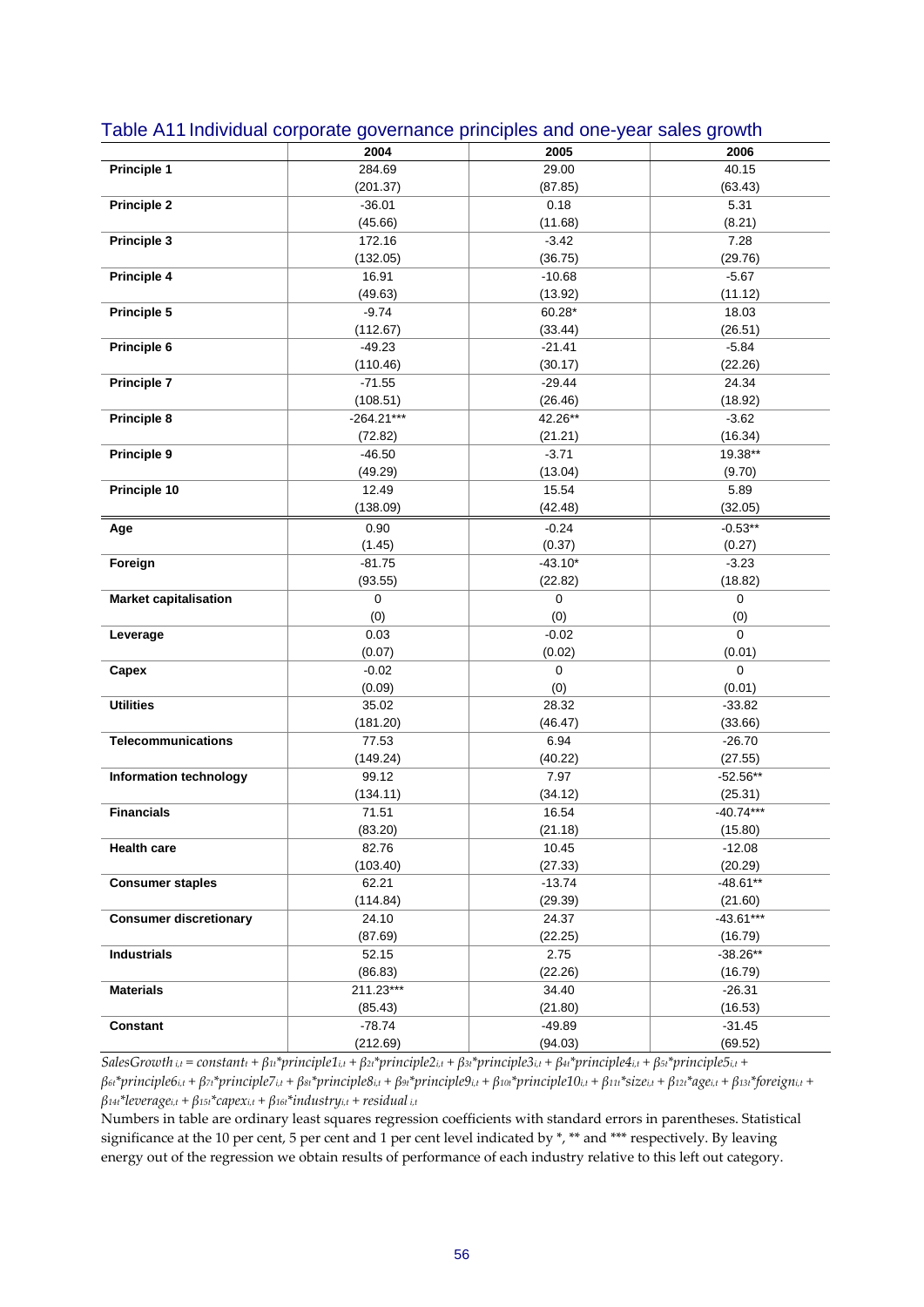## Table A11 Individual corporate governance principles and one-year sales growth

| | 2004 | 2005 | 2006 |
|---|---|---|---|
| **Principle 1** | 284.69 | 29.00 | 40.15 |
| | (201.37) | (87.85) | (63.43) |
| **Principle 2** | -36.01 | 0.18 | 5.31 |
| | (45.66) | (11.68) | (8.21) |
| **Principle 3** | 172.16 | -3.42 | 7.28 |
| | (132.05) | (36.75) | (29.76) |
| **Principle 4** | 16.91 | -10.68 | -5.67 |
| | (49.63) | (13.92) | (11.12) |
| **Principle 5** | -9.74 | 60.28* | 18.03 |
| | (112.67) | (33.44) | (26.51) |
| **Principle 6** | -49.23 | -21.41 | -5.84 |
| | (110.46) | (30.17) | (22.26) |
| **Principle 7** | -71.55 | -29.44 | 24.34 |
| | (108.51) | (26.46) | (18.92) |
| **Principle 8** | -264.21*** | 42.26** | -3.62 |
| | (72.82) | (21.21) | (16.34) |
| **Principle 9** | -46.50 | -3.71 | 19.38** |
| | (49.29) | (13.04) | (9.70) |
| **Principle 10** | 12.49 | 15.54 | 5.89 |
| | (138.09) | (42.48) | (32.05) |
| **Age** | 0.90 | -0.24 | -0.53** |
| | (1.45) | (0.37) | (0.27) |
| **Foreign** | -81.75 | -43.10* | -3.23 |
| | (93.55) | (22.82) | (18.82) |
| **Market capitalisation** | 0 | 0 | 0 |
| | (0) | (0) | (0) |
| **Leverage** | 0.03 | -0.02 | 0 |
| | (0.07) | (0.02) | (0.01) |
| **Capex** | -0.02 | 0 | 0 |
| | (0.09) | (0) | (0.01) |
| **Utilities** | 35.02 | 28.32 | -33.82 |
| | (181.20) | (46.47) | (33.66) |
| **Telecommunications** | 77.53 | 6.94 | -26.70 |
| | (149.24) | (40.22) | (27.55) |
| **Information technology** | 99.12 | 7.97 | -52.56** |
| | (134.11) | (34.12) | (25.31) |
| **Financials** | 71.51 | 16.54 | -40.74*** |
| | (83.20) | (21.18) | (15.80) |
| **Health care** | 82.76 | 10.45 | -12.08 |
| | (103.40) | (27.33) | (20.29) |
| **Consumer staples** | 62.21 | -13.74 | -48.61** |
| | (114.84) | (29.39) | (21.60) |
| **Consumer discretionary** | 24.10 | 24.37 | -43.61*** |
| | (87.69) | (22.25) | (16.79) |
| **Industrials** | 52.15 | 2.75 | -38.26** |
| | (86.83) | (22.26) | (16.79) |
| **Materials** | 211.23*** | 34.40 | -26.31 |
| | (85.43) | (21.80) | (16.53) |
| **Constant** | -78.74 | -49.89 | -31.45 |
| | (212.69) | (94.03) | (69.52) |

$SalesGrowth_{i,t} = constant_t + \beta_{1t}*principle1_{i,t} + \beta_{2t}*principle2_{i,t} + \beta_{3t}*principle3_{i,t} + \beta_{4t}*principle4_{i,t} + \beta_{5t}*principle5_{i,t} + \beta_{6t}*principle6_{i,t} + \beta_{7t}*principle7_{i,t} + \beta_{8t}*principle8_{i,t} + \beta_{9t}*principle9_{i,t} + \beta_{10t}*principle10_{i,t} + \beta_{11t}*size_{i,t} + \beta_{12t}*age_{i,t} + \beta_{13t}*foreign_{i,t} + \beta_{14t}*leverage_{i,t} + \beta_{15t}*capex_{i,t} + \beta_{16t}*industry_{i,t} + residual_{i,t}$

Numbers in table are ordinary least squares regression coefficients with standard errors in parentheses. Statistical significance at the 10 per cent, 5 per cent and 1 per cent level indicated by *, ** and *** respectively. By leaving energy out of the regression we obtain results of performance of each industry relative to this left out category.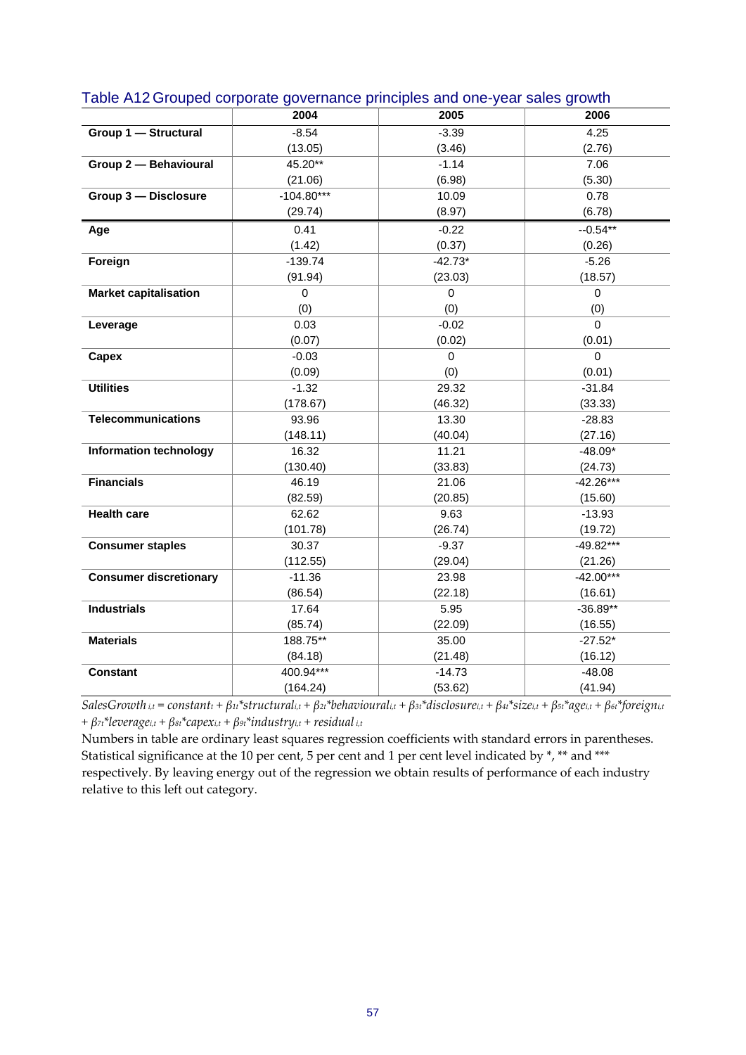## Table A12 Grouped corporate governance principles and one-year sales growth

| | 2004 | 2005 | 2006 |
|---|---|---|---|
| **Group 1 — Structural** | -8.54 | -3.39 | 4.25 |
| | (13.05) | (3.46) | (2.76) |
| **Group 2 — Behavioural** | 45.20** | -1.14 | 7.06 |
| | (21.06) | (6.98) | (5.30) |
| **Group 3 — Disclosure** | -104.80*** | 10.09 | 0.78 |
| | (29.74) | (8.97) | (6.78) |
| **Age** | 0.41 | -0.22 | --0.54** |
| | (1.42) | (0.37) | (0.26) |
| **Foreign** | -139.74 | -42.73* | -5.26 |
| | (91.94) | (23.03) | (18.57) |
| **Market capitalisation** | 0 | 0 | 0 |
| | (0) | (0) | (0) |
| **Leverage** | 0.03 | -0.02 | 0 |
| | (0.07) | (0.02) | (0.01) |
| **Capex** | -0.03 | 0 | 0 |
| | (0.09) | (0) | (0.01) |
| **Utilities** | -1.32 | 29.32 | -31.84 |
| | (178.67) | (46.32) | (33.33) |
| **Telecommunications** | 93.96 | 13.30 | -28.83 |
| | (148.11) | (40.04) | (27.16) |
| **Information technology** | 16.32 | 11.21 | -48.09* |
| | (130.40) | (33.83) | (24.73) |
| **Financials** | 46.19 | 21.06 | -42.26*** |
| | (82.59) | (20.85) | (15.60) |
| **Health care** | 62.62 | 9.63 | -13.93 |
| | (101.78) | (26.74) | (19.72) |
| **Consumer staples** | 30.37 | -9.37 | -49.82*** |
| | (112.55) | (29.04) | (21.26) |
| **Consumer discretionary** | -11.36 | 23.98 | -42.00*** |
| | (86.54) | (22.18) | (16.61) |
| **Industrials** | 17.64 | 5.95 | -36.89** |
| | (85.74) | (22.09) | (16.55) |
| **Materials** | 188.75** | 35.00 | -27.52* |
| | (84.18) | (21.48) | (16.12) |
| **Constant** | 400.94*** | -14.73 | -48.08 |
| | (164.24) | (53.62) | (41.94) |

$SalesGrowth_{i,t} = constant_t + \beta_{1t}*structural_{i,t} + \beta_{2t}*behavioural_{i,t} + \beta_{3t}*disclosure_{i,t} + \beta_{4t}*size_{i,t} + \beta_{5t}*age_{i,t} + \beta_{6t}*foreign_{i,t} + \beta_{7t}*leverage_{i,t} + \beta_{8t}*capex_{i,t} + \beta_{9t}*industry_{i,t} + residual_{i,t}$

Numbers in table are ordinary least squares regression coefficients with standard errors in parentheses. Statistical significance at the 10 per cent, 5 per cent and 1 per cent level indicated by *, ** and *** respectively. By leaving energy out of the regression we obtain results of performance of each industry relative to this left out category.